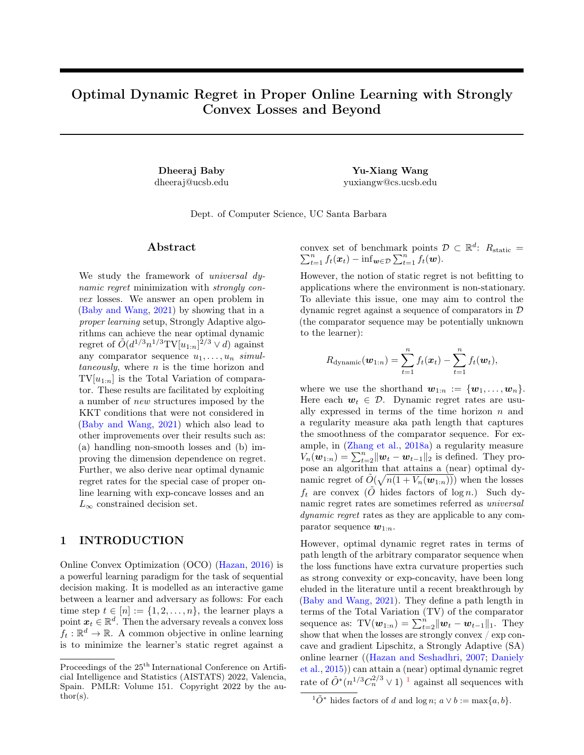# Optimal Dynamic Regret in Proper Online Learning with Strongly Convex Losses and Beyond

**Dheeraj Baby**
dheeraj@ucsb.edu

**Yu-Xiang Wang**
yuxiangw@cs.ucsb.edu

Dept. of Computer Science, UC Santa Barbara

## Abstract

We study the framework of *universal dynamic regret* minimization with *strongly convex* losses. We answer an open problem in (Baby and Wang, 2021) by showing that in a *proper learning* setup, Strongly Adaptive algorithms can achieve the near optimal dynamic regret of $\tilde{O}(d^{1/3}n^{1/3}\text{TV}[u_{1:n}]^{2/3} \vee d)$ against any comparator sequence $u_1, \ldots, u_n$ *simultaneously*, where $n$ is the time horizon and $\text{TV}[u_{1:n}]$ is the Total Variation of comparator. These results are facilitated by exploiting a number of *new* structures imposed by the KKT conditions that were not considered in (Baby and Wang, 2021) which also lead to other improvements over their results such as: (a) handling non-smooth losses and (b) improving the dimension dependence on regret. Further, we also derive near optimal dynamic regret rates for the special case of proper online learning with exp-concave losses and an $L_\infty$ constrained decision set.

## 1 INTRODUCTION

Online Convex Optimization (OCO) (Hazan, 2016) is a powerful learning paradigm for the task of sequential decision making. It is modelled as an interactive game between a learner and adversary as follows: For each time step $t \in [n] := \{1, 2, \ldots, n\}$, the learner plays a point $\boldsymbol{x}_t \in \mathbb{R}^d$. Then the adversary reveals a convex loss $f_t : \mathbb{R}^d \to \mathbb{R}$. A common objective in online learning is to minimize the learner's static regret against a convex set of benchmark points $\mathcal{D} \subset \mathbb{R}^d$: $R_{\text{static}} = \sum_{t=1}^n f_t(\boldsymbol{x}_t) - \inf_{\boldsymbol{w} \in \mathcal{D}} \sum_{t=1}^n f_t(\boldsymbol{w})$.

However, the notion of static regret is not befitting to applications where the environment is non-stationary. To alleviate this issue, one may aim to control the dynamic regret against a sequence of comparators in $\mathcal{D}$ (the comparator sequence may be potentially unknown to the learner):

$$R_{\text{dynamic}}(\boldsymbol{w}_{1:n}) = \sum_{t=1}^n f_t(\boldsymbol{x}_t) - \sum_{t=1}^n f_t(\boldsymbol{w}_t),$$

where we use the shorthand $\boldsymbol{w}_{1:n} := \{\boldsymbol{w}_1, \ldots, \boldsymbol{w}_n\}$. Here each $\boldsymbol{w}_t \in \mathcal{D}$. Dynamic regret rates are usually expressed in terms of the time horizon $n$ and a regularity measure aka path length that captures the smoothness of the comparator sequence. For example, in (Zhang et al., 2018a) a regularity measure $V_n(\boldsymbol{w}_{1:n}) = \sum_{t=2}^n \|\boldsymbol{w}_t - \boldsymbol{w}_{t-1}\|_2$ is defined. They propose an algorithm that attains a (near) optimal dynamic regret of $\tilde{O}(\sqrt{n(1 + V_n(\boldsymbol{w}_{1:n}))})$ when the losses $f_t$ are convex ($\tilde{O}$ hides factors of $\log n$.) Such dynamic regret rates are sometimes referred as *universal dynamic regret* rates as they are applicable to any comparator sequence $\boldsymbol{w}_{1:n}$.

However, optimal dynamic regret rates in terms of path length of the arbitrary comparator sequence when the loss functions have extra curvature properties such as strong convexity or exp-concavity, have been long eluded in the literature until a recent breakthrough by (Baby and Wang, 2021). They define a path length in terms of the Total Variation (TV) of the comparator sequence as: $\text{TV}(\boldsymbol{w}_{1:n}) = \sum_{t=2}^n \|\boldsymbol{w}_t - \boldsymbol{w}_{t-1}\|_1$. They show that when the losses are strongly convex / exp concave and gradient Lipschitz, a Strongly Adaptive (SA) online learner ((Hazan and Seshadhri, 2007; Daniely et al., 2015)) can attain a (near) optimal dynamic regret rate of $\tilde{O}^*(n^{1/3}C_n^{2/3} \vee 1)$ [1] against all sequences with

[1] $\tilde{O}^*$ hides factors of $d$ and $\log n$; $a \vee b := \max\{a, b\}$.

Proceedings of the 25[th] International Conference on Artificial Intelligence and Statistics (AISTATS) 2022, Valencia, Spain. PMLR: Volume 151. Copyright 2022 by the author(s).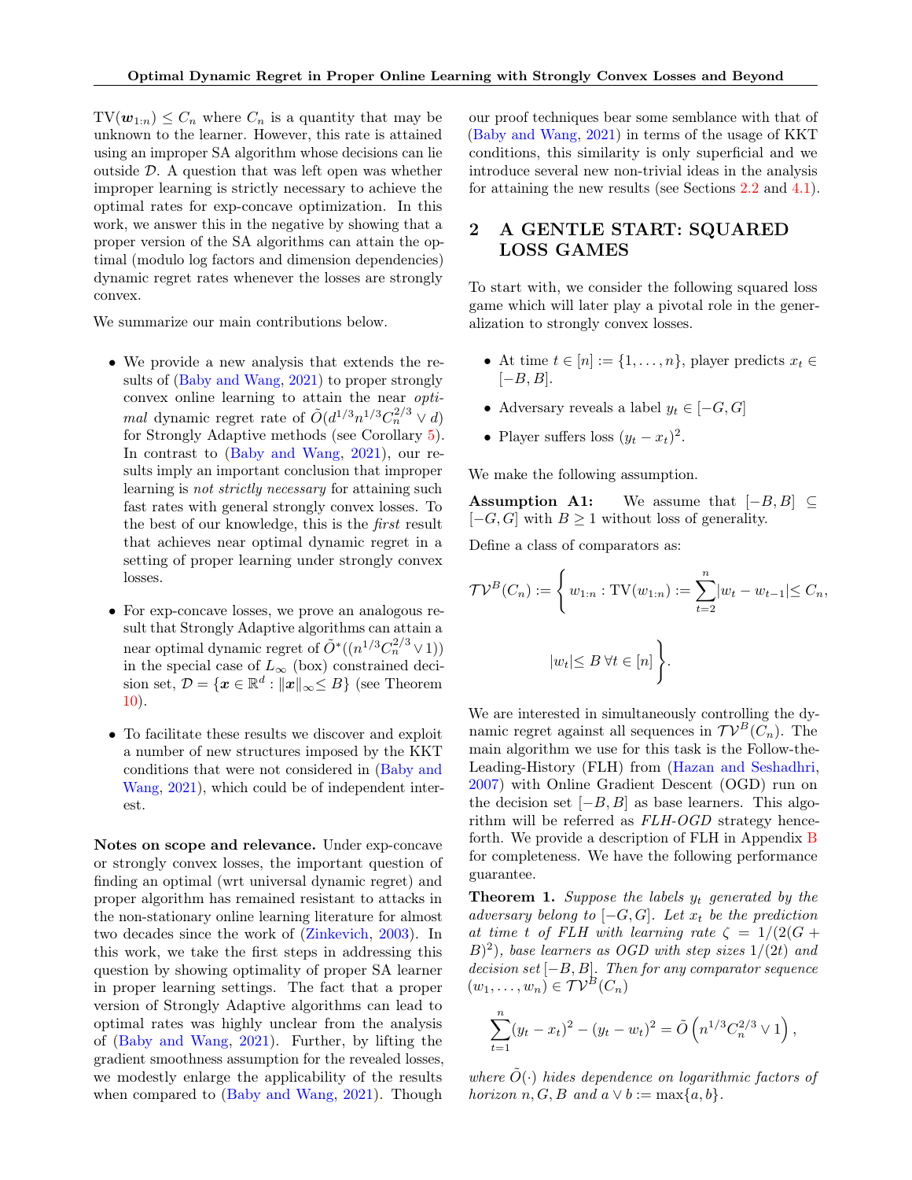$\text{TV}(\boldsymbol{w}_{1:n}) \leq C_n$ where $C_n$ is a quantity that may be unknown to the learner. However, this rate is attained using an improper SA algorithm whose decisions can lie outside $\mathcal{D}$. A question that was left open was whether improper learning is strictly necessary to achieve the optimal rates for exp-concave optimization. In this work, we answer this in the negative by showing that a proper version of the SA algorithms can attain the optimal (modulo log factors and dimension dependencies) dynamic regret rates whenever the losses are strongly convex.

We summarize our main contributions below.

- We provide a new analysis that extends the results of (Baby and Wang, 2021) to proper strongly convex online learning to attain the near *optimal* dynamic regret rate of $\tilde{O}(d^{1/3}n^{1/3}C_n^{2/3} \vee d)$ for Strongly Adaptive methods (see Corollary 5). In contrast to (Baby and Wang, 2021), our results imply an important conclusion that improper learning is *not strictly necessary* for attaining such fast rates with general strongly convex losses. To the best of our knowledge, this is the *first* result that achieves near optimal dynamic regret in a setting of proper learning under strongly convex losses.
- For exp-concave losses, we prove an analogous result that Strongly Adaptive algorithms can attain a near optimal dynamic regret of $\tilde{O}^*((n^{1/3}C_n^{2/3} \vee 1))$ in the special case of $L_\infty$ (box) constrained decision set, $\mathcal{D} = \{\boldsymbol{x} \in \mathbb{R}^d : \|\boldsymbol{x}\|_\infty \leq B\}$ (see Theorem 10).
- To facilitate these results we discover and exploit a number of new structures imposed by the KKT conditions that were not considered in (Baby and Wang, 2021), which could be of independent interest.

**Notes on scope and relevance.** Under exp-concave or strongly convex losses, the important question of finding an optimal (wrt universal dynamic regret) and proper algorithm has remained resistant to attacks in the non-stationary online learning literature for almost two decades since the work of (Zinkevich, 2003). In this work, we take the first steps in addressing this question by showing optimality of proper SA learner in proper learning settings. The fact that a proper version of Strongly Adaptive algorithms can lead to optimal rates was highly unclear from the analysis of (Baby and Wang, 2021). Further, by lifting the gradient smoothness assumption for the revealed losses, we modestly enlarge the applicability of the results when compared to (Baby and Wang, 2021). Though our proof techniques bear some semblance with that of (Baby and Wang, 2021) in terms of the usage of KKT conditions, this similarity is only superficial and we introduce several new non-trivial ideas in the analysis for attaining the new results (see Sections 2.2 and 4.1).

## 2 A GENTLE START: SQUARED LOSS GAMES

To start with, we consider the following squared loss game which will later play a pivotal role in the generalization to strongly convex losses.

- At time $t \in [n] := \{1, \ldots, n\}$, player predicts $x_t \in [-B, B]$.
- Adversary reveals a label $y_t \in [-G, G]$
- Player suffers loss $(y_t - x_t)^2$.

We make the following assumption.

**Assumption A1:** We assume that $[-B, B] \subseteq [-G, G]$ with $B \geq 1$ without loss of generality.

Define a class of comparators as:

$$\mathcal{TV}^B(C_n) := \left\{ w_{1:n} : \text{TV}(w_{1:n}) := \sum_{t=2}^{n} |w_t - w_{t-1}| \leq C_n, \; |w_t| \leq B \; \forall t \in [n] \right\}.$$

We are interested in simultaneously controlling the dynamic regret against all sequences in $\mathcal{TV}^B(C_n)$. The main algorithm we use for this task is the Follow-the-Leading-History (FLH) from (Hazan and Seshadhri, 2007) with Online Gradient Descent (OGD) run on the decision set $[-B, B]$ as base learners. This algorithm will be referred as *FLH-OGD* strategy henceforth. We provide a description of FLH in Appendix B for completeness. We have the following performance guarantee.

**Theorem 1.** *Suppose the labels $y_t$ generated by the adversary belong to $[-G, G]$. Let $x_t$ be the prediction at time $t$ of FLH with learning rate $\zeta = 1/(2(G + B)^2)$, base learners as OGD with step sizes $1/(2t)$ and decision set $[-B, B]$. Then for any comparator sequence $(w_1, \ldots, w_n) \in \mathcal{TV}^B(C_n)$*

$$\sum_{t=1}^{n} (y_t - x_t)^2 - (y_t - w_t)^2 = \tilde{O}\left(n^{1/3}C_n^{2/3} \vee 1\right),$$

*where $\tilde{O}(\cdot)$ hides dependence on logarithmic factors of horizon $n, G, B$ and $a \vee b := \max\{a, b\}$.*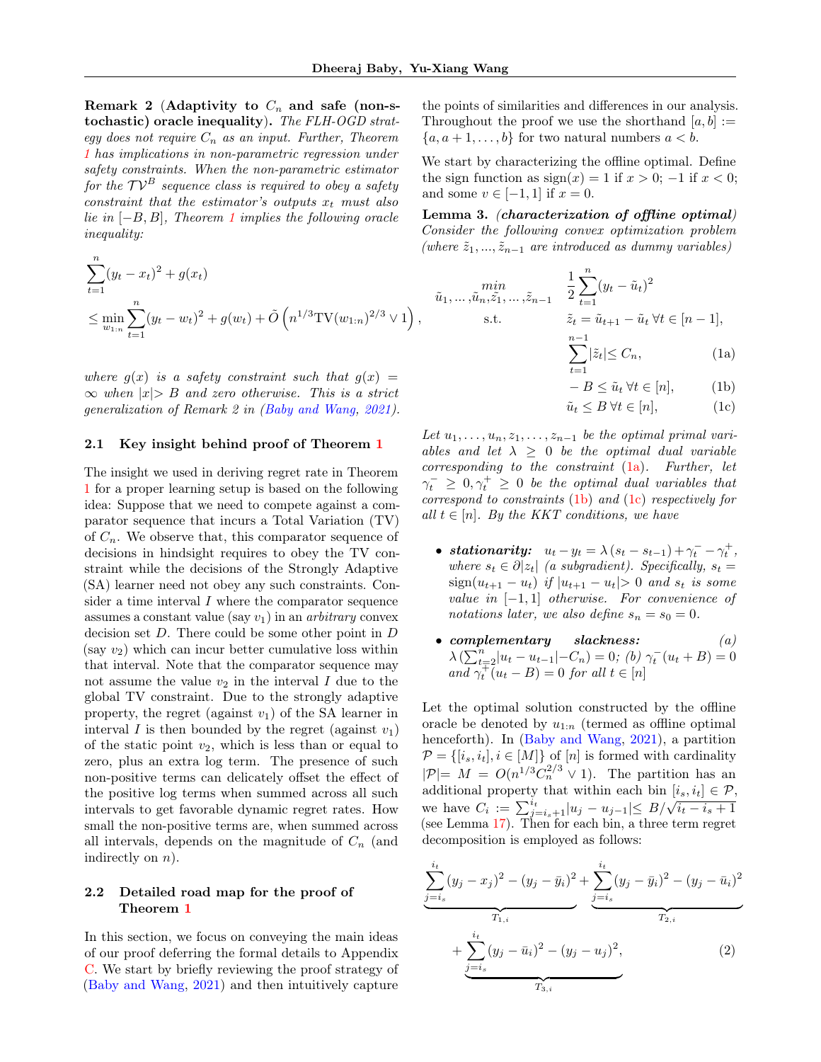**Remark 2** (**Adaptivity to $C_n$ and safe (non-stochastic) oracle inequality**). *The FLH-OGD strategy does not require $C_n$ as an input. Further, Theorem 1 has implications in non-parametric regression under safety constraints. When the non-parametric estimator for the $\mathcal{TV}^B$ sequence class is required to obey a safety constraint that the estimator's outputs $x_t$ must also lie in $[-B, B]$, Theorem 1 implies the following oracle inequality:*

$$
\begin{aligned}
&\sum_{t=1}^{n}(y_t - x_t)^2 + g(x_t) \\
&\le \min_{w_{1:n}} \sum_{t=1}^{n}(y_t - w_t)^2 + g(w_t) + \tilde{O}\left(n^{1/3}\mathrm{TV}(w_{1:n})^{2/3} \vee 1\right),
\end{aligned}
$$

*where $g(x)$ is a safety constraint such that $g(x) = \infty$ when $|x| > B$ and zero otherwise. This is a strict generalization of Remark 2 in (Baby and Wang, 2021).*

### 2.1 Key insight behind proof of Theorem 1

The insight we used in deriving regret rate in Theorem 1 for a proper learning setup is based on the following idea: Suppose that we need to compete against a comparator sequence that incurs a Total Variation (TV) of $C_n$. We observe that, this comparator sequence of decisions in hindsight requires to obey the TV constraint while the decisions of the Strongly Adaptive (SA) learner need not obey any such constraints. Consider a time interval $I$ where the comparator sequence assumes a constant value (say $v_1$) in an *arbitrary* convex decision set $D$. There could be some other point in $D$ (say $v_2$) which can incur better cumulative loss within that interval. Note that the comparator sequence may not assume the value $v_2$ in the interval $I$ due to the global TV constraint. Due to the strongly adaptive property, the regret (against $v_1$) of the SA learner in interval $I$ is then bounded by the regret (against $v_1$) of the static point $v_2$, which is less than or equal to zero, plus an extra log term. The presence of such non-positive terms can delicately offset the effect of the positive log terms when summed across all such intervals to get favorable dynamic regret rates. How small the non-positive terms are, when summed across all intervals, depends on the magnitude of $C_n$ (and indirectly on $n$).

### 2.2 Detailed road map for the proof of Theorem 1

In this section, we focus on conveying the main ideas of our proof deferring the formal details to Appendix C. We start by briefly reviewing the proof strategy of (Baby and Wang, 2021) and then intuitively capture the points of similarities and differences in our analysis. Throughout the proof we use the shorthand $[a, b] := \{a, a+1, \ldots, b\}$ for two natural numbers $a < b$.

We start by characterizing the offline optimal. Define the sign function as $\mathrm{sign}(x) = 1$ if $x > 0$; $-1$ if $x < 0$; and some $v \in [-1, 1]$ if $x = 0$.

**Lemma 3.** ***(characterization of offline optimal)*** *Consider the following convex optimization problem (where $\tilde{z}_1, \ldots, \tilde{z}_{n-1}$ are introduced as dummy variables)*

$$
\begin{aligned}
\min_{\tilde{u}_1, \ldots, \tilde{u}_n, \tilde{z}_1, \ldots, \tilde{z}_{n-1}} \quad & \frac{1}{2}\sum_{t=1}^{n}(y_t - \tilde{u}_t)^2 \\
\text{s.t.} \quad & \tilde{z}_t = \tilde{u}_{t+1} - \tilde{u}_t \ \forall t \in [n-1], \\
& \sum_{t=1}^{n-1}|\tilde{z}_t| \le C_n, \qquad \text{(1a)} \\
& -B \le \tilde{u}_t \ \forall t \in [n], \qquad \text{(1b)} \\
& \tilde{u}_t \le B \ \forall t \in [n], \qquad \text{(1c)}
\end{aligned}
$$

*Let $u_1, \ldots, u_n, z_1, \ldots, z_{n-1}$ be the optimal primal variables and let $\lambda \ge 0$ be the optimal dual variable corresponding to the constraint (1a). Further, let $\gamma_t^- \ge 0, \gamma_t^+ \ge 0$ be the optimal dual variables that correspond to constraints (1b) and (1c) respectively for all $t \in [n]$. By the KKT conditions, we have*

- ***stationarity:*** *$u_t - y_t = \lambda(s_t - s_{t-1}) + \gamma_t^- - \gamma_t^+$, where $s_t \in \partial|z_t|$ (a subgradient). Specifically, $s_t = \mathrm{sign}(u_{t+1} - u_t)$ if $|u_{t+1} - u_t| > 0$ and $s_t$ is some value in $[-1, 1]$ otherwise. For convenience of notations later, we also define $s_n = s_0 = 0$.*
- ***complementary slackness:*** *(a) $\lambda(\sum_{t=2}^{n}|u_t - u_{t-1}| - C_n) = 0$; (b) $\gamma_t^-(u_t + B) = 0$ and $\gamma_t^+(u_t - B) = 0$ for all $t \in [n]$*

Let the optimal solution constructed by the offline oracle be denoted by $u_{1:n}$ (termed as offline optimal henceforth). In (Baby and Wang, 2021), a partition $\mathcal{P} = \{[i_s, i_t], i \in [M]\}$ of $[n]$ is formed with cardinality $|\mathcal{P}| = M = O(n^{1/3}C_n^{2/3} \vee 1)$. The partition has an additional property that within each bin $[i_s, i_t] \in \mathcal{P}$, we have $C_i := \sum_{j=i_s+1}^{i_t}|u_j - u_{j-1}| \le B/\sqrt{i_t - i_s + 1}$ (see Lemma 17). Then for each bin, a three term regret decomposition is employed as follows:

$$
\underbrace{\sum_{j=i_s}^{i_t}(y_j - x_j)^2 - (y_j - \bar{y}_i)^2}_{T_{1,i}} + \underbrace{\sum_{j=i_s}^{i_t}(y_j - \bar{y}_i)^2 - (y_j - \bar{u}_i)^2}_{T_{2,i}} + \underbrace{\sum_{j=i_s}^{i_t}(y_j - \bar{u}_i)^2 - (y_j - u_j)^2}_{T_{3,i}}, \qquad (2)
$$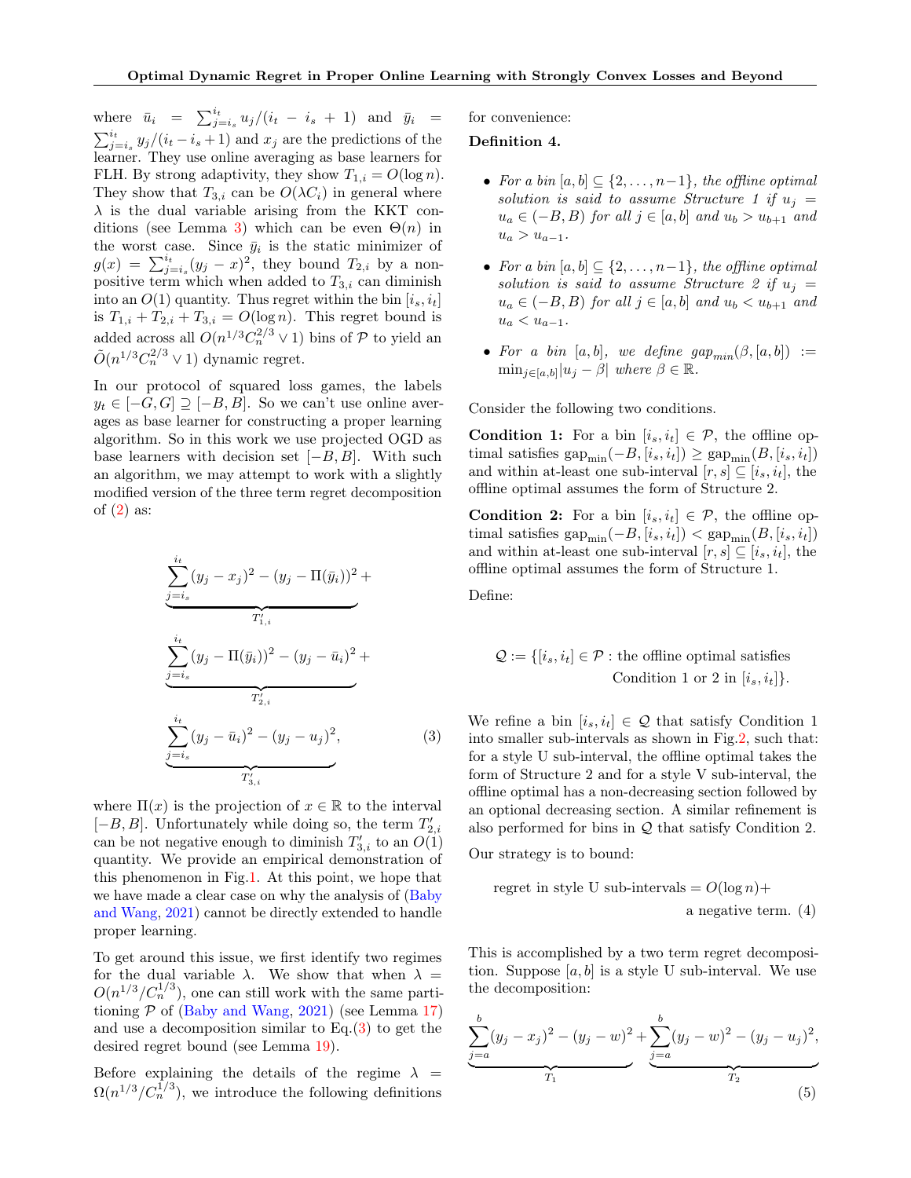where $\bar{u}_i = \sum_{j=i_s}^{i_t} u_j/(i_t - i_s + 1)$ and $\bar{y}_i = \sum_{j=i_s}^{i_t} y_j/(i_t - i_s + 1)$ and $x_j$ are the predictions of the learner. They use online averaging as base learners for FLH. By strong adaptivity, they show $T_{1,i} = O(\log n)$. They show that $T_{3,i}$ can be $O(\lambda C_i)$ in general where $\lambda$ is the dual variable arising from the KKT conditions (see Lemma 3) which can be even $\Theta(n)$ in the worst case. Since $\bar{y}_i$ is the static minimizer of $g(x) = \sum_{j=i_s}^{i_t} (y_j - x)^2$, they bound $T_{2,i}$ by a non-positive term which when added to $T_{3,i}$ can diminish into an $O(1)$ quantity. Thus regret within the bin $[i_s, i_t]$ is $T_{1,i} + T_{2,i} + T_{3,i} = O(\log n)$. This regret bound is added across all $O(n^{1/3} C_n^{2/3} \vee 1)$ bins of $\mathcal{P}$ to yield an $\tilde{O}(n^{1/3} C_n^{2/3} \vee 1)$ dynamic regret.

In our protocol of squared loss games, the labels $y_t \in [-G, G] \supseteq [-B, B]$. So we can't use online averages as base learner for constructing a proper learning algorithm. So in this work we use projected OGD as base learners with decision set $[-B, B]$. With such an algorithm, we may attempt to work with a slightly modified version of the three term regret decomposition of (2) as:

$$
\underbrace{\sum_{j=i_s}^{i_t} (y_j - x_j)^2 - (y_j - \Pi(\bar{y}_i))^2}_{T'_{1,i}} + \underbrace{\sum_{j=i_s}^{i_t} (y_j - \Pi(\bar{y}_i))^2 - (y_j - \bar{u}_i)^2}_{T'_{2,i}} + \underbrace{\sum_{j=i_s}^{i_t} (y_j - \bar{u}_i)^2 - (y_j - u_j)^2}_{T'_{3,i}}, \quad (3)
$$

where $\Pi(x)$ is the projection of $x \in \mathbb{R}$ to the interval $[-B, B]$. Unfortunately while doing so, the term $T'_{2,i}$ can be not negative enough to diminish $T'_{3,i}$ to an $O(1)$ quantity. We provide an empirical demonstration of this phenomenon in Fig.1. At this point, we hope that we have made a clear case on why the analysis of (Baby and Wang, 2021) cannot be directly extended to handle proper learning.

To get around this issue, we first identify two regimes for the dual variable $\lambda$. We show that when $\lambda = O(n^{1/3}/C_n^{1/3})$, one can still work with the same partitioning $\mathcal{P}$ of (Baby and Wang, 2021) (see Lemma 17) and use a decomposition similar to Eq.(3) to get the desired regret bound (see Lemma 19).

Before explaining the details of the regime $\lambda = \Omega(n^{1/3}/C_n^{1/3})$, we introduce the following definitions for convenience:

**Definition 4.**

- *For a bin $[a, b] \subseteq \{2, \ldots, n-1\}$, the offline optimal solution is said to assume Structure 1 if $u_j = u_a \in (-B, B)$ for all $j \in [a, b]$ and $u_b > u_{b+1}$ and $u_a > u_{a-1}$.*
- *For a bin $[a, b] \subseteq \{2, \ldots, n-1\}$, the offline optimal solution is said to assume Structure 2 if $u_j = u_a \in (-B, B)$ for all $j \in [a, b]$ and $u_b < u_{b+1}$ and $u_a < u_{a-1}$.*
- *For a bin $[a, b]$, we define $\text{gap}_{min}(\beta, [a, b]) := \min_{j \in [a,b]} |u_j - \beta|$ where $\beta \in \mathbb{R}$.*

Consider the following two conditions.

**Condition 1:** For a bin $[i_s, i_t] \in \mathcal{P}$, the offline optimal satisfies $\text{gap}_{\min}(-B, [i_s, i_t]) \geq \text{gap}_{\min}(B, [i_s, i_t])$ and within at-least one sub-interval $[r, s] \subseteq [i_s, i_t]$, the offline optimal assumes the form of Structure 2.

**Condition 2:** For a bin $[i_s, i_t] \in \mathcal{P}$, the offline optimal satisfies $\text{gap}_{\min}(-B, [i_s, i_t]) < \text{gap}_{\min}(B, [i_s, i_t])$ and within at-least one sub-interval $[r, s] \subseteq [i_s, i_t]$, the offline optimal assumes the form of Structure 1.

Define:

$$
\mathcal{Q} := \{[i_s, i_t] \in \mathcal{P} : \text{the offline optimal satisfies Condition 1 or 2 in } [i_s, i_t]\}.
$$

We refine a bin $[i_s, i_t] \in \mathcal{Q}$ that satisfy Condition 1 into smaller sub-intervals as shown in Fig.2, such that: for a style U sub-interval, the offline optimal takes the form of Structure 2 and for a style V sub-interval, the offline optimal has a non-decreasing section followed by an optional decreasing section. A similar refinement is also performed for bins in $\mathcal{Q}$ that satisfy Condition 2.

Our strategy is to bound:

$$
\text{regret in style U sub-intervals} = O(\log n) + \text{a negative term.} \quad (4)
$$

This is accomplished by a two term regret decomposition. Suppose $[a, b]$ is a style U sub-interval. We use the decomposition:

$$
\underbrace{\sum_{j=a}^{b} (y_j - x_j)^2 - (y_j - w)^2}_{T_1} + \underbrace{\sum_{j=a}^{b} (y_j - w)^2 - (y_j - u_j)^2}_{T_2}, \quad (5)
$$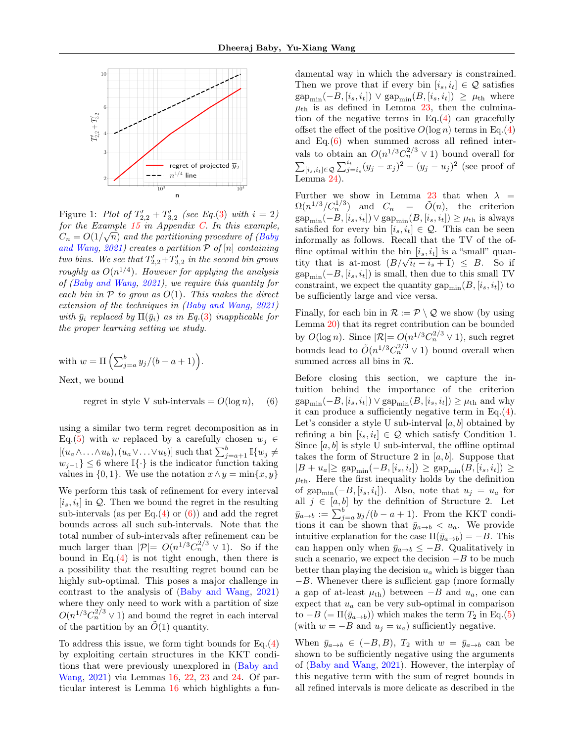10

6

4

3

2

$T'_{2,2} + T'_{3,2}$

$10^3$

$10^4$

n

regret of projected $\bar{y}_2$

$n^{1/4}$ line

Figure 1: *Plot of $T'_{2,2} + T'_{3,2}$ (see Eq.(3) with $i = 2$) for the Example 15 in Appendix C. In this example, $C_n = O(1/\sqrt{n})$ and the partitioning procedure of (Baby and Wang, 2021) creates a partition $\mathcal{P}$ of $[n]$ containing two bins. We see that $T'_{2,2}+T'_{3,2}$ in the second bin grows roughly as $O(n^{1/4})$. However for applying the analysis of (Baby and Wang, 2021), we require this quantity for each bin in $\mathcal{P}$ to grow as $O(1)$. This makes the direct extension of the techniques in (Baby and Wang, 2021) with $\bar{y}_i$ replaced by $\Pi(\bar{y}_i)$ as in Eq.(3) inapplicable for the proper learning setting we study.*

with $w = \Pi\left(\sum_{j=a}^{b} y_j/(b-a+1)\right)$.

Next, we bound

$$\text{regret in style V sub-intervals} = O(\log n), \quad (6)$$

using a similar two term regret decomposition as in Eq.(5) with $w$ replaced by a carefully chosen $w_j \in [(u_a \wedge \ldots \wedge u_b), (u_a \vee \ldots \vee u_b)]$ such that $\sum_{j=a+1}^{b} \mathbb{I}\{w_j \neq w_{j-1}\} \leq 6$ where $\mathbb{I}\{\cdot\}$ is the indicator function taking values in $\{0, 1\}$. We use the notation $x \wedge y = \min\{x, y\}$

We perform this task of refinement for every interval $[i_s, i_t]$ in $\mathcal{Q}$. Then we bound the regret in the resulting sub-intervals (as per Eq.(4) or (6)) and add the regret bounds across all such sub-intervals. Note that the total number of sub-intervals after refinement can be much larger than $|\mathcal{P}| = O(n^{1/3}C_n^{2/3} \vee 1)$. So if the bound in Eq.(4) is not tight enough, then there is a possibility that the resulting regret bound can be highly sub-optimal. This poses a major challenge in contrast to the analysis of (Baby and Wang, 2021) where they only need to work with a partition of size $O(n^{1/3}C_n^{2/3} \vee 1)$ and bound the regret in each interval of the partition by an $\tilde{O}(1)$ quantity.

To address this issue, we form tight bounds for Eq.(4) by exploiting certain structures in the KKT conditions that were previously unexplored in (Baby and Wang, 2021) via Lemmas 16, 22, 23 and 24. Of particular interest is Lemma 16 which highlights a fundamental way in which the adversary is constrained. Then we prove that if every bin $[i_s, i_t] \in \mathcal{Q}$ satisfies $\text{gap}_{\min}(-B, [i_s, i_t]) \vee \text{gap}_{\min}(B, [i_s, i_t]) \geq \mu_{\text{th}}$ where $\mu_{\text{th}}$ is as defined in Lemma 23, then the culmination of the negative terms in Eq.(4) can gracefully offset the effect of the positive $O(\log n)$ terms in Eq.(4) and Eq.(6) when summed across all refined intervals to obtain an $O(n^{1/3}C_n^{2/3} \vee 1)$ bound overall for $\sum_{[i_s,i_t]\in\mathcal{Q}} \sum_{j=i_s}^{i_t} (y_j - x_j)^2 - (y_j - u_j)^2$ (see proof of Lemma 24).

Further we show in Lemma 23 that when $\lambda = \Omega(n^{1/3}/C_n^{1/3})$ and $C_n = \tilde{O}(n)$, the criterion $\text{gap}_{\min}(-B, [i_s, i_t]) \vee \text{gap}_{\min}(B, [i_s, i_t]) \geq \mu_{\text{th}}$ is always satisfied for every bin $[i_s, i_t] \in \mathcal{Q}$. This can be seen informally as follows. Recall that the TV of the offline optimal within the bin $[i_s, i_t]$ is a "small" quantity that is at-most $(B/\sqrt{i_t - i_s + 1}) \leq B$. So if $\text{gap}_{\min}(-B, [i_s, i_t])$ is small, then due to this small TV constraint, we expect the quantity $\text{gap}_{\min}(B, [i_s, i_t])$ to be sufficiently large and vice versa.

Finally, for each bin in $\mathcal{R} := \mathcal{P} \setminus \mathcal{Q}$ we show (by using Lemma 20) that its regret contribution can be bounded by $O(\log n)$. Since $|\mathcal{R}| = O(n^{1/3}C_n^{2/3} \vee 1)$, such regret bounds lead to $\tilde{O}(n^{1/3}C_n^{2/3} \vee 1)$ bound overall when summed across all bins in $\mathcal{R}$.

Before closing this section, we capture the intuition behind the importance of the criterion $\text{gap}_{\min}(-B, [i_s, i_t]) \vee \text{gap}_{\min}(B, [i_s, i_t]) \geq \mu_{\text{th}}$ and why it can produce a sufficiently negative term in Eq.(4). Let's consider a style U sub-interval $[a, b]$ obtained by refining a bin $[i_s, i_t] \in \mathcal{Q}$ which satisfy Condition 1. Since $[a, b]$ is style U sub-interval, the offline optimal takes the form of Structure 2 in $[a, b]$. Suppose that $|B + u_a| \geq \text{gap}_{\min}(-B, [i_s, i_t]) \geq \text{gap}_{\min}(B, [i_s, i_t]) \geq \mu_{\text{th}}$. Here the first inequality holds by the definition of $\text{gap}_{\min}(-B, [i_s, i_t])$. Also, note that $u_j = u_a$ for all $j \in [a, b]$ by the definition of Structure 2. Let $\bar{y}_{a\to b} := \sum_{j=a}^{b} y_j/(b - a + 1)$. From the KKT conditions it can be shown that $\bar{y}_{a\to b} < u_a$. We provide intuitive explanation for the case $\Pi(\bar{y}_{a\to b}) = -B$. This can happen only when $\bar{y}_{a\to b} \leq -B$. Qualitatively in such a scenario, we expect the decision $-B$ to be much better than playing the decision $u_a$ which is bigger than $-B$. Whenever there is sufficient gap (more formally a gap of at-least $\mu_{\text{th}}$) between $-B$ and $u_a$, one can expect that $u_a$ can be very sub-optimal in comparison to $-B$ $(= \Pi(\bar{y}_{a\to b}))$ which makes the term $T_2$ in Eq.(5) (with $w = -B$ and $u_j = u_a$) sufficiently negative.

When $\bar{y}_{a\to b} \in (-B, B)$, $T_2$ with $w = \bar{y}_{a\to b}$ can be shown to be sufficiently negative using the arguments of (Baby and Wang, 2021). However, the interplay of this negative term with the sum of regret bounds in all refined intervals is more delicate as described in the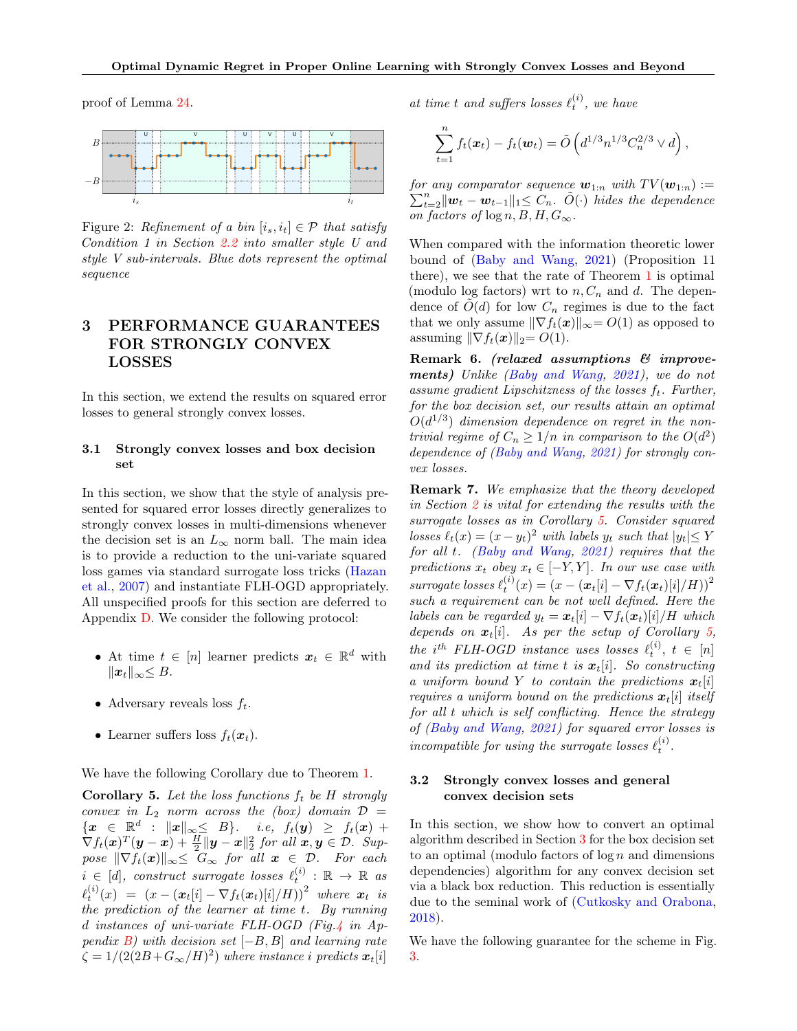proof of Lemma 24.

B
−B
U
V
U
V
U
V
$i_s$
$i_t$

Figure 2: *Refinement of a bin $[i_s, i_t] \in \mathcal{P}$ that satisfy Condition 1 in Section 2.2 into smaller style U and style V sub-intervals. Blue dots represent the optimal sequence*

## 3 PERFORMANCE GUARANTEES FOR STRONGLY CONVEX LOSSES

In this section, we extend the results on squared error losses to general strongly convex losses.

### 3.1 Strongly convex losses and box decision set

In this section, we show that the style of analysis presented for squared error losses directly generalizes to strongly convex losses in multi-dimensions whenever the decision set is an $L_\infty$ norm ball. The main idea is to provide a reduction to the uni-variate squared loss games via standard surrogate loss tricks (Hazan et al., 2007) and instantiate FLH-OGD appropriately. All unspecified proofs for this section are deferred to Appendix D. We consider the following protocol:

- At time $t \in [n]$ learner predicts $\boldsymbol{x}_t \in \mathbb{R}^d$ with $\|\boldsymbol{x}_t\|_\infty \leq B$.
- Adversary reveals loss $f_t$.
- Learner suffers loss $f_t(\boldsymbol{x}_t)$.

We have the following Corollary due to Theorem 1.

**Corollary 5.** *Let the loss functions $f_t$ be $H$ strongly convex in $L_2$ norm across the (box) domain $\mathcal{D} = \{\boldsymbol{x} \in \mathbb{R}^d : \|\boldsymbol{x}\|_\infty \leq B\}$. i.e, $f_t(\boldsymbol{y}) \geq f_t(\boldsymbol{x}) + \nabla f_t(\boldsymbol{x})^T(\boldsymbol{y} - \boldsymbol{x}) + \frac{H}{2}\|\boldsymbol{y} - \boldsymbol{x}\|_2^2$ for all $\boldsymbol{x}, \boldsymbol{y} \in \mathcal{D}$. Suppose $\|\nabla f_t(\boldsymbol{x})\|_\infty \leq G_\infty$ for all $\boldsymbol{x} \in \mathcal{D}$. For each $i \in [d]$, construct surrogate losses $\ell_t^{(i)} : \mathbb{R} \to \mathbb{R}$ as $\ell_t^{(i)}(x) = \left(x - (\boldsymbol{x}_t[i] - \nabla f_t(\boldsymbol{x}_t)[i]/H)\right)^2$ where $\boldsymbol{x}_t$ is the prediction of the learner at time $t$. By running $d$ instances of uni-variate FLH-OGD (Fig.4 in Appendix B) with decision set $[-B, B]$ and learning rate $\zeta = 1/(2(2B + G_\infty/H)^2)$ where instance $i$ predicts $\boldsymbol{x}_t[i]$ at time $t$ and suffers losses $\ell_t^{(i)}$, we have*

$$\sum_{t=1}^{n} f_t(\boldsymbol{x}_t) - f_t(\boldsymbol{w}_t) = \tilde{O}\left(d^{1/3} n^{1/3} C_n^{2/3} \vee d\right),$$

*for any comparator sequence $\boldsymbol{w}_{1:n}$ with $TV(\boldsymbol{w}_{1:n}) := \sum_{t=2}^{n} \|\boldsymbol{w}_t - \boldsymbol{w}_{t-1}\|_1 \leq C_n$. $\tilde{O}(\cdot)$ hides the dependence on factors of $\log n, B, H, G_\infty$.*

When compared with the information theoretic lower bound of (Baby and Wang, 2021) (Proposition 11 there), we see that the rate of Theorem 1 is optimal (modulo log factors) wrt to $n, C_n$ and $d$. The dependence of $\tilde{O}(d)$ for low $C_n$ regimes is due to the fact that we only assume $\|\nabla f_t(\boldsymbol{x})\|_\infty = O(1)$ as opposed to assuming $\|\nabla f_t(\boldsymbol{x})\|_2 = O(1)$.

**Remark 6.** ***(relaxed assumptions & improvements)*** *Unlike (Baby and Wang, 2021), we do not assume gradient Lipschitzness of the losses $f_t$. Further, for the box decision set, our results attain an optimal $O(d^{1/3})$ dimension dependence on regret in the non-trivial regime of $C_n \geq 1/n$ in comparison to the $O(d^2)$ dependence of (Baby and Wang, 2021) for strongly convex losses.*

**Remark 7.** *We emphasize that the theory developed in Section 2 is vital for extending the results with the surrogate losses as in Corollary 5. Consider squared losses $\ell_t(x) = (x - y_t)^2$ with labels $y_t$ such that $|y_t| \leq Y$ for all $t$. (Baby and Wang, 2021) requires that the predictions $x_t$ obey $x_t \in [-Y, Y]$. In our use case with surrogate losses $\ell_t^{(i)}(x) = (x - (\boldsymbol{x}_t[i] - \nabla f_t(\boldsymbol{x}_t)[i]/H))^2$ such a requirement can be not well defined. Here the labels can be regarded $y_t = \boldsymbol{x}_t[i] - \nabla f_t(\boldsymbol{x}_t)[i]/H$ which depends on $\boldsymbol{x}_t[i]$. As per the setup of Corollary 5, the $i^{th}$ FLH-OGD instance uses losses $\ell_t^{(i)}$, $t \in [n]$ and its prediction at time $t$ is $\boldsymbol{x}_t[i]$. So constructing a uniform bound $Y$ to contain the predictions $\boldsymbol{x}_t[i]$ requires a uniform bound on the predictions $\boldsymbol{x}_t[i]$ itself for all $t$ which is self conflicting. Hence the strategy of (Baby and Wang, 2021) for squared error losses is incompatible for using the surrogate losses $\ell_t^{(i)}$.*

### 3.2 Strongly convex losses and general convex decision sets

In this section, we show how to convert an optimal algorithm described in Section 3 for the box decision set to an optimal (modulo factors of $\log n$ and dimensions dependencies) algorithm for any convex decision set via a black box reduction. This reduction is essentially due to the seminal work of (Cutkosky and Orabona, 2018).

We have the following guarantee for the scheme in Fig. 3.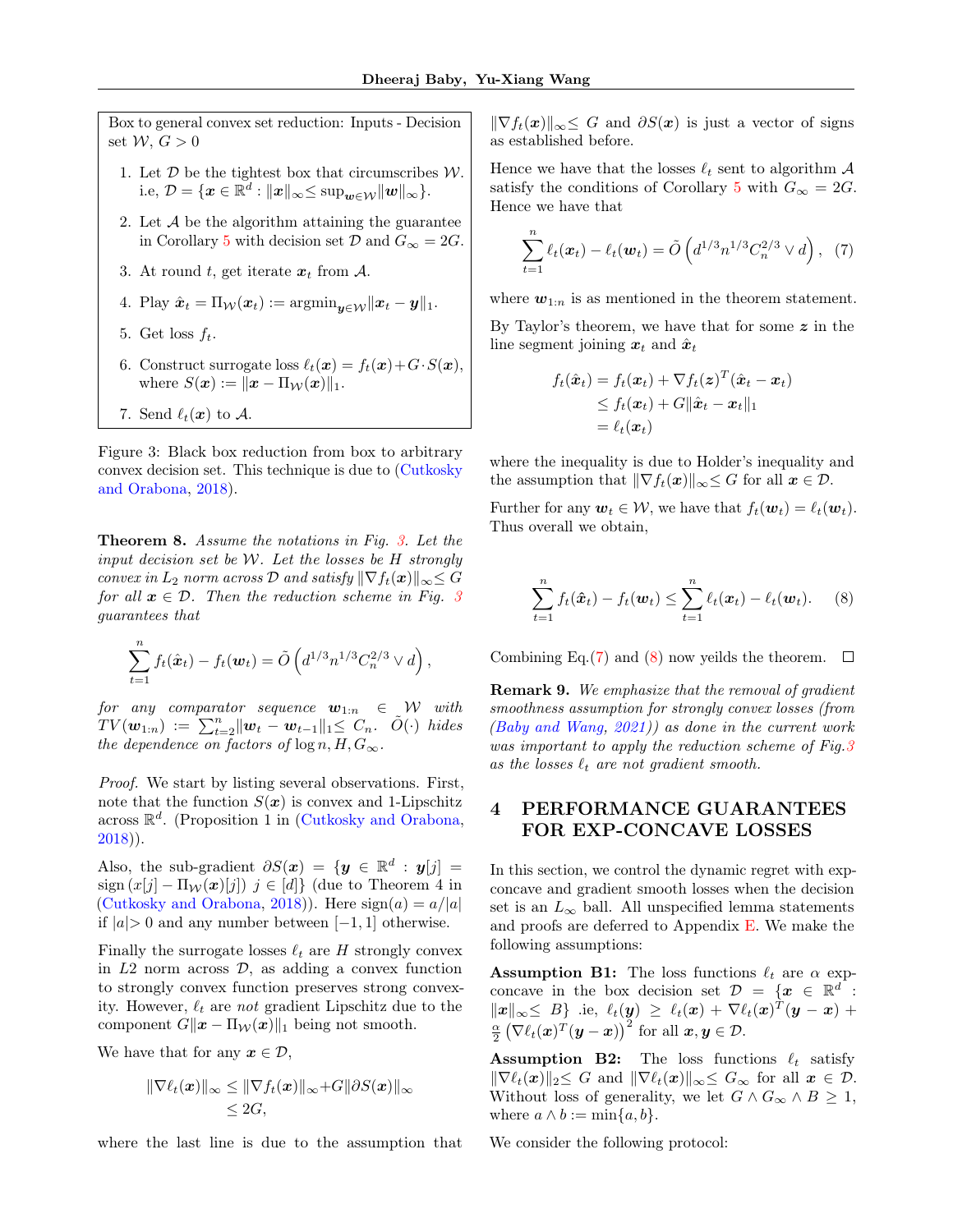Box to general convex set reduction: Inputs - Decision set $\mathcal{W}$, $G > 0$

1. Let $\mathcal{D}$ be the tightest box that circumscribes $\mathcal{W}$. i.e, $\mathcal{D} = \{\boldsymbol{x} \in \mathbb{R}^d : \|\boldsymbol{x}\|_\infty \leq \sup_{\boldsymbol{w} \in \mathcal{W}} \|\boldsymbol{w}\|_\infty\}$.
2. Let $\mathcal{A}$ be the algorithm attaining the guarantee in Corollary 5 with decision set $\mathcal{D}$ and $G_\infty = 2G$.
3. At round $t$, get iterate $\boldsymbol{x}_t$ from $\mathcal{A}$.
4. Play $\hat{\boldsymbol{x}}_t = \Pi_{\mathcal{W}}(\boldsymbol{x}_t) := \text{argmin}_{\boldsymbol{y} \in \mathcal{W}} \|\boldsymbol{x}_t - \boldsymbol{y}\|_1$.
5. Get loss $f_t$.
6. Construct surrogate loss $\ell_t(\boldsymbol{x}) = f_t(\boldsymbol{x}) + G \cdot S(\boldsymbol{x})$, where $S(\boldsymbol{x}) := \|\boldsymbol{x} - \Pi_{\mathcal{W}}(\boldsymbol{x})\|_1$.
7. Send $\ell_t(\boldsymbol{x})$ to $\mathcal{A}$.

Figure 3: Black box reduction from box to arbitrary convex decision set. This technique is due to (Cutkosky and Orabona, 2018).

**Theorem 8.** *Assume the notations in Fig. 3. Let the input decision set be $\mathcal{W}$. Let the losses be $H$ strongly convex in $L_2$ norm across $\mathcal{D}$ and satisfy $\|\nabla f_t(\boldsymbol{x})\|_\infty \leq G$ for all $\boldsymbol{x} \in \mathcal{D}$. Then the reduction scheme in Fig. 3 guarantees that*

$$\sum_{t=1}^{n} f_t(\hat{\boldsymbol{x}}_t) - f_t(\boldsymbol{w}_t) = \tilde{O}\left(d^{1/3} n^{1/3} C_n^{2/3} \vee d\right),$$

*for any comparator sequence $\boldsymbol{w}_{1:n} \in \mathcal{W}$ with $TV(\boldsymbol{w}_{1:n}) := \sum_{t=2}^{n} \|\boldsymbol{w}_t - \boldsymbol{w}_{t-1}\|_1 \leq C_n$. $\tilde{O}(\cdot)$ hides the dependence on factors of $\log n, H, G_\infty$.*

*Proof.* We start by listing several observations. First, note that the function $S(\boldsymbol{x})$ is convex and 1-Lipschitz across $\mathbb{R}^d$. (Proposition 1 in (Cutkosky and Orabona, 2018)).

Also, the sub-gradient $\partial S(\boldsymbol{x}) = \{\boldsymbol{y} \in \mathbb{R}^d : \boldsymbol{y}[j] = \text{sign}\left(x[j] - \Pi_{\mathcal{W}}(\boldsymbol{x})[j]\right) \ j \in [d]\}$ (due to Theorem 4 in (Cutkosky and Orabona, 2018)). Here $\text{sign}(a) = a/|a|$ if $|a| > 0$ and any number between $[-1, 1]$ otherwise.

Finally the surrogate losses $\ell_t$ are $H$ strongly convex in $L2$ norm across $\mathcal{D}$, as adding a convex function to strongly convex function preserves strong convexity. However, $\ell_t$ are *not* gradient Lipschitz due to the component $G\|\boldsymbol{x} - \Pi_{\mathcal{W}}(\boldsymbol{x})\|_1$ being not smooth.

We have that for any $\boldsymbol{x} \in \mathcal{D}$,

$$\begin{aligned}
\|\nabla \ell_t(\boldsymbol{x})\|_\infty &\leq \|\nabla f_t(\boldsymbol{x})\|_\infty + G\|\partial S(\boldsymbol{x})\|_\infty \\
&\leq 2G,
\end{aligned}$$

where the last line is due to the assumption that $\|\nabla f_t(\boldsymbol{x})\|_\infty \leq G$ and $\partial S(\boldsymbol{x})$ is just a vector of signs as established before.

Hence we have that the losses $\ell_t$ sent to algorithm $\mathcal{A}$ satisfy the conditions of Corollary 5 with $G_\infty = 2G$. Hence we have that

$$\sum_{t=1}^{n} \ell_t(\boldsymbol{x}_t) - \ell_t(\boldsymbol{w}_t) = \tilde{O}\left(d^{1/3} n^{1/3} C_n^{2/3} \vee d\right), \quad (7)$$

where $\boldsymbol{w}_{1:n}$ is as mentioned in the theorem statement.

By Taylor's theorem, we have that for some $\boldsymbol{z}$ in the line segment joining $\boldsymbol{x}_t$ and $\hat{\boldsymbol{x}}_t$

$$\begin{aligned}
f_t(\hat{\boldsymbol{x}}_t) &= f_t(\boldsymbol{x}_t) + \nabla f_t(\boldsymbol{z})^T(\hat{\boldsymbol{x}}_t - \boldsymbol{x}_t) \\
&\leq f_t(\boldsymbol{x}_t) + G\|\hat{\boldsymbol{x}}_t - \boldsymbol{x}_t\|_1 \\
&= \ell_t(\boldsymbol{x}_t)
\end{aligned}$$

where the inequality is due to Holder's inequality and the assumption that $\|\nabla f_t(\boldsymbol{x})\|_\infty \leq G$ for all $\boldsymbol{x} \in \mathcal{D}$.

Further for any $\boldsymbol{w}_t \in \mathcal{W}$, we have that $f_t(\boldsymbol{w}_t) = \ell_t(\boldsymbol{w}_t)$. Thus overall we obtain,

$$\sum_{t=1}^{n} f_t(\hat{\boldsymbol{x}}_t) - f_t(\boldsymbol{w}_t) \leq \sum_{t=1}^{n} \ell_t(\boldsymbol{x}_t) - \ell_t(\boldsymbol{w}_t). \quad (8)$$

Combining Eq.(7) and (8) now yeilds the theorem. $\square$

**Remark 9.** *We emphasize that the removal of gradient smoothness assumption for strongly convex losses (from (Baby and Wang, 2021)) as done in the current work was important to apply the reduction scheme of Fig.3 as the losses $\ell_t$ are not gradient smooth.*

## 4 PERFORMANCE GUARANTEES FOR EXP-CONCAVE LOSSES

In this section, we control the dynamic regret with exp-concave and gradient smooth losses when the decision set is an $L_\infty$ ball. All unspecified lemma statements and proofs are deferred to Appendix E. We make the following assumptions:

**Assumption B1:** The loss functions $\ell_t$ are $\alpha$ exp-concave in the box decision set $\mathcal{D} = \{\boldsymbol{x} \in \mathbb{R}^d : \|\boldsymbol{x}\|_\infty \leq B\}$ .ie, $\ell_t(\boldsymbol{y}) \geq \ell_t(\boldsymbol{x}) + \nabla \ell_t(\boldsymbol{x})^T(\boldsymbol{y} - \boldsymbol{x}) + \frac{\alpha}{2}\left(\nabla \ell_t(\boldsymbol{x})^T(\boldsymbol{y} - \boldsymbol{x})\right)^2$ for all $\boldsymbol{x}, \boldsymbol{y} \in \mathcal{D}$.

**Assumption B2:** The loss functions $\ell_t$ satisfy $\|\nabla \ell_t(\boldsymbol{x})\|_2 \leq G$ and $\|\nabla \ell_t(\boldsymbol{x})\|_\infty \leq G_\infty$ for all $\boldsymbol{x} \in \mathcal{D}$. Without loss of generality, we let $G \wedge G_\infty \wedge B \geq 1$, where $a \wedge b := \min\{a, b\}$.

We consider the following protocol: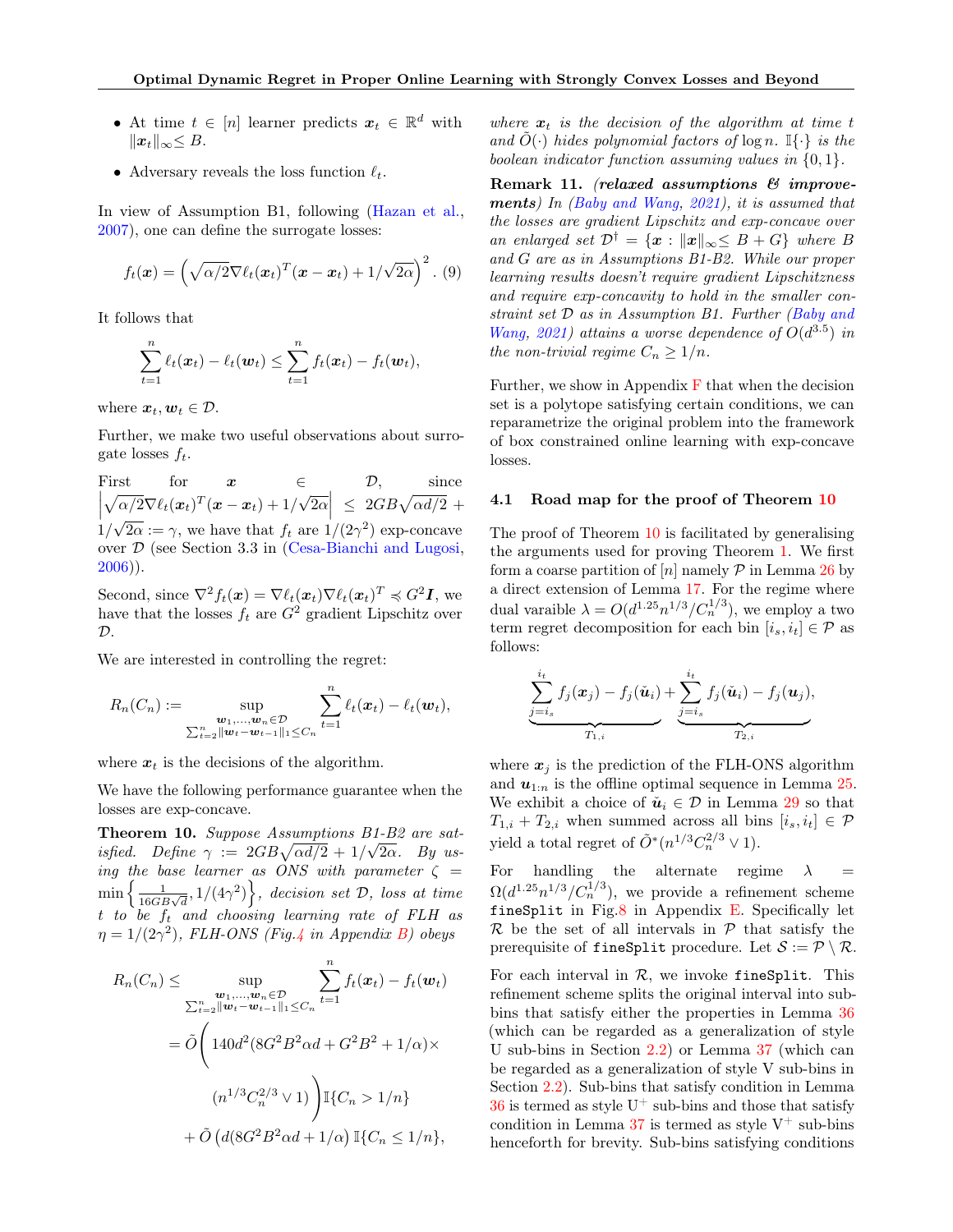- At time $t \in [n]$ learner predicts $\boldsymbol{x}_t \in \mathbb{R}^d$ with $\|\boldsymbol{x}_t\|_\infty \leq B$.
- Adversary reveals the loss function $\ell_t$.

In view of Assumption B1, following (Hazan et al., 2007), one can define the surrogate losses:

$$f_t(\boldsymbol{x}) = \left(\sqrt{\alpha/2}\nabla \ell_t(\boldsymbol{x}_t)^T(\boldsymbol{x} - \boldsymbol{x}_t) + 1/\sqrt{2\alpha}\right)^2. \quad (9)$$

It follows that

$$\sum_{t=1}^n \ell_t(\boldsymbol{x}_t) - \ell_t(\boldsymbol{w}_t) \leq \sum_{t=1}^n f_t(\boldsymbol{x}_t) - f_t(\boldsymbol{w}_t),$$

where $\boldsymbol{x}_t, \boldsymbol{w}_t \in \mathcal{D}$.

Further, we make two useful observations about surrogate losses $f_t$.

First for $\boldsymbol{x} \in \mathcal{D}$, since $\left|\sqrt{\alpha/2}\nabla \ell_t(\boldsymbol{x}_t)^T(\boldsymbol{x} - \boldsymbol{x}_t) + 1/\sqrt{2\alpha}\right| \leq 2GB\sqrt{\alpha d/2} + 1/\sqrt{2\alpha} := \gamma$, we have that $f_t$ are $1/(2\gamma^2)$ exp-concave over $\mathcal{D}$ (see Section 3.3 in (Cesa-Bianchi and Lugosi, 2006)).

Second, since $\nabla^2 f_t(\boldsymbol{x}) = \nabla \ell_t(\boldsymbol{x}_t)\nabla \ell_t(\boldsymbol{x}_t)^T \preccurlyeq G^2 \boldsymbol{I}$, we have that the losses $f_t$ are $G^2$ gradient Lipschitz over $\mathcal{D}$.

We are interested in controlling the regret:

$$R_n(C_n) := \sup_{\substack{\boldsymbol{w}_1,\ldots,\boldsymbol{w}_n \in \mathcal{D} \\ \sum_{t=2}^n \|\boldsymbol{w}_t - \boldsymbol{w}_{t-1}\|_1 \leq C_n}} \sum_{t=1}^n \ell_t(\boldsymbol{x}_t) - \ell_t(\boldsymbol{w}_t),$$

where $\boldsymbol{x}_t$ is the decisions of the algorithm.

We have the following performance guarantee when the losses are exp-concave.

**Theorem 10.** *Suppose Assumptions B1-B2 are satisfied. Define $\gamma := 2GB\sqrt{\alpha d/2} + 1/\sqrt{2\alpha}$. By using the base learner as ONS with parameter $\zeta = \min\left\{\frac{1}{16GB\sqrt{d}}, 1/(4\gamma^2)\right\}$, decision set $\mathcal{D}$, loss at time $t$ to be $f_t$ and choosing learning rate of FLH as $\eta = 1/(2\gamma^2)$, FLH-ONS (Fig.4 in Appendix B) obeys*

$$\begin{aligned} R_n(C_n) &\leq \sup_{\substack{\boldsymbol{w}_1,\ldots,\boldsymbol{w}_n \in \mathcal{D} \\ \sum_{t=2}^n \|\boldsymbol{w}_t - \boldsymbol{w}_{t-1}\|_1 \leq C_n}} \sum_{t=1}^n f_t(\boldsymbol{x}_t) - f(\boldsymbol{w}_t) \\ &= \tilde{O}\Bigg(140d^2(8G^2B^2\alpha d + G^2B^2 + 1/\alpha)\times \\ &\qquad (n^{1/3}C_n^{2/3} \vee 1)\Bigg)\mathbb{I}\{C_n > 1/n\} \\ &\quad + \tilde{O}\left(d(8G^2B^2\alpha d + 1/\alpha)\,\mathbb{I}\{C_n \leq 1/n\}\right), \end{aligned}$$

*where $\boldsymbol{x}_t$ is the decision of the algorithm at time $t$ and $\tilde{O}(\cdot)$ hides polynomial factors of $\log n$. $\mathbb{I}\{\cdot\}$ is the boolean indicator function assuming values in $\{0, 1\}$.*

**Remark 11.** ***(relaxed assumptions & improvements)*** *In (Baby and Wang, 2021), it is assumed that the losses are gradient Lipschitz and exp-concave over an enlarged set $\mathcal{D}^\dagger = \{\boldsymbol{x} : \|\boldsymbol{x}\|_\infty \leq B + G\}$ where $B$ and $G$ are as in Assumptions B1-B2. While our proper learning results doesn't require gradient Lipschitzness and require exp-concavity to hold in the smaller constraint set $\mathcal{D}$ as in Assumption B1. Further (Baby and Wang, 2021) attains a worse dependence of $O(d^{3.5})$ in the non-trivial regime $C_n \geq 1/n$.*

Further, we show in Appendix F that when the decision set is a polytope satisfying certain conditions, we can reparametrize the original problem into the framework of box constrained online learning with exp-concave losses.

### 4.1 Road map for the proof of Theorem 10

The proof of Theorem 10 is facilitated by generalising the arguments used for proving Theorem 1. We first form a coarse partition of $[n]$ namely $\mathcal{P}$ in Lemma 26 by a direct extension of Lemma 17. For the regime where dual varaible $\lambda = O(d^{1.25}n^{1/3}/C_n^{1/3})$, we employ a two term regret decomposition for each bin $[i_s, i_t] \in \mathcal{P}$ as follows:

$$\underbrace{\sum_{j=i_s}^{i_t} f_j(\boldsymbol{x}_j) - f_j(\check{\boldsymbol{u}}_i)}_{T_{1,i}} + \underbrace{\sum_{j=i_s}^{i_t} f_j(\check{\boldsymbol{u}}_i) - f_j(\boldsymbol{u}_j)}_{T_{2,i}},$$

where $\boldsymbol{x}_j$ is the prediction of the FLH-ONS algorithm and $\boldsymbol{u}_{1:n}$ is the offline optimal sequence in Lemma 25. We exhibit a choice of $\check{\boldsymbol{u}}_i \in \mathcal{D}$ in Lemma 29 so that $T_{1,i} + T_{2,i}$ when summed across all bins $[i_s, i_t] \in \mathcal{P}$ yield a total regret of $\tilde{O}^*(n^{1/3}C_n^{2/3} \vee 1)$.

For handling the alternate regime $\lambda = \Omega(d^{1.25}n^{1/3}/C_n^{1/3})$, we provide a refinement scheme `fineSplit` in Fig.8 in Appendix E. Specifically let $\mathcal{R}$ be the set of all intervals in $\mathcal{P}$ that satisfy the prerequisite of `fineSplit` procedure. Let $\mathcal{S} := \mathcal{P} \setminus \mathcal{R}$.

For each interval in $\mathcal{R}$, we invoke `fineSplit`. This refinement scheme splits the original interval into subbins that satisfy either the properties in Lemma 36 (which can be regarded as a generalization of style U sub-bins in Section 2.2) or Lemma 37 (which can be regarded as a generalization of style V sub-bins in Section 2.2). Sub-bins that satisfy condition in Lemma 36 is termed as style U$^+$ sub-bins and those that satisfy condition in Lemma 37 is termed as style V$^+$ sub-bins henceforth for brevity. Sub-bins satisfying conditions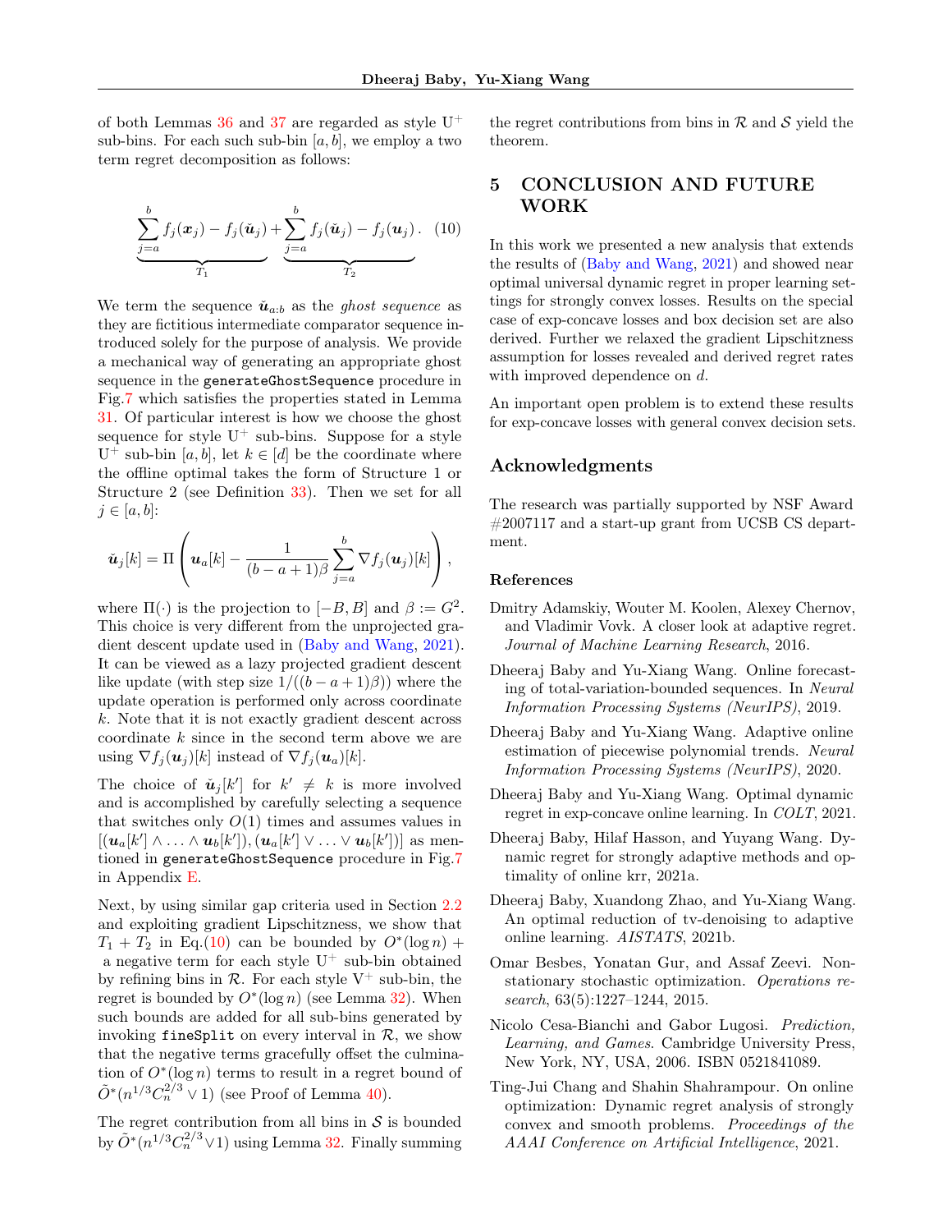of both Lemmas 36 and 37 are regarded as style U$^+$ sub-bins. For each such sub-bin $[a, b]$, we employ a two term regret decomposition as follows:

$$\underbrace{\sum_{j=a}^{b} f_j(\boldsymbol{x}_j) - f_j(\check{\boldsymbol{u}}_j)}_{T_1} + \underbrace{\sum_{j=a}^{b} f_j(\check{\boldsymbol{u}}_j) - f_j(\boldsymbol{u}_j)}_{T_2}. \quad (10)$$

We term the sequence $\check{\boldsymbol{u}}_{a:b}$ as the *ghost sequence* as they are fictitious intermediate comparator sequence introduced solely for the purpose of analysis. We provide a mechanical way of generating an appropriate ghost sequence in the `generateGhostSequence` procedure in Fig.7 which satisfies the properties stated in Lemma 31. Of particular interest is how we choose the ghost sequence for style U$^+$ sub-bins. Suppose for a style U$^+$ sub-bin $[a, b]$, let $k \in [d]$ be the coordinate where the offline optimal takes the form of Structure 1 or Structure 2 (see Definition 33). Then we set for all $j \in [a, b]$:

$$\check{\boldsymbol{u}}_j[k] = \Pi\left(\boldsymbol{u}_a[k] - \frac{1}{(b-a+1)\beta}\sum_{j=a}^{b} \nabla f_j(\boldsymbol{u}_j)[k]\right),$$

where $\Pi(\cdot)$ is the projection to $[-B, B]$ and $\beta := G^2$. This choice is very different from the unprojected gradient descent update used in (Baby and Wang, 2021). It can be viewed as a lazy projected gradient descent like update (with step size $1/((b-a+1)\beta)$) where the update operation is performed only across coordinate $k$. Note that it is not exactly gradient descent across coordinate $k$ since in the second term above we are using $\nabla f_j(\boldsymbol{u}_j)[k]$ instead of $\nabla f_j(\boldsymbol{u}_a)[k]$.

The choice of $\check{\boldsymbol{u}}_j[k']$ for $k' \neq k$ is more involved and is accomplished by carefully selecting a sequence that switches only $O(1)$ times and assumes values in $[(\boldsymbol{u}_a[k'] \wedge \ldots \wedge \boldsymbol{u}_b[k']), (\boldsymbol{u}_a[k'] \vee \ldots \vee \boldsymbol{u}_b[k'])]$ as mentioned in `generateGhostSequence` procedure in Fig.7 in Appendix E.

Next, by using similar gap criteria used in Section 2.2 and exploiting gradient Lipschitzness, we show that $T_1 + T_2$ in Eq.(10) can be bounded by $O^*(\log n)$ + a negative term for each style U$^+$ sub-bin obtained by refining bins in $\mathcal{R}$. For each style V$^+$ sub-bin, the regret is bounded by $O^*(\log n)$ (see Lemma 32). When such bounds are added for all sub-bins generated by invoking `fineSplit` on every interval in $\mathcal{R}$, we show that the negative terms gracefully offset the culmination of $O^*(\log n)$ terms to result in a regret bound of $\tilde{O}^*(n^{1/3} C_n^{2/3} \vee 1)$ (see Proof of Lemma 40).

The regret contribution from all bins in $\mathcal{S}$ is bounded by $\tilde{O}^*(n^{1/3} C_n^{2/3} \vee 1)$ using Lemma 32. Finally summing the regret contributions from bins in $\mathcal{R}$ and $\mathcal{S}$ yield the theorem.

# 5 CONCLUSION AND FUTURE WORK

In this work we presented a new analysis that extends the results of (Baby and Wang, 2021) and showed near optimal universal dynamic regret in proper learning settings for strongly convex losses. Results on the special case of exp-concave losses and box decision set are also derived. Further we relaxed the gradient Lipschitzness assumption for losses revealed and derived regret rates with improved dependence on $d$.

An important open problem is to extend these results for exp-concave losses with general convex decision sets.

## Acknowledgments

The research was partially supported by NSF Award #2007117 and a start-up grant from UCSB CS department.

### References

Dmitry Adamskiy, Wouter M. Koolen, Alexey Chernov, and Vladimir Vovk. A closer look at adaptive regret. *Journal of Machine Learning Research*, 2016.

Dheeraj Baby and Yu-Xiang Wang. Online forecasting of total-variation-bounded sequences. In *Neural Information Processing Systems (NeurIPS)*, 2019.

Dheeraj Baby and Yu-Xiang Wang. Adaptive online estimation of piecewise polynomial trends. *Neural Information Processing Systems (NeurIPS)*, 2020.

Dheeraj Baby and Yu-Xiang Wang. Optimal dynamic regret in exp-concave online learning. In *COLT*, 2021.

Dheeraj Baby, Hilaf Hasson, and Yuyang Wang. Dynamic regret for strongly adaptive methods and optimality of online krr, 2021a.

Dheeraj Baby, Xuandong Zhao, and Yu-Xiang Wang. An optimal reduction of tv-denoising to adaptive online learning. *AISTATS*, 2021b.

Omar Besbes, Yonatan Gur, and Assaf Zeevi. Non-stationary stochastic optimization. *Operations research*, 63(5):1227–1244, 2015.

Nicolo Cesa-Bianchi and Gabor Lugosi. *Prediction, Learning, and Games*. Cambridge University Press, New York, NY, USA, 2006. ISBN 0521841089.

Ting-Jui Chang and Shahin Shahrampour. On online optimization: Dynamic regret analysis of strongly convex and smooth problems. *Proceedings of the AAAI Conference on Artificial Intelligence*, 2021.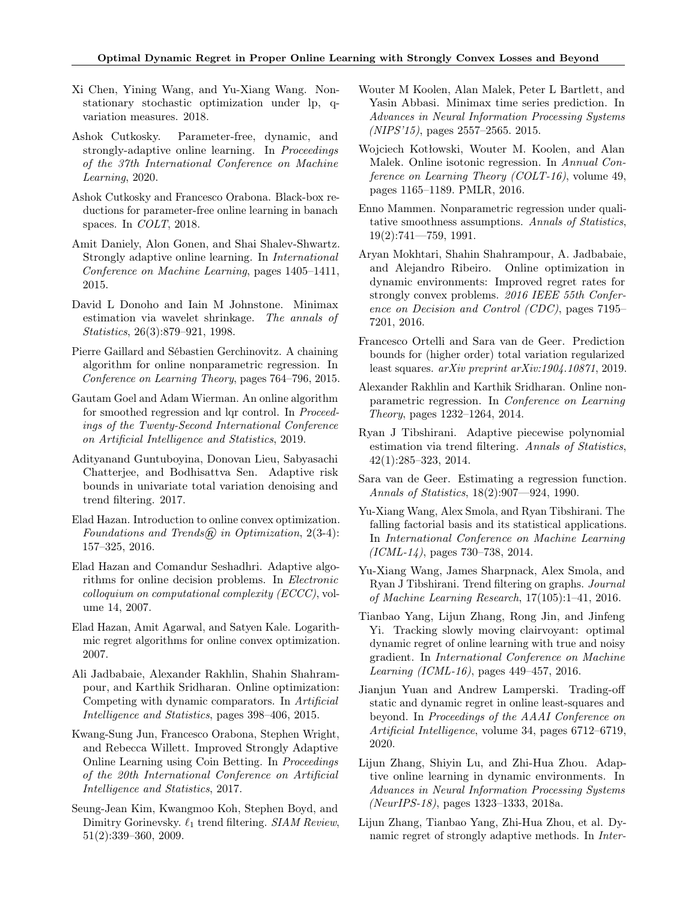Xi Chen, Yining Wang, and Yu-Xiang Wang. Nonstationary stochastic optimization under lp, q-variation measures. 2018.

Ashok Cutkosky. Parameter-free, dynamic, and strongly-adaptive online learning. In *Proceedings of the 37th International Conference on Machine Learning*, 2020.

Ashok Cutkosky and Francesco Orabona. Black-box reductions for parameter-free online learning in banach spaces. In *COLT*, 2018.

Amit Daniely, Alon Gonen, and Shai Shalev-Shwartz. Strongly adaptive online learning. In *International Conference on Machine Learning*, pages 1405–1411, 2015.

David L Donoho and Iain M Johnstone. Minimax estimation via wavelet shrinkage. *The annals of Statistics*, 26(3):879–921, 1998.

Pierre Gaillard and Sébastien Gerchinovitz. A chaining algorithm for online nonparametric regression. In *Conference on Learning Theory*, pages 764–796, 2015.

Gautam Goel and Adam Wierman. An online algorithm for smoothed regression and lqr control. In *Proceedings of the Twenty-Second International Conference on Artificial Intelligence and Statistics*, 2019.

Adityanand Guntuboyina, Donovan Lieu, Sabyasachi Chatterjee, and Bodhisattva Sen. Adaptive risk bounds in univariate total variation denoising and trend filtering. 2017.

Elad Hazan. Introduction to online convex optimization. *Foundations and Trends® in Optimization*, 2(3-4): 157–325, 2016.

Elad Hazan and Comandur Seshadhri. Adaptive algorithms for online decision problems. In *Electronic colloquium on computational complexity (ECCC)*, volume 14, 2007.

Elad Hazan, Amit Agarwal, and Satyen Kale. Logarithmic regret algorithms for online convex optimization. 2007.

Ali Jadbabaie, Alexander Rakhlin, Shahin Shahrampour, and Karthik Sridharan. Online optimization: Competing with dynamic comparators. In *Artificial Intelligence and Statistics*, pages 398–406, 2015.

Kwang-Sung Jun, Francesco Orabona, Stephen Wright, and Rebecca Willett. Improved Strongly Adaptive Online Learning using Coin Betting. In *Proceedings of the 20th International Conference on Artificial Intelligence and Statistics*, 2017.

Seung-Jean Kim, Kwangmoo Koh, Stephen Boyd, and Dimitry Gorinevsky. $\ell_1$ trend filtering. *SIAM Review*, 51(2):339–360, 2009.

Wouter M Koolen, Alan Malek, Peter L Bartlett, and Yasin Abbasi. Minimax time series prediction. In *Advances in Neural Information Processing Systems (NIPS'15)*, pages 2557–2565. 2015.

Wojciech Kotłowski, Wouter M. Koolen, and Alan Malek. Online isotonic regression. In *Annual Conference on Learning Theory (COLT-16)*, volume 49, pages 1165–1189. PMLR, 2016.

Enno Mammen. Nonparametric regression under qualitative smoothness assumptions. *Annals of Statistics*, 19(2):741—759, 1991.

Aryan Mokhtari, Shahin Shahrampour, A. Jadbabaie, and Alejandro Ribeiro. Online optimization in dynamic environments: Improved regret rates for strongly convex problems. *2016 IEEE 55th Conference on Decision and Control (CDC)*, pages 7195–7201, 2016.

Francesco Ortelli and Sara van de Geer. Prediction bounds for (higher order) total variation regularized least squares. *arXiv preprint arXiv:1904.10871*, 2019.

Alexander Rakhlin and Karthik Sridharan. Online nonparametric regression. In *Conference on Learning Theory*, pages 1232–1264, 2014.

Ryan J Tibshirani. Adaptive piecewise polynomial estimation via trend filtering. *Annals of Statistics*, 42(1):285–323, 2014.

Sara van de Geer. Estimating a regression function. *Annals of Statistics*, 18(2):907—924, 1990.

Yu-Xiang Wang, Alex Smola, and Ryan Tibshirani. The falling factorial basis and its statistical applications. In *International Conference on Machine Learning (ICML-14)*, pages 730–738, 2014.

Yu-Xiang Wang, James Sharpnack, Alex Smola, and Ryan J Tibshirani. Trend filtering on graphs. *Journal of Machine Learning Research*, 17(105):1–41, 2016.

Tianbao Yang, Lijun Zhang, Rong Jin, and Jinfeng Yi. Tracking slowly moving clairvoyant: optimal dynamic regret of online learning with true and noisy gradient. In *International Conference on Machine Learning (ICML-16)*, pages 449–457, 2016.

Jianjun Yuan and Andrew Lamperski. Trading-off static and dynamic regret in online least-squares and beyond. In *Proceedings of the AAAI Conference on Artificial Intelligence*, volume 34, pages 6712–6719, 2020.

Lijun Zhang, Shiyin Lu, and Zhi-Hua Zhou. Adaptive online learning in dynamic environments. In *Advances in Neural Information Processing Systems (NeurIPS-18)*, pages 1323–1333, 2018a.

Lijun Zhang, Tianbao Yang, Zhi-Hua Zhou, et al. Dynamic regret of strongly adaptive methods. In *Inter-*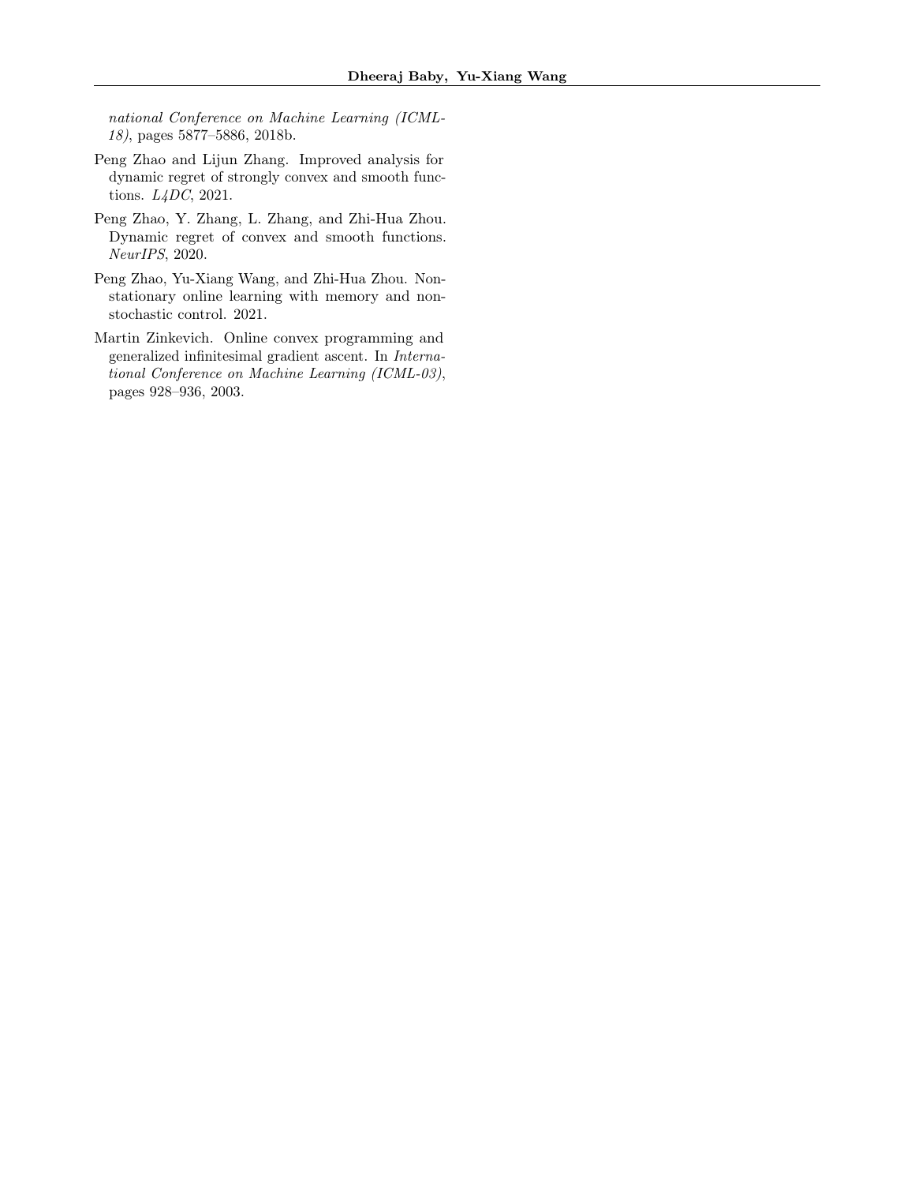*national Conference on Machine Learning (ICML-18)*, pages 5877–5886, 2018b.

Peng Zhao and Lijun Zhang. Improved analysis for dynamic regret of strongly convex and smooth functions. *L4DC*, 2021.

Peng Zhao, Y. Zhang, L. Zhang, and Zhi-Hua Zhou. Dynamic regret of convex and smooth functions. *NeurIPS*, 2020.

Peng Zhao, Yu-Xiang Wang, and Zhi-Hua Zhou. Non-stationary online learning with memory and non-stochastic control. 2021.

Martin Zinkevich. Online convex programming and generalized infinitesimal gradient ascent. In *International Conference on Machine Learning (ICML-03)*, pages 928–936, 2003.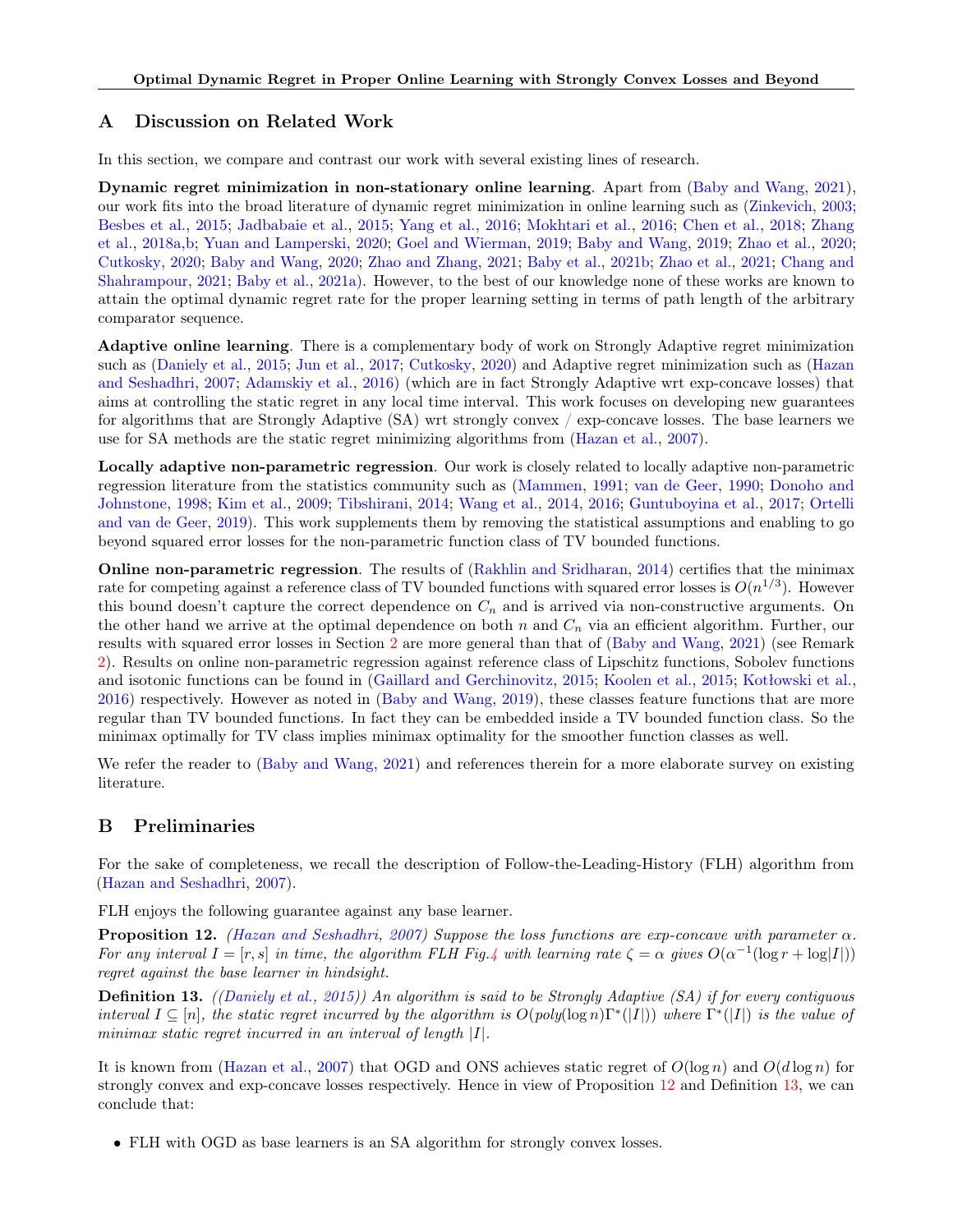## A Discussion on Related Work

In this section, we compare and contrast our work with several existing lines of research.

**Dynamic regret minimization in non-stationary online learning**. Apart from (Baby and Wang, 2021), our work fits into the broad literature of dynamic regret minimization in online learning such as (Zinkevich, 2003; Besbes et al., 2015; Jadbabaie et al., 2015; Yang et al., 2016; Mokhtari et al., 2016; Chen et al., 2018; Zhang et al., 2018a,b; Yuan and Lamperski, 2020; Goel and Wierman, 2019; Baby and Wang, 2019; Zhao et al., 2020; Cutkosky, 2020; Baby and Wang, 2020; Zhao and Zhang, 2021; Baby et al., 2021b; Zhao et al., 2021; Chang and Shahrampour, 2021; Baby et al., 2021a). However, to the best of our knowledge none of these works are known to attain the optimal dynamic regret rate for the proper learning setting in terms of path length of the arbitrary comparator sequence.

**Adaptive online learning**. There is a complementary body of work on Strongly Adaptive regret minimization such as (Daniely et al., 2015; Jun et al., 2017; Cutkosky, 2020) and Adaptive regret minimization such as (Hazan and Seshadhri, 2007; Adamskiy et al., 2016) (which are in fact Strongly Adaptive wrt exp-concave losses) that aims at controlling the static regret in any local time interval. This work focuses on developing new guarantees for algorithms that are Strongly Adaptive (SA) wrt strongly convex / exp-concave losses. The base learners we use for SA methods are the static regret minimizing algorithms from (Hazan et al., 2007).

**Locally adaptive non-parametric regression**. Our work is closely related to locally adaptive non-parametric regression literature from the statistics community such as (Mammen, 1991; van de Geer, 1990; Donoho and Johnstone, 1998; Kim et al., 2009; Tibshirani, 2014; Wang et al., 2014, 2016; Guntuboyina et al., 2017; Ortelli and van de Geer, 2019). This work supplements them by removing the statistical assumptions and enabling to go beyond squared error losses for the non-parametric function class of TV bounded functions.

**Online non-parametric regression**. The results of (Rakhlin and Sridharan, 2014) certifies that the minimax rate for competing against a reference class of TV bounded functions with squared error losses is $O(n^{1/3})$. However this bound doesn't capture the correct dependence on $C_n$ and is arrived via non-constructive arguments. On the other hand we arrive at the optimal dependence on both $n$ and $C_n$ via an efficient algorithm. Further, our results with squared error losses in Section 2 are more general than that of (Baby and Wang, 2021) (see Remark 2). Results on online non-parametric regression against reference class of Lipschitz functions, Sobolev functions and isotonic functions can be found in (Gaillard and Gerchinovitz, 2015; Koolen et al., 2015; Kotłowski et al., 2016) respectively. However as noted in (Baby and Wang, 2019), these classes feature functions that are more regular than TV bounded functions. In fact they can be embedded inside a TV bounded function class. So the minimax optimally for TV class implies minimax optimality for the smoother function classes as well.

We refer the reader to (Baby and Wang, 2021) and references therein for a more elaborate survey on existing literature.

## B Preliminaries

For the sake of completeness, we recall the description of Follow-the-Leading-History (FLH) algorithm from (Hazan and Seshadhri, 2007).

FLH enjoys the following guarantee against any base learner.

**Proposition 12.** *(Hazan and Seshadhri, 2007) Suppose the loss functions are exp-concave with parameter $\alpha$. For any interval $I = [r, s]$ in time, the algorithm FLH Fig.4 with learning rate $\zeta = \alpha$ gives $O(\alpha^{-1}(\log r + \log |I|))$ regret against the base learner in hindsight.*

**Definition 13.** *((Daniely et al., 2015)) An algorithm is said to be Strongly Adaptive (SA) if for every contiguous interval $I \subseteq [n]$, the static regret incurred by the algorithm is $O(poly(\log n)\Gamma^*(|I|))$ where $\Gamma^*(|I|)$ is the value of minimax static regret incurred in an interval of length $|I|$.*

It is known from (Hazan et al., 2007) that OGD and ONS achieves static regret of $O(\log n)$ and $O(d \log n)$ for strongly convex and exp-concave losses respectively. Hence in view of Proposition 12 and Definition 13, we can conclude that:

- FLH with OGD as base learners is an SA algorithm for strongly convex losses.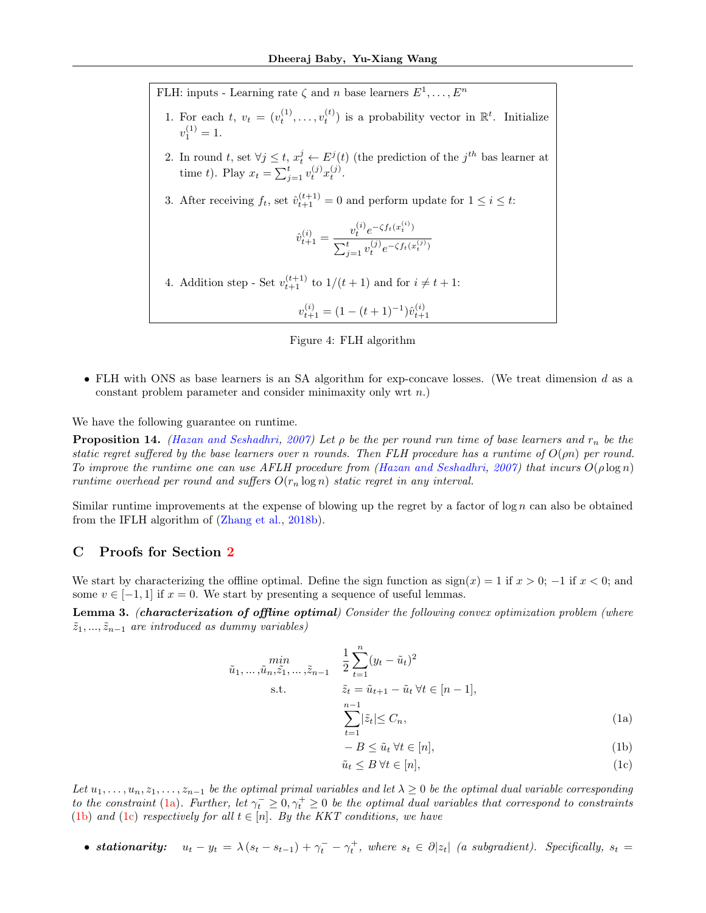FLH: inputs - Learning rate $\zeta$ and $n$ base learners $E^1, \ldots, E^n$

1. For each $t$, $v_t = (v_t^{(1)}, \ldots, v_t^{(t)})$ is a probability vector in $\mathbb{R}^t$. Initialize $v_1^{(1)} = 1$.
2. In round $t$, set $\forall j \leq t$, $x_t^j \leftarrow E^j(t)$ (the prediction of the $j^{th}$ bas learner at time $t$). Play $x_t = \sum_{j=1}^{t} v_t^{(j)} x_t^{(j)}$.
3. After receiving $f_t$, set $\hat{v}_{t+1}^{(t+1)} = 0$ and perform update for $1 \leq i \leq t$:
$$\hat{v}_{t+1}^{(i)} = \frac{v_t^{(i)} e^{-\zeta f_t(x_t^{(i)})}}{\sum_{j=1}^{t} v_t^{(j)} e^{-\zeta f_t(x_t^{(j)})}}$$
4. Addition step - Set $v_{t+1}^{(t+1)}$ to $1/(t+1)$ and for $i \neq t+1$:
$$v_{t+1}^{(i)} = (1 - (t+1)^{-1}) \hat{v}_{t+1}^{(i)}$$

Figure 4: FLH algorithm

- FLH with ONS as base learners is an SA algorithm for exp-concave losses. (We treat dimension $d$ as a constant problem parameter and consider minimaxity only wrt $n$.)

We have the following guarantee on runtime.

**Proposition 14.** *(Hazan and Seshadhri, 2007) Let $\rho$ be the per round run time of base learners and $r_n$ be the static regret suffered by the base learners over $n$ rounds. Then FLH procedure has a runtime of $O(\rho n)$ per round. To improve the runtime one can use AFLH procedure from (Hazan and Seshadhri, 2007) that incurs $O(\rho \log n)$ runtime overhead per round and suffers $O(r_n \log n)$ static regret in any interval.*

Similar runtime improvements at the expense of blowing up the regret by a factor of $\log n$ can also be obtained from the IFLH algorithm of (Zhang et al., 2018b).

## C Proofs for Section 2

We start by characterizing the offline optimal. Define the sign function as $\text{sign}(x) = 1$ if $x > 0$; $-1$ if $x < 0$; and some $v \in [-1, 1]$ if $x = 0$. We start by presenting a sequence of useful lemmas.

**Lemma 3.** ***(characterization of offline optimal)*** *Consider the following convex optimization problem (where $\tilde{z}_1, \ldots, \tilde{z}_{n-1}$ are introduced as dummy variables)*

$$\begin{aligned}
\min_{\tilde{u}_1, \ldots, \tilde{u}_n, \tilde{z}_1, \ldots, \tilde{z}_{n-1}} \quad & \frac{1}{2} \sum_{t=1}^{n} (y_t - \tilde{u}_t)^2 \\
\text{s.t.} \quad & \tilde{z}_t = \tilde{u}_{t+1} - \tilde{u}_t \; \forall t \in [n-1], \\
& \sum_{t=1}^{n-1} |\tilde{z}_t| \leq C_n, && \text{(1a)} \\
& -B \leq \tilde{u}_t \; \forall t \in [n], && \text{(1b)} \\
& \tilde{u}_t \leq B \; \forall t \in [n], && \text{(1c)}
\end{aligned}$$

*Let $u_1, \ldots, u_n, z_1, \ldots, z_{n-1}$ be the optimal primal variables and let $\lambda \geq 0$ be the optimal dual variable corresponding to the constraint (1a). Further, let $\gamma_t^- \geq 0, \gamma_t^+ \geq 0$ be the optimal dual variables that correspond to constraints (1b) and (1c) respectively for all $t \in [n]$. By the KKT conditions, we have*

- ***stationarity:*** $u_t - y_t = \lambda (s_t - s_{t-1}) + \gamma_t^- - \gamma_t^+$, *where $s_t \in \partial |z_t|$ (a subgradient). Specifically, $s_t =$*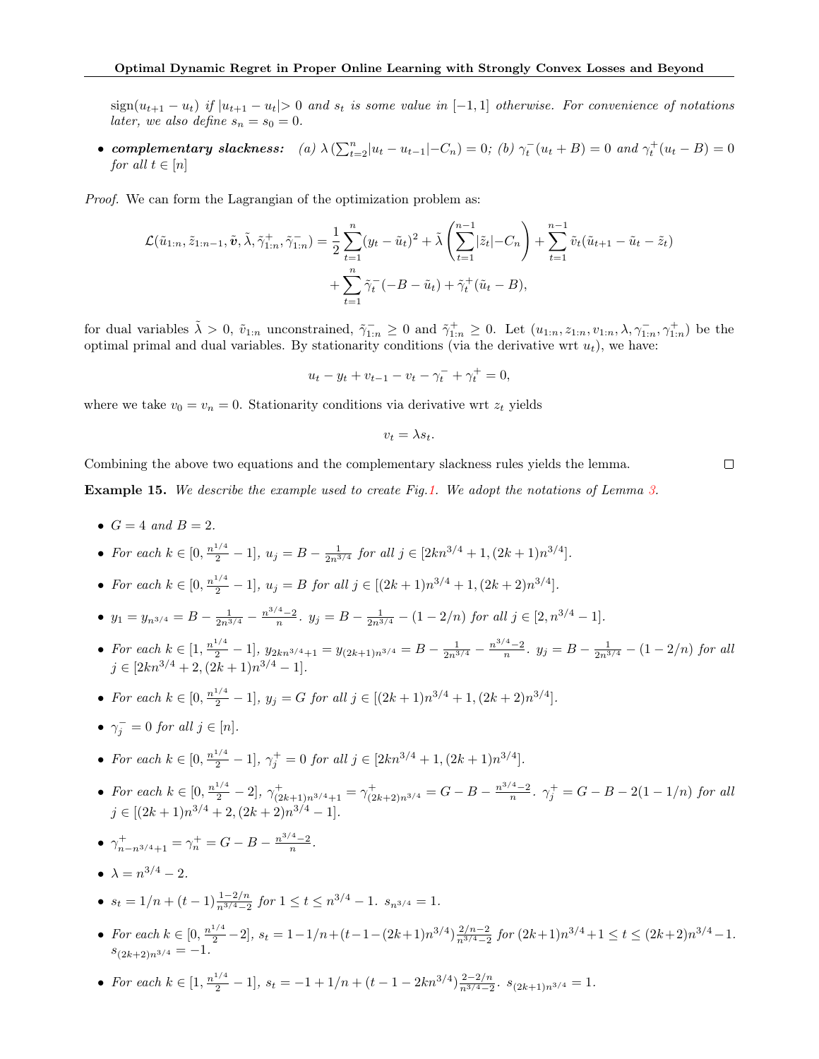$\text{sign}(u_{t+1} - u_t)$ *if* $|u_{t+1} - u_t| > 0$ *and* $s_t$ *is some value in* $[-1, 1]$ *otherwise. For convenience of notations later, we also define* $s_n = s_0 = 0$.

- ***complementary slackness:*** *(a)* $\lambda \left( \sum_{t=2}^{n} |u_t - u_{t-1}| - C_n \right) = 0$*; (b)* $\gamma_t^-(u_t + B) = 0$ *and* $\gamma_t^+(u_t - B) = 0$ *for all* $t \in [n]$

*Proof.* We can form the Lagrangian of the optimization problem as:

$$\mathcal{L}(\tilde{u}_{1:n}, \tilde{z}_{1:n-1}, \tilde{\boldsymbol{v}}, \tilde{\lambda}, \tilde{\gamma}_{1:n}^+, \tilde{\gamma}_{1:n}^-) = \frac{1}{2} \sum_{t=1}^{n} (y_t - \tilde{u}_t)^2 + \tilde{\lambda} \left( \sum_{t=1}^{n-1} |\tilde{z}_t| - C_n \right) + \sum_{t=1}^{n-1} \tilde{v}_t (\tilde{u}_{t+1} - \tilde{u}_t - \tilde{z}_t)$$
$$+ \sum_{t=1}^{n} \tilde{\gamma}_t^-(-B - \tilde{u}_t) + \tilde{\gamma}_t^+(\tilde{u}_t - B),$$

for dual variables $\tilde{\lambda} > 0$, $\tilde{v}_{1:n}$ unconstrained, $\tilde{\gamma}_{1:n}^- \geq 0$ and $\tilde{\gamma}_{1:n}^+ \geq 0$. Let $(u_{1:n}, z_{1:n}, v_{1:n}, \lambda, \gamma_{1:n}^-, \gamma_{1:n}^+)$ be the optimal primal and dual variables. By stationarity conditions (via the derivative wrt $u_t$), we have:

$$u_t - y_t + v_{t-1} - v_t - \gamma_t^- + \gamma_t^+ = 0,$$

where we take $v_0 = v_n = 0$. Stationarity conditions via derivative wrt $z_t$ yields

$$v_t = \lambda s_t.$$

Combining the above two equations and the complementary slackness rules yields the lemma. ∎

**Example 15.** *We describe the example used to create Fig.1. We adopt the notations of Lemma 3.*

- $G = 4$ *and* $B = 2$.
- *For each* $k \in [0, \frac{n^{1/4}}{2} - 1]$, $u_j = B - \frac{1}{2n^{3/4}}$ *for all* $j \in [2kn^{3/4} + 1, (2k+1)n^{3/4}]$.
- *For each* $k \in [0, \frac{n^{1/4}}{2} - 1]$, $u_j = B$ *for all* $j \in [(2k+1)n^{3/4} + 1, (2k+2)n^{3/4}]$.
- $y_1 = y_{n^{3/4}} = B - \frac{1}{2n^{3/4}} - \frac{n^{3/4}-2}{n}$. $y_j = B - \frac{1}{2n^{3/4}} - (1 - 2/n)$ *for all* $j \in [2, n^{3/4} - 1]$.
- *For each* $k \in [1, \frac{n^{1/4}}{2} - 1]$, $y_{2kn^{3/4}+1} = y_{(2k+1)n^{3/4}} = B - \frac{1}{2n^{3/4}} - \frac{n^{3/4}-2}{n}$. $y_j = B - \frac{1}{2n^{3/4}} - (1 - 2/n)$ *for all* $j \in [2kn^{3/4} + 2, (2k+1)n^{3/4} - 1]$.
- *For each* $k \in [0, \frac{n^{1/4}}{2} - 1]$, $y_j = G$ *for all* $j \in [(2k+1)n^{3/4} + 1, (2k+2)n^{3/4}]$.
- $\gamma_j^- = 0$ *for all* $j \in [n]$.
- *For each* $k \in [0, \frac{n^{1/4}}{2} - 1]$, $\gamma_j^+ = 0$ *for all* $j \in [2kn^{3/4} + 1, (2k+1)n^{3/4}]$.
- *For each* $k \in [0, \frac{n^{1/4}}{2} - 2]$, $\gamma^+_{(2k+1)n^{3/4}+1} = \gamma^+_{(2k+2)n^{3/4}} = G - B - \frac{n^{3/4}-2}{n}$. $\gamma_j^+ = G - B - 2(1 - 1/n)$ *for all* $j \in [(2k+1)n^{3/4} + 2, (2k+2)n^{3/4} - 1]$.
- $\gamma^+_{n-n^{3/4}+1} = \gamma_n^+ = G - B - \frac{n^{3/4}-2}{n}$.
- $\lambda = n^{3/4} - 2$.
- $s_t = 1/n + (t-1)\frac{1-2/n}{n^{3/4}-2}$ *for* $1 \leq t \leq n^{3/4} - 1$. $s_{n^{3/4}} = 1$.
- *For each* $k \in [0, \frac{n^{1/4}}{2} - 2]$, $s_t = 1 - 1/n + (t - 1 - (2k+1)n^{3/4})\frac{2/n-2}{n^{3/4}-2}$ *for* $(2k+1)n^{3/4} + 1 \leq t \leq (2k+2)n^{3/4} - 1$. $s_{(2k+2)n^{3/4}} = -1$.
- *For each* $k \in [1, \frac{n^{1/4}}{2} - 1]$, $s_t = -1 + 1/n + (t - 1 - 2kn^{3/4})\frac{2-2/n}{n^{3/4}-2}$. $s_{(2k+1)n^{3/4}} = 1$.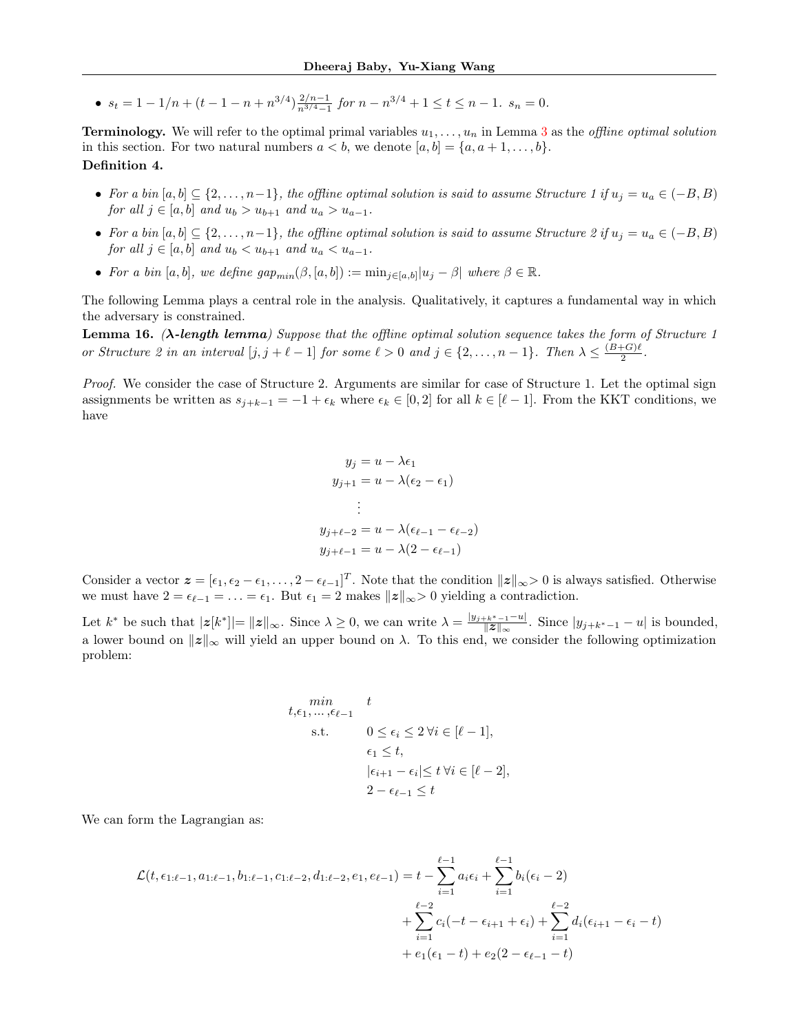- $s_t = 1 - 1/n + (t - 1 - n + n^{3/4})\frac{2/n-1}{n^{3/4}-1}$ *for* $n - n^{3/4} + 1 \leq t \leq n-1$. $s_n = 0$.

**Terminology.** We will refer to the optimal primal variables $u_1, \ldots, u_n$ in Lemma 3 as the *offline optimal solution* in this section. For two natural numbers $a < b$, we denote $[a, b] = \{a, a+1, \ldots, b\}$.

**Definition 4.**

- *For a bin* $[a, b] \subseteq \{2, \ldots, n-1\}$*, the offline optimal solution is said to assume Structure 1 if* $u_j = u_a \in (-B, B)$ *for all* $j \in [a, b]$ *and* $u_b > u_{b+1}$ *and* $u_a > u_{a-1}$*.*
- *For a bin* $[a, b] \subseteq \{2, \ldots, n-1\}$*, the offline optimal solution is said to assume Structure 2 if* $u_j = u_a \in (-B, B)$ *for all* $j \in [a, b]$ *and* $u_b < u_{b+1}$ *and* $u_a < u_{a-1}$*.*
- *For a bin* $[a, b]$*, we define* $gap_{min}(\beta, [a, b]) := \min_{j \in [a,b]} |u_j - \beta|$ *where* $\beta \in \mathbb{R}$*.*

The following Lemma plays a central role in the analysis. Qualitatively, it captures a fundamental way in which the adversary is constrained.

**Lemma 16.** ***($\lambda$-length lemma)*** *Suppose that the offline optimal solution sequence takes the form of Structure 1 or Structure 2 in an interval* $[j, j+\ell-1]$ *for some* $\ell > 0$ *and* $j \in \{2, \ldots, n-1\}$*. Then* $\lambda \leq \frac{(B+G)\ell}{2}$*.*

*Proof.* We consider the case of Structure 2. Arguments are similar for case of Structure 1. Let the optimal sign assignments be written as $s_{j+k-1} = -1 + \epsilon_k$ where $\epsilon_k \in [0, 2]$ for all $k \in [\ell - 1]$. From the KKT conditions, we have

$$
\begin{aligned}
y_j &= u - \lambda \epsilon_1 \\
y_{j+1} &= u - \lambda(\epsilon_2 - \epsilon_1) \\
&\vdots \\
y_{j+\ell-2} &= u - \lambda(\epsilon_{\ell-1} - \epsilon_{\ell-2}) \\
y_{j+\ell-1} &= u - \lambda(2 - \epsilon_{\ell-1})
\end{aligned}
$$

Consider a vector $\boldsymbol{z} = [\epsilon_1, \epsilon_2 - \epsilon_1, \ldots, 2 - \epsilon_{\ell-1}]^T$. Note that the condition $\|\boldsymbol{z}\|_\infty > 0$ is always satisfied. Otherwise we must have $2 = \epsilon_{\ell-1} = \ldots = \epsilon_1$. But $\epsilon_1 = 2$ makes $\|\boldsymbol{z}\|_\infty > 0$ yielding a contradiction.

Let $k^*$ be such that $|\boldsymbol{z}[k^*]| = \|\boldsymbol{z}\|_\infty$. Since $\lambda \geq 0$, we can write $\lambda = \frac{|y_{j+k^*-1} - u|}{\|\boldsymbol{z}\|_\infty}$. Since $|y_{j+k^*-1} - u|$ is bounded, a lower bound on $\|\boldsymbol{z}\|_\infty$ will yield an upper bound on $\lambda$. To this end, we consider the following optimization problem:

$$
\begin{aligned}
\min_{t, \epsilon_1, \ldots, \epsilon_{\ell-1}} \quad & t \\
\text{s.t.} \quad & 0 \leq \epsilon_i \leq 2 \; \forall i \in [\ell - 1], \\
& \epsilon_1 \leq t, \\
& |\epsilon_{i+1} - \epsilon_i| \leq t \; \forall i \in [\ell - 2], \\
& 2 - \epsilon_{\ell-1} \leq t
\end{aligned}
$$

We can form the Lagrangian as:

$$
\begin{aligned}
\mathcal{L}(t, \epsilon_{1:\ell-1}, a_{1:\ell-1}, b_{1:\ell-1}, c_{1:\ell-2}, d_{1:\ell-2}, e_1, e_{\ell-1}) = t &- \sum_{i=1}^{\ell-1} a_i \epsilon_i + \sum_{i=1}^{\ell-1} b_i(\epsilon_i - 2) \\
&+ \sum_{i=1}^{\ell-2} c_i(-t - \epsilon_{i+1} + \epsilon_i) + \sum_{i=1}^{\ell-2} d_i(\epsilon_{i+1} - \epsilon_i - t) \\
&+ e_1(\epsilon_1 - t) + e_2(2 - \epsilon_{\ell-1} - t)
\end{aligned}
$$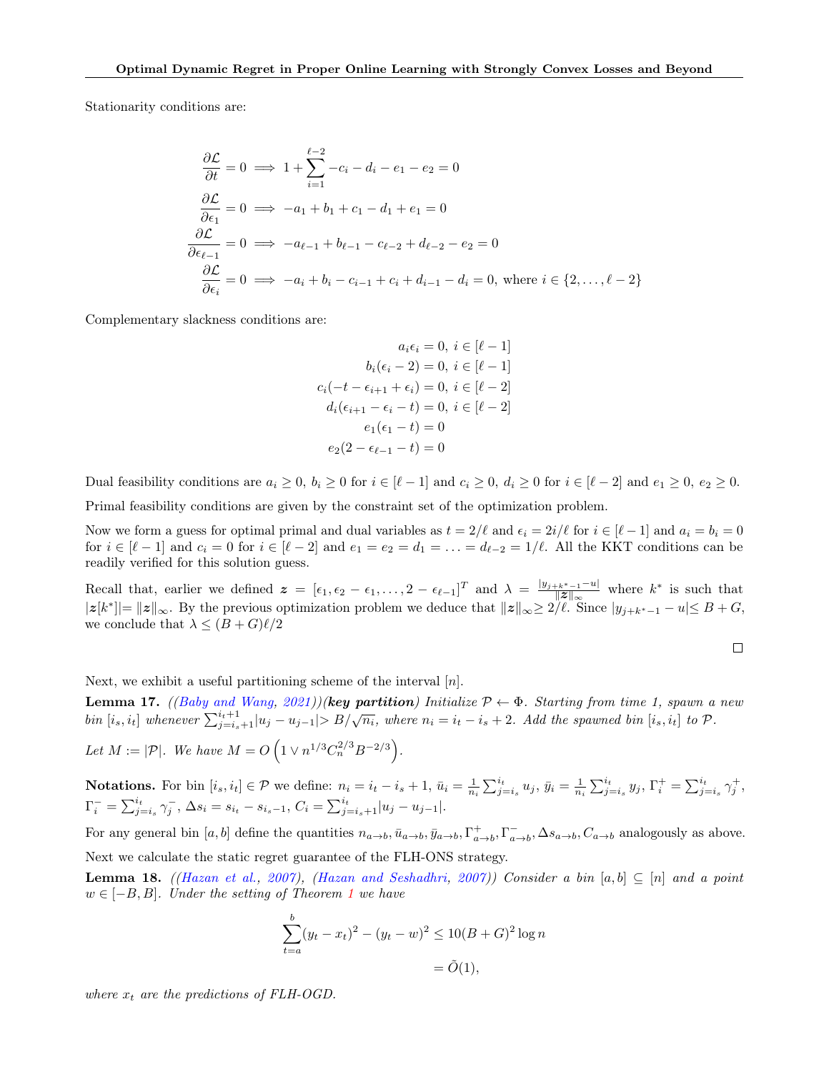Stationarity conditions are:

$$
\begin{aligned}
\frac{\partial \mathcal{L}}{\partial t} = 0 &\implies 1 + \sum_{i=1}^{\ell-2} -c_i - d_i - e_1 - e_2 = 0 \\
\frac{\partial \mathcal{L}}{\partial \epsilon_1} = 0 &\implies -a_1 + b_1 + c_1 - d_1 + e_1 = 0 \\
\frac{\partial \mathcal{L}}{\partial \epsilon_{\ell-1}} = 0 &\implies -a_{\ell-1} + b_{\ell-1} - c_{\ell-2} + d_{\ell-2} - e_2 = 0 \\
\frac{\partial \mathcal{L}}{\partial \epsilon_i} = 0 &\implies -a_i + b_i - c_{i-1} + c_i + d_{i-1} - d_i = 0, \text{ where } i \in \{2, \ldots, \ell-2\}
\end{aligned}
$$

Complementary slackness conditions are:

$$
\begin{aligned}
a_i \epsilon_i &= 0,\ i \in [\ell-1] \\
b_i(\epsilon_i - 2) &= 0,\ i \in [\ell-1] \\
c_i(-t - \epsilon_{i+1} + \epsilon_i) &= 0,\ i \in [\ell-2] \\
d_i(\epsilon_{i+1} - \epsilon_i - t) &= 0,\ i \in [\ell-2] \\
e_1(\epsilon_1 - t) &= 0 \\
e_2(2 - \epsilon_{\ell-1} - t) &= 0
\end{aligned}
$$

Dual feasibility conditions are $a_i \geq 0$, $b_i \geq 0$ for $i \in [\ell-1]$ and $c_i \geq 0$, $d_i \geq 0$ for $i \in [\ell-2]$ and $e_1 \geq 0$, $e_2 \geq 0$.

Primal feasibility conditions are given by the constraint set of the optimization problem.

Now we form a guess for optimal primal and dual variables as $t = 2/\ell$ and $\epsilon_i = 2i/\ell$ for $i \in [\ell-1]$ and $a_i = b_i = 0$ for $i \in [\ell-1]$ and $c_i = 0$ for $i \in [\ell-2]$ and $e_1 = e_2 = d_1 = \ldots = d_{\ell-2} = 1/\ell$. All the KKT conditions can be readily verified for this solution guess.

Recall that, earlier we defined $\boldsymbol{z} = [\epsilon_1, \epsilon_2 - \epsilon_1, \ldots, 2 - \epsilon_{\ell-1}]^T$ and $\lambda = \frac{|y_{j+k^*-1} - u|}{\|\boldsymbol{z}\|_\infty}$ where $k^*$ is such that $|\boldsymbol{z}[k^*]| = \|\boldsymbol{z}\|_\infty$. By the previous optimization problem we deduce that $\|\boldsymbol{z}\|_\infty \geq 2/\ell$. Since $|y_{j+k^*-1} - u| \leq B + G$, we conclude that $\lambda \leq (B+G)\ell/2$

□

Next, we exhibit a useful partitioning scheme of the interval $[n]$.

**Lemma 17.** *((Baby and Wang, 2021))(**key partition**) Initialize $\mathcal{P} \leftarrow \Phi$. Starting from time 1, spawn a new bin $[i_s, i_t]$ whenever $\sum_{j=i_s+1}^{i_t+1} |u_j - u_{j-1}| > B/\sqrt{n_i}$, where $n_i = i_t - i_s + 2$. Add the spawned bin $[i_s, i_t]$ to $\mathcal{P}$.*

*Let $M := |\mathcal{P}|$. We have $M = O\left(1 \vee n^{1/3} C_n^{2/3} B^{-2/3}\right)$.*

**Notations.** For bin $[i_s, i_t] \in \mathcal{P}$ we define: $n_i = i_t - i_s + 1$, $\bar{u}_i = \frac{1}{n_i} \sum_{j=i_s}^{i_t} u_j$, $\bar{y}_i = \frac{1}{n_i} \sum_{j=i_s}^{i_t} y_j$, $\Gamma_i^+ = \sum_{j=i_s}^{i_t} \gamma_j^+$, $\Gamma_i^- = \sum_{j=i_s}^{i_t} \gamma_j^-$, $\Delta s_i = s_{i_t} - s_{i_s - 1}$, $C_i = \sum_{j=i_s+1}^{i_t} |u_j - u_{j-1}|$.

For any general bin $[a,b]$ define the quantities $n_{a\to b}, \bar{u}_{a\to b}, \bar{y}_{a\to b}, \Gamma_{a\to b}^+, \Gamma_{a\to b}^-, \Delta s_{a\to b}, C_{a\to b}$ analogously as above.

Next we calculate the static regret guarantee of the FLH-ONS strategy.

**Lemma 18.** *((Hazan et al., 2007), (Hazan and Seshadhri, 2007)) Consider a bin $[a,b] \subseteq [n]$ and a point $w \in [-B, B]$. Under the setting of Theorem 1 we have*

$$
\begin{aligned}
\sum_{t=a}^{b} (y_t - x_t)^2 - (y_t - w)^2 &\leq 10(B+G)^2 \log n \\
&= \tilde{O}(1),
\end{aligned}
$$

*where $x_t$ are the predictions of FLH-OGD.*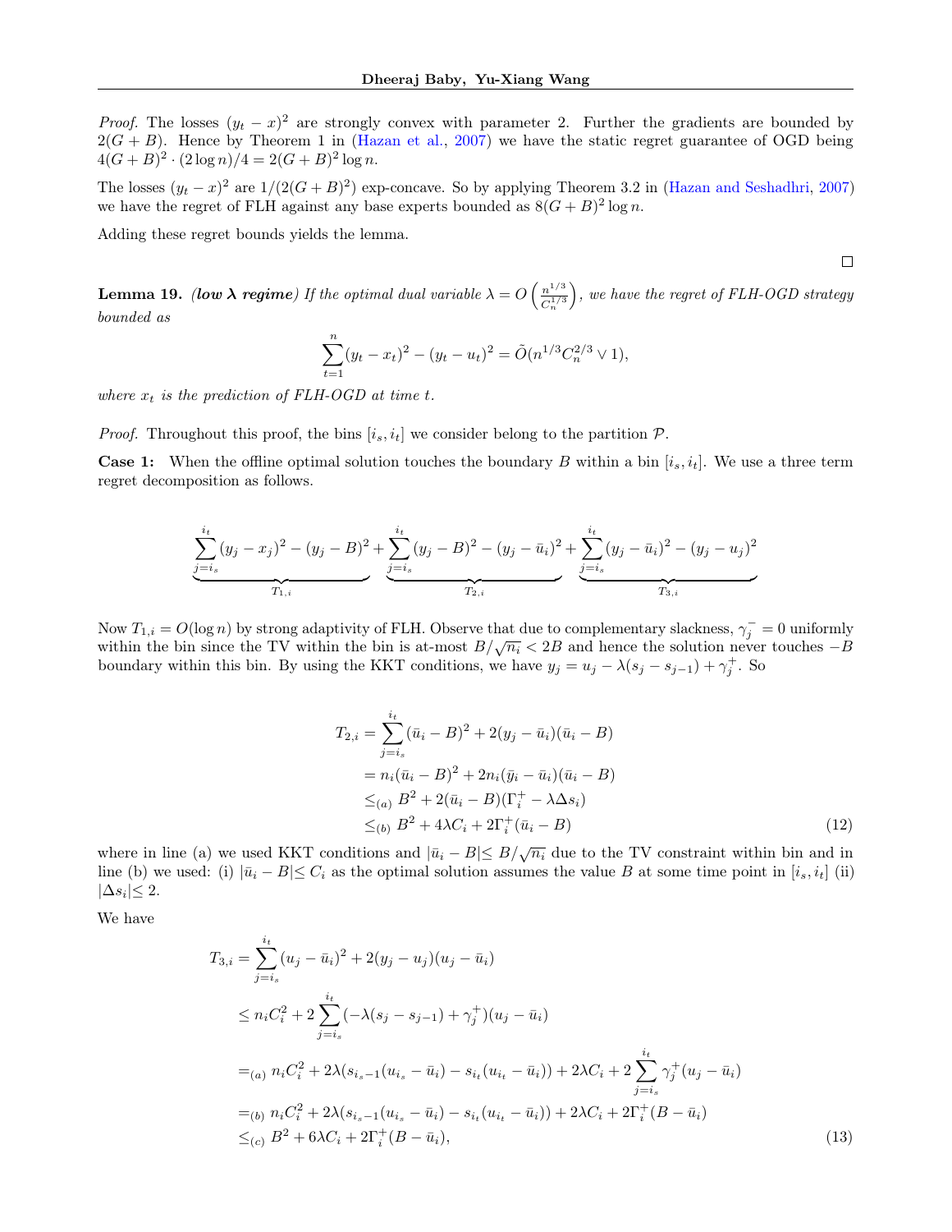*Proof.* The losses $(y_t - x)^2$ are strongly convex with parameter 2. Further the gradients are bounded by $2(G+B)$. Hence by Theorem 1 in (Hazan et al., 2007) we have the static regret guarantee of OGD being $4(G+B)^2 \cdot (2\log n)/4 = 2(G+B)^2 \log n$.

The losses $(y_t - x)^2$ are $1/(2(G+B)^2)$ exp-concave. So by applying Theorem 3.2 in (Hazan and Seshadhri, 2007) we have the regret of FLH against any base experts bounded as $8(G+B)^2 \log n$.

Adding these regret bounds yields the lemma. $\square$

**Lemma 19.** ***(low $\lambda$ regime)*** *If the optimal dual variable $\lambda = O\left(\frac{n^{1/3}}{C_n^{1/3}}\right)$, we have the regret of FLH-OGD strategy bounded as*

$$\sum_{t=1}^{n} (y_t - x_t)^2 - (y_t - u_t)^2 = \tilde{O}(n^{1/3} C_n^{2/3} \vee 1),$$

*where $x_t$ is the prediction of FLH-OGD at time $t$.*

*Proof.* Throughout this proof, the bins $[i_s, i_t]$ we consider belong to the partition $\mathcal{P}$.

**Case 1:** When the offline optimal solution touches the boundary $B$ within a bin $[i_s, i_t]$. We use a three term regret decomposition as follows.

$$\underbrace{\sum_{j=i_s}^{i_t} (y_j - x_j)^2 - (y_j - B)^2}_{T_{1,i}} + \underbrace{\sum_{j=i_s}^{i_t} (y_j - B)^2 - (y_j - \bar{u}_i)^2}_{T_{2,i}} + \underbrace{\sum_{j=i_s}^{i_t} (y_j - \bar{u}_i)^2 - (y_j - u_j)^2}_{T_{3,i}}$$

Now $T_{1,i} = O(\log n)$ by strong adaptivity of FLH. Observe that due to complementary slackness, $\gamma_j^- = 0$ uniformly within the bin since the TV within the bin is at-most $B/\sqrt{n_i} < 2B$ and hence the solution never touches $-B$ boundary within this bin. By using the KKT conditions, we have $y_j = u_j - \lambda(s_j - s_{j-1}) + \gamma_j^+$. So

$$\begin{aligned}
T_{2,i} &= \sum_{j=i_s}^{i_t} (\bar{u}_i - B)^2 + 2(y_j - \bar{u}_i)(\bar{u}_i - B) \\
&= n_i(\bar{u}_i - B)^2 + 2n_i(\bar{y}_i - \bar{u}_i)(\bar{u}_i - B) \\
&\leq_{(a)} B^2 + 2(\bar{u}_i - B)(\Gamma_i^+ - \lambda \Delta s_i) \\
&\leq_{(b)} B^2 + 4\lambda C_i + 2\Gamma_i^+(\bar{u}_i - B) \qquad (12)
\end{aligned}$$

where in line (a) we used KKT conditions and $|\bar{u}_i - B| \leq B/\sqrt{n_i}$ due to the TV constraint within bin and in line (b) we used: (i) $|\bar{u}_i - B| \leq C_i$ as the optimal solution assumes the value $B$ at some time point in $[i_s, i_t]$ (ii) $|\Delta s_i| \leq 2$.

We have

$$\begin{aligned}
T_{3,i} &= \sum_{j=i_s}^{i_t} (u_j - \bar{u}_i)^2 + 2(y_j - u_j)(u_j - \bar{u}_i) \\
&\leq n_i C_i^2 + 2\sum_{j=i_s}^{i_t} (-\lambda(s_j - s_{j-1}) + \gamma_j^+)(u_j - \bar{u}_i) \\
&=_{(a)} n_i C_i^2 + 2\lambda(s_{i_s - 1}(u_{i_s} - \bar{u}_i) - s_{i_t}(u_{i_t} - \bar{u}_i)) + 2\lambda C_i + 2\sum_{j=i_s}^{i_t} \gamma_j^+(u_j - \bar{u}_i) \\
&=_{(b)} n_i C_i^2 + 2\lambda(s_{i_s - 1}(u_{i_s} - \bar{u}_i) - s_{i_t}(u_{i_t} - \bar{u}_i)) + 2\lambda C_i + 2\Gamma_i^+(B - \bar{u}_i) \\
&\leq_{(c)} B^2 + 6\lambda C_i + 2\Gamma_i^+(B - \bar{u}_i), \qquad (13)
\end{aligned}$$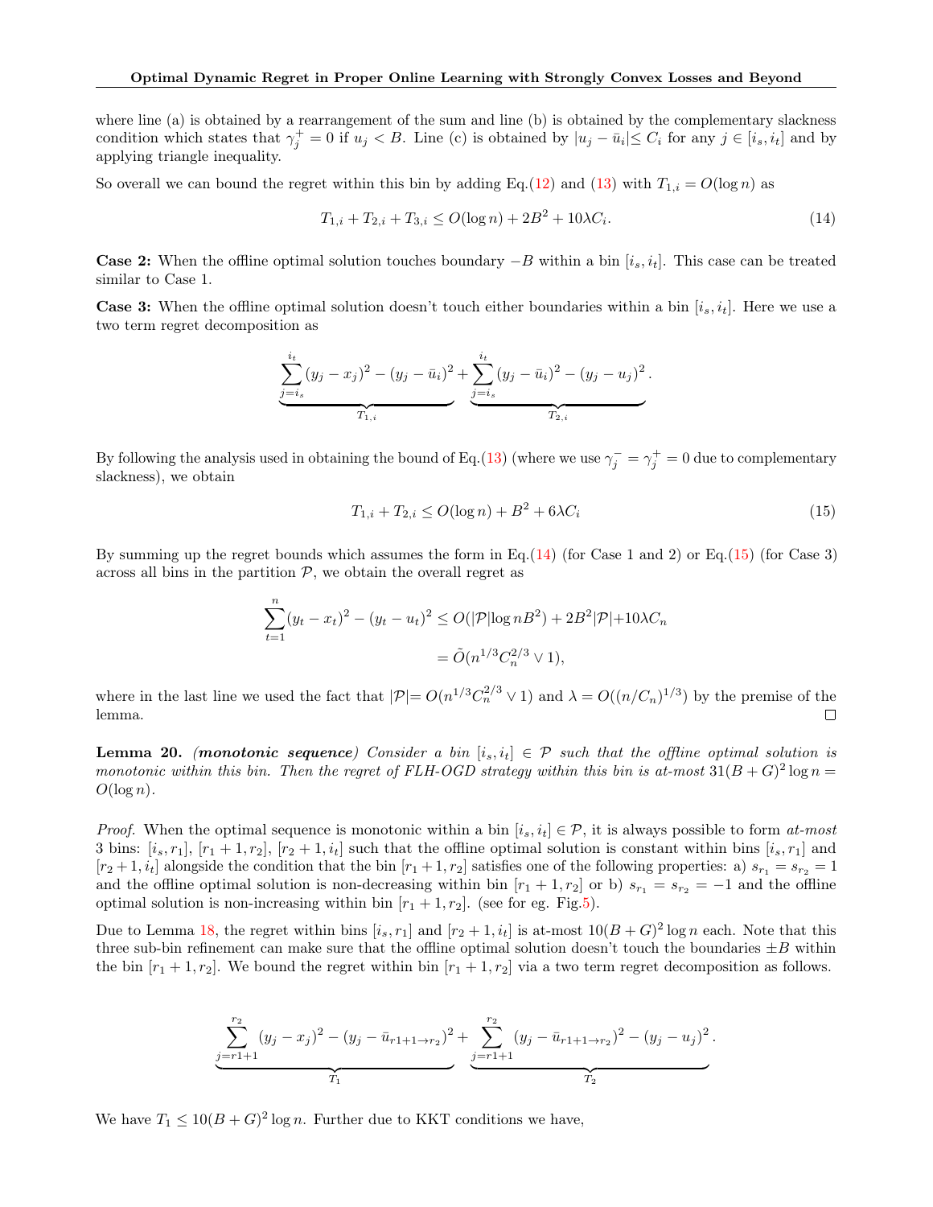where line (a) is obtained by a rearrangement of the sum and line (b) is obtained by the complementary slackness condition which states that $\gamma_j^+ = 0$ if $u_j < B$. Line (c) is obtained by $|u_j - \bar{u}_i| \leq C_i$ for any $j \in [i_s, i_t]$ and by applying triangle inequality.

So overall we can bound the regret within this bin by adding Eq.(12) and (13) with $T_{1,i} = O(\log n)$ as

$$T_{1,i} + T_{2,i} + T_{3,i} \leq O(\log n) + 2B^2 + 10\lambda C_i. \tag{14}$$

**Case 2:** When the offline optimal solution touches boundary $-B$ within a bin $[i_s, i_t]$. This case can be treated similar to Case 1.

**Case 3:** When the offline optimal solution doesn't touch either boundaries within a bin $[i_s, i_t]$. Here we use a two term regret decomposition as

$$\underbrace{\sum_{j=i_s}^{i_t} (y_j - x_j)^2 - (y_j - \bar{u}_i)^2}_{T_{1,i}} + \underbrace{\sum_{j=i_s}^{i_t} (y_j - \bar{u}_i)^2 - (y_j - u_j)^2}_{T_{2,i}}.$$

By following the analysis used in obtaining the bound of Eq.(13) (where we use $\gamma_j^- = \gamma_j^+ = 0$ due to complementary slackness), we obtain

$$T_{1,i} + T_{2,i} \leq O(\log n) + B^2 + 6\lambda C_i \tag{15}$$

By summing up the regret bounds which assumes the form in Eq.(14) (for Case 1 and 2) or Eq.(15) (for Case 3) across all bins in the partition $\mathcal{P}$, we obtain the overall regret as

$$\begin{aligned}
\sum_{t=1}^{n} (y_t - x_t)^2 - (y_t - u_t)^2 &\leq O(|\mathcal{P}| \log n B^2) + 2B^2|\mathcal{P}| + 10\lambda C_n \\
&= \tilde{O}(n^{1/3} C_n^{2/3} \vee 1),
\end{aligned}$$

where in the last line we used the fact that $|\mathcal{P}| = O(n^{1/3} C_n^{2/3} \vee 1)$ and $\lambda = O((n/C_n)^{1/3})$ by the premise of the lemma. $\square$

**Lemma 20.** ***(monotonic sequence)*** *Consider a bin $[i_s, i_t] \in \mathcal{P}$ such that the offline optimal solution is monotonic within this bin. Then the regret of FLH-OGD strategy within this bin is at-most $31(B+G)^2 \log n = O(\log n)$.*

*Proof.* When the optimal sequence is monotonic within a bin $[i_s, i_t] \in \mathcal{P}$, it is always possible to form *at-most* 3 bins: $[i_s, r_1]$, $[r_1 + 1, r_2]$, $[r_2 + 1, i_t]$ such that the offline optimal solution is constant within bins $[i_s, r_1]$ and $[r_2 + 1, i_t]$ alongside the condition that the bin $[r_1 + 1, r_2]$ satisfies one of the following properties: a) $s_{r_1} = s_{r_2} = 1$ and the offline optimal solution is non-decreasing within bin $[r_1 + 1, r_2]$ or b) $s_{r_1} = s_{r_2} = -1$ and the offline optimal solution is non-increasing within bin $[r_1 + 1, r_2]$. (see for eg. Fig.5).

Due to Lemma 18, the regret within bins $[i_s, r_1]$ and $[r_2 + 1, i_t]$ is at-most $10(B+G)^2 \log n$ each. Note that this three sub-bin refinement can make sure that the offline optimal solution doesn't touch the boundaries $\pm B$ within the bin $[r_1 + 1, r_2]$. We bound the regret within bin $[r_1 + 1, r_2]$ via a two term regret decomposition as follows.

$$\underbrace{\sum_{j=r1+1}^{r_2} (y_j - x_j)^2 - (y_j - \bar{u}_{r1+1 \to r_2})^2}_{T_1} + \underbrace{\sum_{j=r1+1}^{r_2} (y_j - \bar{u}_{r1+1 \to r_2})^2 - (y_j - u_j)^2}_{T_2}.$$

We have $T_1 \leq 10(B+G)^2 \log n$. Further due to KKT conditions we have,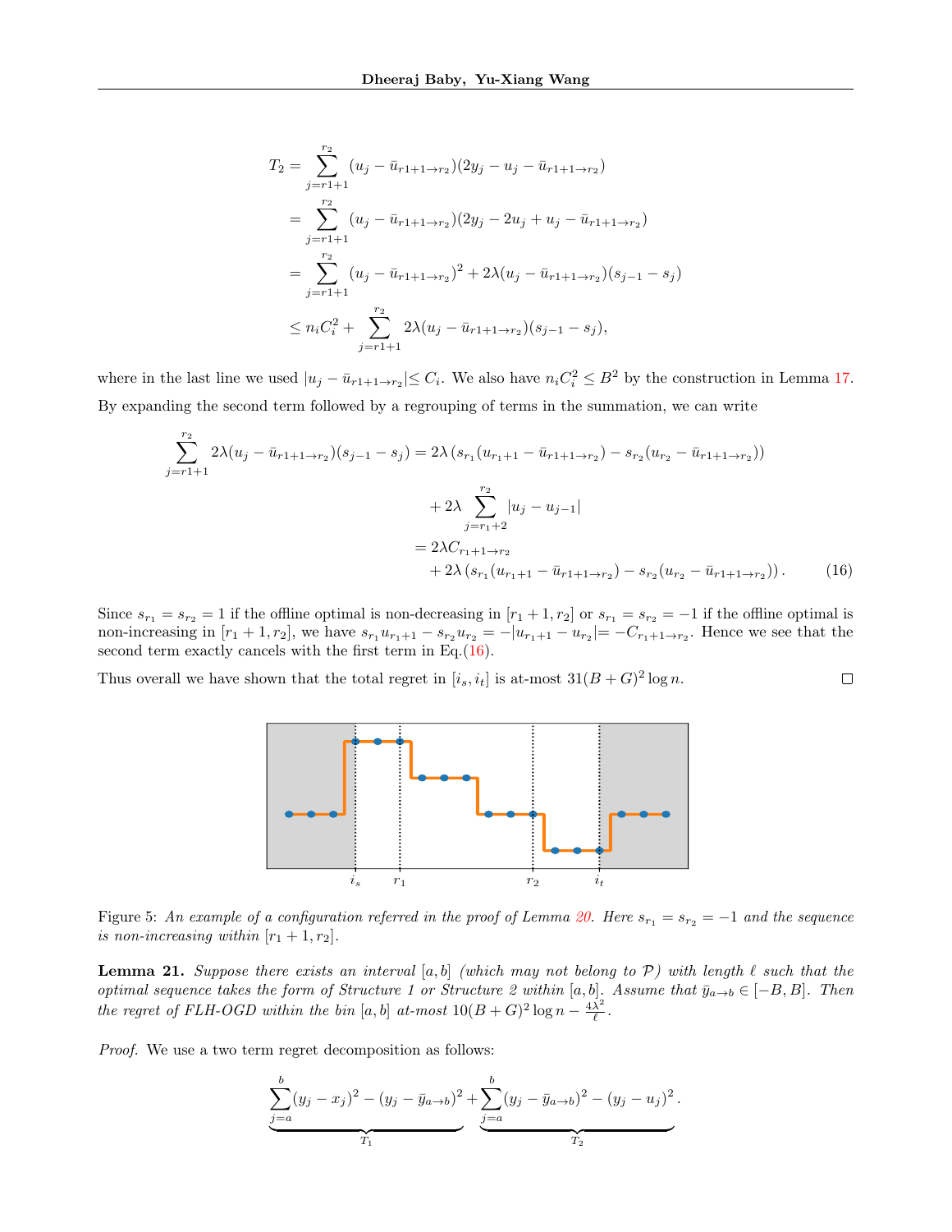$$
\begin{aligned}
T_2 &= \sum_{j=r1+1}^{r_2} (u_j - \bar{u}_{r1+1\to r_2})(2y_j - u_j - \bar{u}_{r1+1\to r_2}) \\
&= \sum_{j=r1+1}^{r_2} (u_j - \bar{u}_{r1+1\to r_2})(2y_j - 2u_j + u_j - \bar{u}_{r1+1\to r_2}) \\
&= \sum_{j=r1+1}^{r_2} (u_j - \bar{u}_{r1+1\to r_2})^2 + 2\lambda(u_j - \bar{u}_{r1+1\to r_2})(s_{j-1} - s_j) \\
&\leq n_i C_i^2 + \sum_{j=r1+1}^{r_2} 2\lambda(u_j - \bar{u}_{r1+1\to r_2})(s_{j-1} - s_j),
\end{aligned}
$$

where in the last line we used $|u_j - \bar{u}_{r1+1\to r_2}| \leq C_i$. We also have $n_i C_i^2 \leq B^2$ by the construction in Lemma 17. By expanding the second term followed by a regrouping of terms in the summation, we can write

$$
\begin{aligned}
\sum_{j=r1+1}^{r_2} 2\lambda(u_j - \bar{u}_{r1+1\to r_2})(s_{j-1} - s_j) &= 2\lambda \left(s_{r_1}(u_{r_1+1} - \bar{u}_{r1+1\to r_2}) - s_{r_2}(u_{r_2} - \bar{u}_{r1+1\to r_2})\right) \\
&\quad + 2\lambda \sum_{j=r_1+2}^{r_2} |u_j - u_{j-1}| \\
&= 2\lambda C_{r_1+1\to r_2} \\
&\quad + 2\lambda \left(s_{r_1}(u_{r_1+1} - \bar{u}_{r1+1\to r_2}) - s_{r_2}(u_{r_2} - \bar{u}_{r1+1\to r_2})\right). \qquad (16)
\end{aligned}
$$

Since $s_{r_1} = s_{r_2} = 1$ if the offline optimal is non-decreasing in $[r_1+1, r_2]$ or $s_{r_1} = s_{r_2} = -1$ if the offline optimal is non-increasing in $[r_1+1, r_2]$, we have $s_{r_1}u_{r_1+1} - s_{r_2}u_{r_2} = -|u_{r_1+1} - u_{r_2}| = -C_{r_1+1\to r_2}$. Hence we see that the second term exactly cancels with the first term in Eq.(16).

Thus overall we have shown that the total regret in $[i_s, i_t]$ is at-most $31(B+G)^2 \log n$. ∎

$i_s$
$r_1$
$r_2$
$i_t$

Figure 5: *An example of a configuration referred in the proof of Lemma 20. Here $s_{r_1} = s_{r_2} = -1$ and the sequence is non-increasing within $[r_1+1, r_2]$.*

**Lemma 21.** *Suppose there exists an interval $[a, b]$ (which may not belong to $\mathcal{P}$) with length $\ell$ such that the optimal sequence takes the form of Structure 1 or Structure 2 within $[a, b]$. Assume that $\bar{y}_{a\to b} \in [-B, B]$. Then the regret of FLH-OGD within the bin $[a, b]$ at-most $10(B+G)^2 \log n - \frac{4\lambda^2}{\ell}$.*

*Proof.* We use a two term regret decomposition as follows:

$$
\underbrace{\sum_{j=a}^{b} (y_j - x_j)^2 - (y_j - \bar{y}_{a\to b})^2}_{T_1} + \underbrace{\sum_{j=a}^{b} (y_j - \bar{y}_{a\to b})^2 - (y_j - u_j)^2}_{T_2}.
$$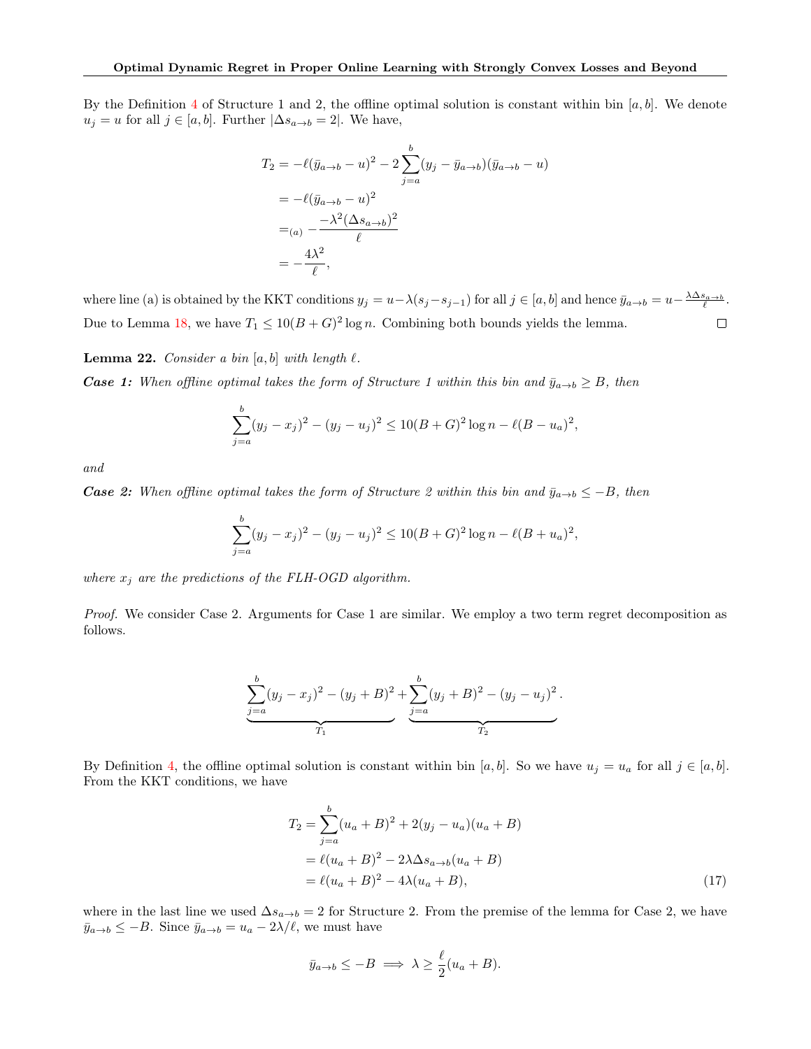By the Definition 4 of Structure 1 and 2, the offline optimal solution is constant within bin $[a, b]$. We denote $u_j = u$ for all $j \in [a, b]$. Further $|\Delta s_{a \to b} = 2|$. We have,

$$
\begin{aligned}
T_2 &= -\ell(\bar{y}_{a \to b} - u)^2 - 2\sum_{j=a}^{b}(y_j - \bar{y}_{a \to b})(\bar{y}_{a \to b} - u) \\
&= -\ell(\bar{y}_{a \to b} - u)^2 \\
&=_{(a)} -\frac{-\lambda^2(\Delta s_{a \to b})^2}{\ell} \\
&= -\frac{4\lambda^2}{\ell},
\end{aligned}
$$

where line (a) is obtained by the KKT conditions $y_j = u - \lambda(s_j - s_{j-1})$ for all $j \in [a, b]$ and hence $\bar{y}_{a \to b} = u - \frac{\lambda \Delta s_{a \to b}}{\ell}$. Due to Lemma 18, we have $T_1 \leq 10(B+G)^2 \log n$. Combining both bounds yields the lemma. ∎

**Lemma 22.** *Consider a bin $[a, b]$ with length $\ell$.*

***Case 1:*** *When offline optimal takes the form of Structure 1 within this bin and $\bar{y}_{a \to b} \geq B$, then*

$$
\sum_{j=a}^{b}(y_j - x_j)^2 - (y_j - u_j)^2 \leq 10(B+G)^2 \log n - \ell(B - u_a)^2,
$$

*and*

***Case 2:*** *When offline optimal takes the form of Structure 2 within this bin and $\bar{y}_{a \to b} \leq -B$, then*

$$
\sum_{j=a}^{b}(y_j - x_j)^2 - (y_j - u_j)^2 \leq 10(B+G)^2 \log n - \ell(B + u_a)^2,
$$

*where $x_j$ are the predictions of the FLH-OGD algorithm.*

*Proof.* We consider Case 2. Arguments for Case 1 are similar. We employ a two term regret decomposition as follows.

$$
\underbrace{\sum_{j=a}^{b}(y_j - x_j)^2 - (y_j + B)^2}_{T_1} + \underbrace{\sum_{j=a}^{b}(y_j + B)^2 - (y_j - u_j)^2}_{T_2}.
$$

By Definition 4, the offline optimal solution is constant within bin $[a, b]$. So we have $u_j = u_a$ for all $j \in [a, b]$. From the KKT conditions, we have

$$
\begin{aligned}
T_2 &= \sum_{j=a}^{b}(u_a + B)^2 + 2(y_j - u_a)(u_a + B) \\
&= \ell(u_a + B)^2 - 2\lambda \Delta s_{a \to b}(u_a + B) \\
&= \ell(u_a + B)^2 - 4\lambda(u_a + B),
\end{aligned} \tag{17}
$$

where in the last line we used $\Delta s_{a \to b} = 2$ for Structure 2. From the premise of the lemma for Case 2, we have $\bar{y}_{a \to b} \leq -B$. Since $\bar{y}_{a \to b} = u_a - 2\lambda/\ell$, we must have

$$
\bar{y}_{a \to b} \leq -B \implies \lambda \geq \frac{\ell}{2}(u_a + B).
$$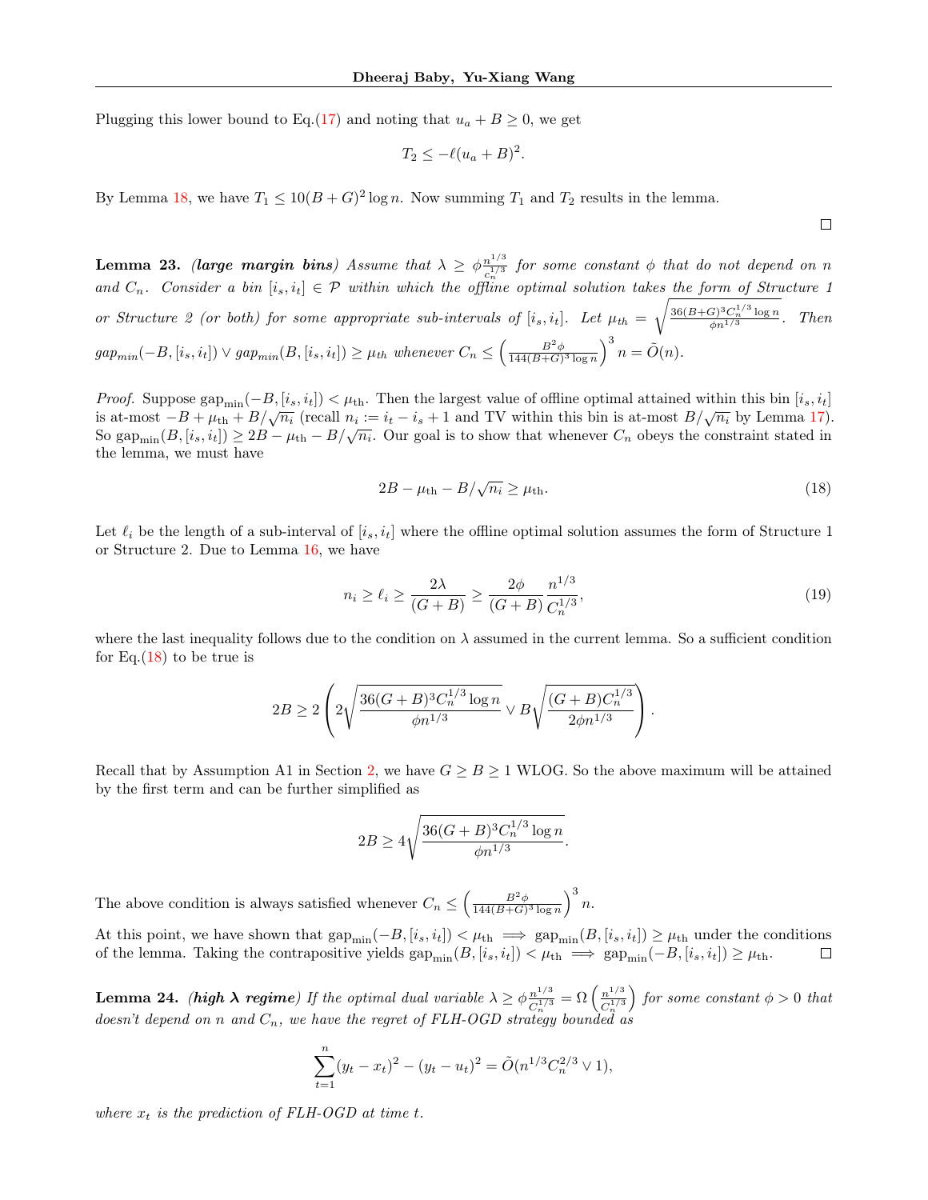Plugging this lower bound to Eq.(17) and noting that $u_a + B \geq 0$, we get

$$T_2 \leq -\ell(u_a + B)^2.$$

By Lemma 18, we have $T_1 \leq 10(B+G)^2 \log n$. Now summing $T_1$ and $T_2$ results in the lemma.

□

**Lemma 23.** ***(large margin bins)*** *Assume that $\lambda \geq \phi \frac{n^{1/3}}{c_n^{1/3}}$ for some constant $\phi$ that do not depend on $n$ and $C_n$. Consider a bin $[i_s, i_t] \in \mathcal{P}$ within which the offline optimal solution takes the form of Structure 1 or Structure 2 (or both) for some appropriate sub-intervals of $[i_s, i_t]$. Let $\mu_{th} = \sqrt{\frac{36(B+G)^3 C_n^{1/3} \log n}{\phi n^{1/3}}}$. Then $gap_{min}(-B, [i_s, i_t]) \vee gap_{min}(B, [i_s, i_t]) \geq \mu_{th}$ whenever $C_n \leq \left(\frac{B^2 \phi}{144(B+G)^3 \log n}\right)^3 n = \tilde{O}(n)$.*

*Proof.* Suppose $\text{gap}_{\min}(-B, [i_s, i_t]) < \mu_{\text{th}}$. Then the largest value of offline optimal attained within this bin $[i_s, i_t]$ is at-most $-B + \mu_{\text{th}} + B/\sqrt{n_i}$ (recall $n_i := i_t - i_s + 1$ and TV within this bin is at-most $B/\sqrt{n_i}$ by Lemma 17). So $\text{gap}_{\min}(B, [i_s, i_t]) \geq 2B - \mu_{\text{th}} - B/\sqrt{n_i}$. Our goal is to show that whenever $C_n$ obeys the constraint stated in the lemma, we must have

$$2B - \mu_{\text{th}} - B/\sqrt{n_i} \geq \mu_{\text{th}}. \tag{18}$$

Let $\ell_i$ be the length of a sub-interval of $[i_s, i_t]$ where the offline optimal solution assumes the form of Structure 1 or Structure 2. Due to Lemma 16, we have

$$n_i \geq \ell_i \geq \frac{2\lambda}{(G+B)} \geq \frac{2\phi}{(G+B)} \frac{n^{1/3}}{C_n^{1/3}}, \tag{19}$$

where the last inequality follows due to the condition on $\lambda$ assumed in the current lemma. So a sufficient condition for Eq.(18) to be true is

$$2B \geq 2\left(2\sqrt{\frac{36(G+B)^3 C_n^{1/3} \log n}{\phi n^{1/3}}} \vee B\sqrt{\frac{(G+B)C_n^{1/3}}{2\phi n^{1/3}}}\right).$$

Recall that by Assumption A1 in Section 2, we have $G \geq B \geq 1$ WLOG. So the above maximum will be attained by the first term and can be further simplified as

$$2B \geq 4\sqrt{\frac{36(G+B)^3 C_n^{1/3} \log n}{\phi n^{1/3}}}.$$

The above condition is always satisfied whenever $C_n \leq \left(\frac{B^2 \phi}{144(B+G)^3 \log n}\right)^3 n$.

At this point, we have shown that $\text{gap}_{\min}(-B, [i_s, i_t]) < \mu_{\text{th}} \implies \text{gap}_{\min}(B, [i_s, i_t]) \geq \mu_{\text{th}}$ under the conditions of the lemma. Taking the contrapositive yields $\text{gap}_{\min}(B, [i_s, i_t]) < \mu_{\text{th}} \implies \text{gap}_{\min}(-B, [i_s, i_t]) \geq \mu_{\text{th}}$. □

**Lemma 24.** ***(high $\lambda$ regime)*** *If the optimal dual variable $\lambda \geq \phi \frac{n^{1/3}}{C_n^{1/3}} = \Omega\left(\frac{n^{1/3}}{C_n^{1/3}}\right)$ for some constant $\phi > 0$ that doesn't depend on $n$ and $C_n$, we have the regret of FLH-OGD strategy bounded as*

$$\sum_{t=1}^{n} (y_t - x_t)^2 - (y_t - u_t)^2 = \tilde{O}(n^{1/3} C_n^{2/3} \vee 1),$$

*where $x_t$ is the prediction of FLH-OGD at time $t$.*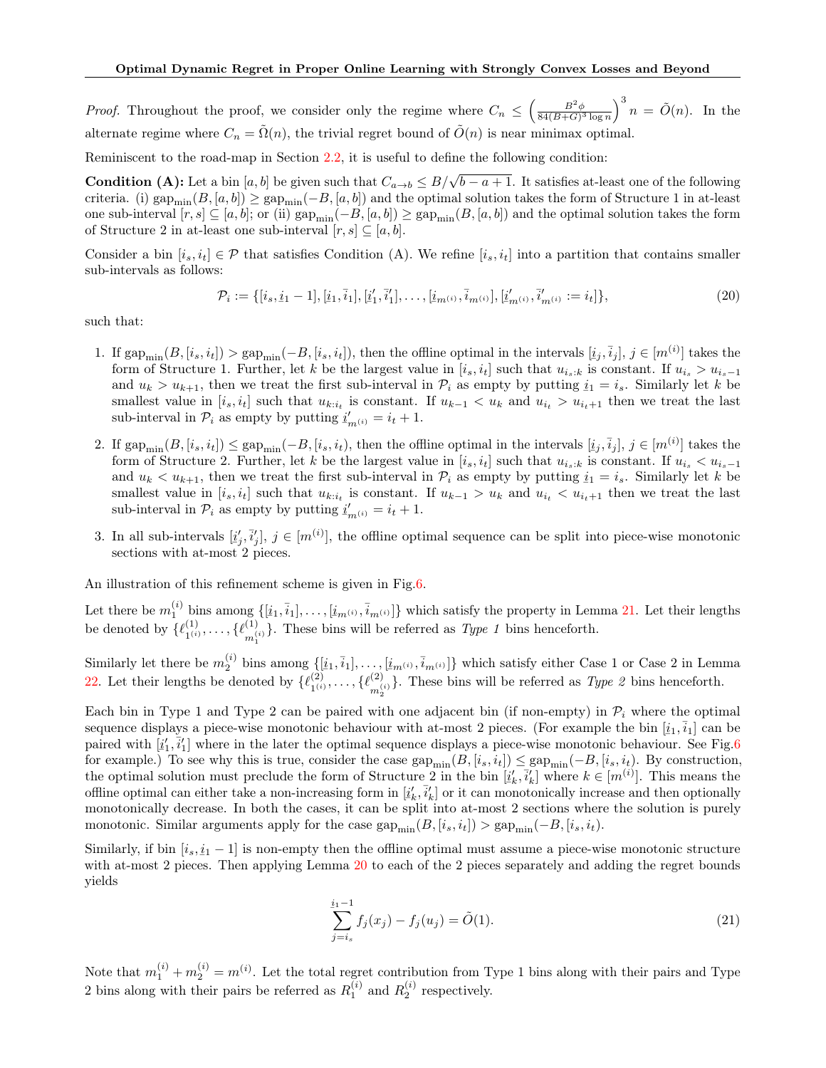*Proof.* Throughout the proof, we consider only the regime where $C_n \leq \left(\frac{B^2\phi}{84(B+G)^3 \log n}\right)^3 n = \tilde{O}(n)$. In the alternate regime where $C_n = \tilde{\Omega}(n)$, the trivial regret bound of $\tilde{O}(n)$ is near minimax optimal.

Reminiscent to the road-map in Section 2.2, it is useful to define the following condition:

**Condition (A):** Let a bin $[a,b]$ be given such that $C_{a \to b} \leq B/\sqrt{b-a+1}$. It satisfies at-least one of the following criteria. (i) $\text{gap}_{\min}(B,[a,b]) \geq \text{gap}_{\min}(-B,[a,b])$ and the optimal solution takes the form of Structure 1 in at-least one sub-interval $[r,s] \subseteq [a,b]$; or (ii) $\text{gap}_{\min}(-B,[a,b]) \geq \text{gap}_{\min}(B,[a,b])$ and the optimal solution takes the form of Structure 2 in at-least one sub-interval $[r,s] \subseteq [a,b]$.

Consider a bin $[i_s, i_t] \in \mathcal{P}$ that satisfies Condition (A). We refine $[i_s, i_t]$ into a partition that contains smaller sub-intervals as follows:

$$\mathcal{P}_i := \{[i_s, \underline{i}_1 - 1], [\underline{i}_1, \bar{i}_1], [\underline{i}'_1, \bar{i}'_1], \ldots, [\underline{i}_{m^{(i)}}, \bar{i}_{m^{(i)}}], [\underline{i}'_{m^{(i)}}, \bar{i}'_{m^{(i)}} := i_t]\}, \tag{20}$$

such that:

1. If $\text{gap}_{\min}(B,[i_s,i_t]) > \text{gap}_{\min}(-B,[i_s,i_t])$, then the offline optimal in the intervals $[\underline{i}_j, \bar{i}_j]$, $j \in [m^{(i)}]$ takes the form of Structure 1. Further, let $k$ be the largest value in $[i_s, i_t]$ such that $u_{i_s:k}$ is constant. If $u_{i_s} > u_{i_s-1}$ and $u_k > u_{k+1}$, then we treat the first sub-interval in $\mathcal{P}_i$ as empty by putting $\underline{i}_1 = i_s$. Similarly let $k$ be smallest value in $[i_s, i_t]$ such that $u_{k:i_t}$ is constant. If $u_{k-1} < u_k$ and $u_{i_t} > u_{i_t+1}$ then we treat the last sub-interval in $\mathcal{P}_i$ as empty by putting $\underline{i}'_{m^{(i)}} = i_t + 1$.

2. If $\text{gap}_{\min}(B,[i_s,i_t]) \leq \text{gap}_{\min}(-B,[i_s,i_t)$, then the offline optimal in the intervals $[\underline{i}_j, \bar{i}_j]$, $j \in [m^{(i)}]$ takes the form of Structure 2. Further, let $k$ be the largest value in $[i_s, i_t]$ such that $u_{i_s:k}$ is constant. If $u_{i_s} < u_{i_s-1}$ and $u_k < u_{k+1}$, then we treat the first sub-interval in $\mathcal{P}_i$ as empty by putting $\underline{i}_1 = i_s$. Similarly let $k$ be smallest value in $[i_s, i_t]$ such that $u_{k:i_t}$ is constant. If $u_{k-1} > u_k$ and $u_{i_t} < u_{i_t+1}$ then we treat the last sub-interval in $\mathcal{P}_i$ as empty by putting $\underline{i}'_{m^{(i)}} = i_t + 1$.

3. In all sub-intervals $[\underline{i}'_j, \bar{i}'_j]$, $j \in [m^{(i)}]$, the offline optimal sequence can be split into piece-wise monotonic sections with at-most 2 pieces.

An illustration of this refinement scheme is given in Fig.6.

Let there be $m_1^{(i)}$ bins among $\{[\underline{i}_1, \bar{i}_1], \ldots, [\underline{i}_{m^{(i)}}, \bar{i}_{m^{(i)}}]\}$ which satisfy the property in Lemma 21. Let their lengths be denoted by $\{\ell^{(1)}_{1^{(i)}}, \ldots, \{\ell^{(1)}_{m_1^{(i)}}\}$. These bins will be referred as *Type 1* bins henceforth.

Similarly let there be $m_2^{(i)}$ bins among $\{[\underline{i}_1, \bar{i}_1], \ldots, [\underline{i}_{m^{(i)}}, \bar{i}_{m^{(i)}}]\}$ which satisfy either Case 1 or Case 2 in Lemma 22. Let their lengths be denoted by $\{\ell^{(2)}_{1^{(i)}}, \ldots, \{\ell^{(2)}_{m_2^{(i)}}\}$. These bins will be referred as *Type 2* bins henceforth.

Each bin in Type 1 and Type 2 can be paired with one adjacent bin (if non-empty) in $\mathcal{P}_i$ where the optimal sequence displays a piece-wise monotonic behaviour with at-most 2 pieces. (For example the bin $[\underline{i}_1, \bar{i}_1]$ can be paired with $[\underline{i}'_1, \bar{i}'_1]$ where in the later the optimal sequence displays a piece-wise monotonic behaviour. See Fig.6 for example.) To see why this is true, consider the case $\text{gap}_{\min}(B,[i_s,i_t]) \leq \text{gap}_{\min}(-B,[i_s,i_t)$. By construction, the optimal solution must preclude the form of Structure 2 in the bin $[\underline{i}'_k, \bar{i}'_k]$ where $k \in [m^{(i)}]$. This means the offline optimal can either take a non-increasing form in $[\underline{i}'_k, \bar{i}'_k]$ or it can monotonically increase and then optionally monotonically decrease. In both the cases, it can be split into at-most 2 sections where the solution is purely monotonic. Similar arguments apply for the case $\text{gap}_{\min}(B,[i_s,i_t]) > \text{gap}_{\min}(-B,[i_s,i_t)$.

Similarly, if bin $[i_s, \underline{i}_1 - 1]$ is non-empty then the offline optimal must assume a piece-wise monotonic structure with at-most 2 pieces. Then applying Lemma 20 to each of the 2 pieces separately and adding the regret bounds yields

$$\sum_{j=i_s}^{\underline{i}_1 - 1} f_j(x_j) - f_j(u_j) = \tilde{O}(1). \tag{21}$$

Note that $m_1^{(i)} + m_2^{(i)} = m^{(i)}$. Let the total regret contribution from Type 1 bins along with their pairs and Type 2 bins along with their pairs be referred as $R_1^{(i)}$ and $R_2^{(i)}$ respectively.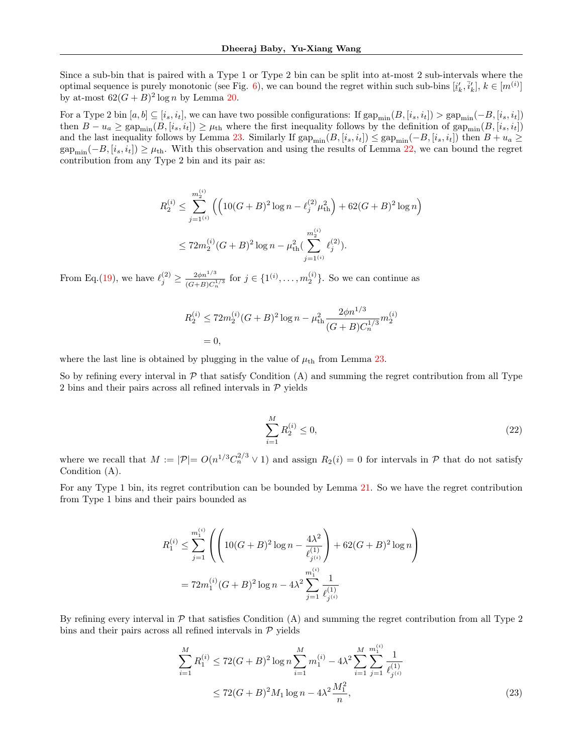Since a sub-bin that is paired with a Type 1 or Type 2 bin can be split into at-most 2 sub-intervals where the optimal sequence is purely monotonic (see Fig. 6), we can bound the regret within such sub-bins $[\underline{i}'_k, \bar{i}'_k]$, $k \in [m^{(i)}]$ by at-most $62(G+B)^2 \log n$ by Lemma 20.

For a Type 2 bin $[a, b] \subseteq [i_s, i_t]$, we can have two possible configurations: If $\text{gap}_{\min}(B, [i_s, i_t]) > \text{gap}_{\min}(-B, [i_s, i_t])$ then $B - u_a \geq \text{gap}_{\min}(B, [i_s, i_t]) \geq \mu_{\text{th}}$ where the first inequality follows by the definition of $\text{gap}_{\min}(B, [i_s, i_t])$ and the last inequality follows by Lemma 23. Similarly If $\text{gap}_{\min}(B, [i_s, i_t]) \leq \text{gap}_{\min}(-B, [i_s, i_t])$ then $B + u_a \geq \text{gap}_{\min}(-B, [i_s, i_t]) \geq \mu_{\text{th}}$. With this observation and using the results of Lemma 22, we can bound the regret contribution from any Type 2 bin and its pair as:

$$
\begin{aligned}
R_2^{(i)} &\leq \sum_{j=1^{(i)}}^{m_2^{(i)}} \left( \left( 10(G+B)^2 \log n - \ell_j^{(2)} \mu_{\text{th}}^2 \right) + 62(G+B)^2 \log n \right) \\
&\leq 72 m_2^{(i)} (G+B)^2 \log n - \mu_{\text{th}}^2 \left( \sum_{j=1^{(i)}}^{m_2^{(i)}} \ell_j^{(2)} \right).
\end{aligned}
$$

From Eq.(19), we have $\ell_j^{(2)} \geq \frac{2\phi n^{1/3}}{(G+B) C_n^{1/3}}$ for $j \in \{1^{(i)}, \ldots, m_2^{(i)}\}$. So we can continue as

$$
\begin{aligned}
R_2^{(i)} &\leq 72 m_2^{(i)} (G+B)^2 \log n - \mu_{\text{th}}^2 \frac{2\phi n^{1/3}}{(G+B) C_n^{1/3}} m_2^{(i)} \\
&= 0,
\end{aligned}
$$

where the last line is obtained by plugging in the value of $\mu_{\text{th}}$ from Lemma 23.

So by refining every interval in $\mathcal{P}$ that satisfy Condition (A) and summing the regret contribution from all Type 2 bins and their pairs across all refined intervals in $\mathcal{P}$ yields

$$
\sum_{i=1}^{M} R_2^{(i)} \leq 0, \tag{22}
$$

where we recall that $M := |\mathcal{P}| = O(n^{1/3} C_n^{2/3} \vee 1)$ and assign $R_2(i) = 0$ for intervals in $\mathcal{P}$ that do not satisfy Condition (A).

For any Type 1 bin, its regret contribution can be bounded by Lemma 21. So we have the regret contribution from Type 1 bins and their pairs bounded as

$$
\begin{aligned}
R_1^{(i)} &\leq \sum_{j=1}^{m_1^{(i)}} \left( \left( 10(G+B)^2 \log n - \frac{4\lambda^2}{\ell_{j^{(i)}}^{(1)}} \right) + 62(G+B)^2 \log n \right) \\
&= 72 m_1^{(i)} (G+B)^2 \log n - 4\lambda^2 \sum_{j=1}^{m_1^{(i)}} \frac{1}{\ell_{j^{(i)}}^{(1)}}
\end{aligned}
$$

By refining every interval in $\mathcal{P}$ that satisfies Condition (A) and summing the regret contribution from all Type 2 bins and their pairs across all refined intervals in $\mathcal{P}$ yields

$$
\begin{aligned}
\sum_{i=1}^{M} R_1^{(i)} &\leq 72(G+B)^2 \log n \sum_{i=1}^{M} m_1^{(i)} - 4\lambda^2 \sum_{i=1}^{M} \sum_{j=1}^{m_1^{(i)}} \frac{1}{\ell_{j^{(i)}}^{(1)}} \\
&\leq 72(G+B)^2 M_1 \log n - 4\lambda^2 \frac{M_1^2}{n},
\end{aligned} \tag{23}
$$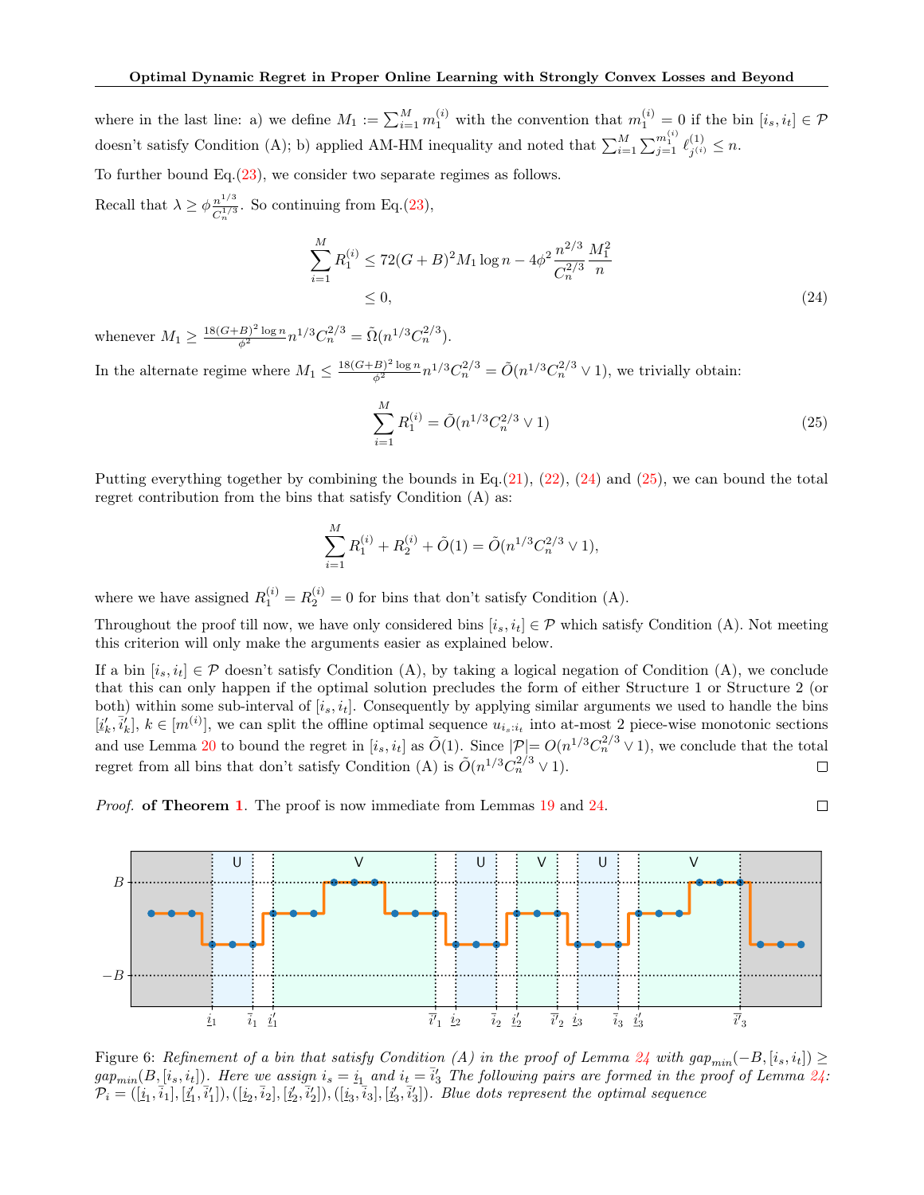where in the last line: a) we define $M_1 := \sum_{i=1}^{M} m_1^{(i)}$ with the convention that $m_1^{(i)} = 0$ if the bin $[i_s, i_t] \in \mathcal{P}$ doesn't satisfy Condition (A); b) applied AM-HM inequality and noted that $\sum_{i=1}^{M} \sum_{j=1}^{m_1^{(i)}} \ell_{j^{(i)}}^{(1)} \leq n$.

To further bound Eq.(23), we consider two separate regimes as follows.

Recall that $\lambda \geq \phi \frac{n^{1/3}}{C_n^{1/3}}$. So continuing from Eq.(23),

$$
\begin{aligned}
\sum_{i=1}^{M} R_1^{(i)} &\leq 72(G+B)^2 M_1 \log n - 4\phi^2 \frac{n^{2/3}}{C_n^{2/3}} \frac{M_1^2}{n} \\
&\leq 0,
\end{aligned} \tag{24}
$$

whenever $M_1 \geq \frac{18(G+B)^2 \log n}{\phi^2} n^{1/3} C_n^{2/3} = \tilde{\Omega}(n^{1/3} C_n^{2/3})$.

In the alternate regime where $M_1 \leq \frac{18(G+B)^2 \log n}{\phi^2} n^{1/3} C_n^{2/3} = \tilde{O}(n^{1/3} C_n^{2/3} \vee 1)$, we trivially obtain:

$$
\sum_{i=1}^{M} R_1^{(i)} = \tilde{O}(n^{1/3} C_n^{2/3} \vee 1) \tag{25}
$$

Putting everything together by combining the bounds in Eq.(21), (22), (24) and (25), we can bound the total regret contribution from the bins that satisfy Condition (A) as:

$$
\sum_{i=1}^{M} R_1^{(i)} + R_2^{(i)} + \tilde{O}(1) = \tilde{O}(n^{1/3} C_n^{2/3} \vee 1),
$$

where we have assigned $R_1^{(i)} = R_2^{(i)} = 0$ for bins that don't satisfy Condition (A).

Throughout the proof till now, we have only considered bins $[i_s, i_t] \in \mathcal{P}$ which satisfy Condition (A). Not meeting this criterion will only make the arguments easier as explained below.

If a bin $[i_s, i_t] \in \mathcal{P}$ doesn't satisfy Condition (A), by taking a logical negation of Condition (A), we conclude that this can only happen if the optimal solution precludes the form of either Structure 1 or Structure 2 (or both) within some sub-interval of $[i_s, i_t]$. Consequently by applying similar arguments we used to handle the bins $[\underline{i}'_k, \bar{i}'_k]$, $k \in [m^{(i)}]$, we can split the offline optimal sequence $u_{i_s:i_t}$ into at-most 2 piece-wise monotonic sections and use Lemma 20 to bound the regret in $[i_s, i_t]$ as $\tilde{O}(1)$. Since $|\mathcal{P}| = O(n^{1/3} C_n^{2/3} \vee 1)$, we conclude that the total regret from all bins that don't satisfy Condition (A) is $\tilde{O}(n^{1/3} C_n^{2/3} \vee 1)$. □

*Proof.* **of Theorem 1**. The proof is now immediate from Lemmas 19 and 24. □

U
V
U
V
U
V
$B$
$-B$
$\underline{i}_1$ $\bar{i}_1$ $\underline{i}'_1$ $\bar{i}'_1$ $\underline{i}_2$ $\bar{i}_2$ $\underline{i}'_2$ $\bar{i}'_2$ $\underline{i}_3$ $\bar{i}_3$ $\underline{i}'_3$ $\bar{i}'_3$

Figure 6: *Refinement of a bin that satisfy Condition (A) in the proof of Lemma 24 with $gap_{min}(-B, [i_s, i_t]) \geq gap_{min}(B, [i_s, i_t])$. Here we assign $i_s = \underline{i}_1$ and $i_t = \bar{i}'_3$ The following pairs are formed in the proof of Lemma 24: $\mathcal{P}_i = ([\underline{i}_1, \bar{i}_1], [\underline{i}'_1, \bar{i}'_1]), ([\underline{i}_2, \bar{i}_2], [\underline{i}'_2, \bar{i}'_2]), ([\underline{i}_3, \bar{i}_3], [\underline{i}'_3, \bar{i}'_3])$. Blue dots represent the optimal sequence*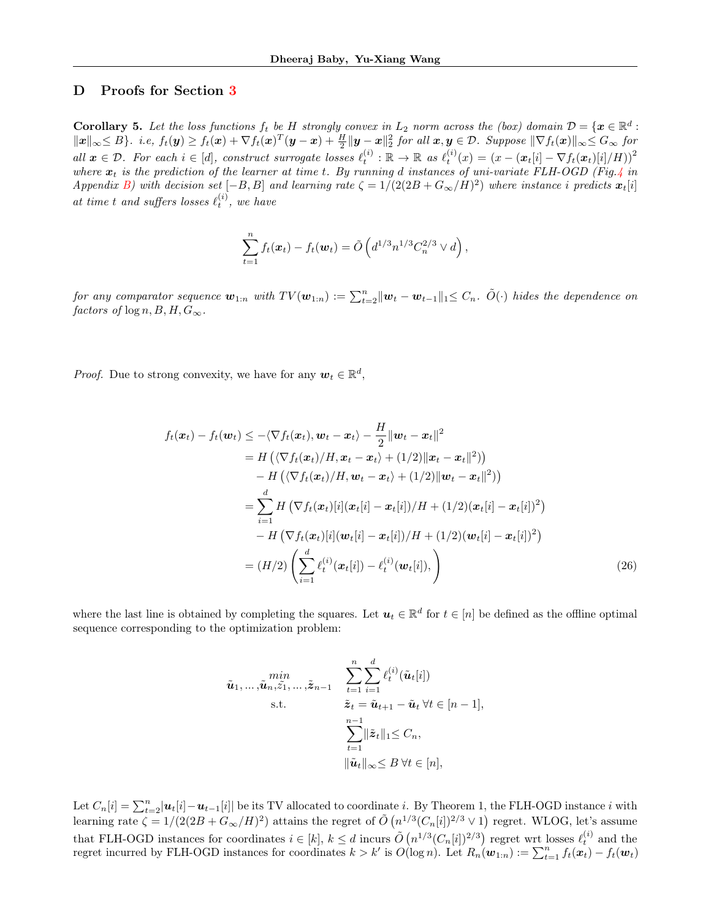## D Proofs for Section 3

**Corollary 5.** *Let the loss functions $f_t$ be $H$ strongly convex in $L_2$ norm across the (box) domain $\mathcal{D} = \{\boldsymbol{x} \in \mathbb{R}^d : \|\boldsymbol{x}\|_\infty \leq B\}$. i.e, $f_t(\boldsymbol{y}) \geq f_t(\boldsymbol{x}) + \nabla f_t(\boldsymbol{x})^T(\boldsymbol{y} - \boldsymbol{x}) + \frac{H}{2}\|\boldsymbol{y} - \boldsymbol{x}\|_2^2$ for all $\boldsymbol{x}, \boldsymbol{y} \in \mathcal{D}$. Suppose $\|\nabla f_t(\boldsymbol{x})\|_\infty \leq G_\infty$ for all $\boldsymbol{x} \in \mathcal{D}$. For each $i \in [d]$, construct surrogate losses $\ell_t^{(i)} : \mathbb{R} \to \mathbb{R}$ as $\ell_t^{(i)}(x) = (x - (\boldsymbol{x}_t[i] - \nabla f_t(\boldsymbol{x}_t)[i]/H))^2$ where $\boldsymbol{x}_t$ is the prediction of the learner at time $t$. By running $d$ instances of uni-variate FLH-OGD (Fig.4 in Appendix B) with decision set $[-B, B]$ and learning rate $\zeta = 1/(2(2B + G_\infty/H)^2)$ where instance $i$ predicts $\boldsymbol{x}_t[i]$ at time $t$ and suffers losses $\ell_t^{(i)}$, we have*

$$\sum_{t=1}^{n} f_t(\boldsymbol{x}_t) - f_t(\boldsymbol{w}_t) = \tilde{O}\left(d^{1/3} n^{1/3} C_n^{2/3} \vee d\right),$$

*for any comparator sequence $\boldsymbol{w}_{1:n}$ with $TV(\boldsymbol{w}_{1:n}) := \sum_{t=2}^{n} \|\boldsymbol{w}_t - \boldsymbol{w}_{t-1}\|_1 \leq C_n$. $\tilde{O}(\cdot)$ hides the dependence on factors of $\log n, B, H, G_\infty$.*

*Proof.* Due to strong convexity, we have for any $\boldsymbol{w}_t \in \mathbb{R}^d$,

$$\begin{aligned}
f_t(\boldsymbol{x}_t) - f_t(\boldsymbol{w}_t) &\leq -\langle \nabla f_t(\boldsymbol{x}_t), \boldsymbol{w}_t - \boldsymbol{x}_t \rangle - \frac{H}{2}\|\boldsymbol{w}_t - \boldsymbol{x}_t\|^2 \\
&= H\left(\langle \nabla f_t(\boldsymbol{x}_t)/H, \boldsymbol{x}_t - \boldsymbol{x}_t \rangle + (1/2)\|\boldsymbol{x}_t - \boldsymbol{x}_t\|^2\right) \\
&\quad - H\left(\langle \nabla f_t(\boldsymbol{x}_t)/H, \boldsymbol{w}_t - \boldsymbol{x}_t \rangle + (1/2)\|\boldsymbol{w}_t - \boldsymbol{x}_t\|^2\right) \\
&= \sum_{i=1}^{d} H\left(\nabla f_t(\boldsymbol{x}_t)[i](\boldsymbol{x}_t[i] - \boldsymbol{x}_t[i])/H + (1/2)(\boldsymbol{x}_t[i] - \boldsymbol{x}_t[i])^2\right) \\
&\quad - H\left(\nabla f_t(\boldsymbol{x}_t)[i](\boldsymbol{w}_t[i] - \boldsymbol{x}_t[i])/H + (1/2)(\boldsymbol{w}_t[i] - \boldsymbol{x}_t[i])^2\right) \\
&= (H/2)\left(\sum_{i=1}^{d} \ell_t^{(i)}(\boldsymbol{x}_t[i]) - \ell_t^{(i)}(\boldsymbol{w}_t[i]),\right)
\end{aligned} \tag{26}$$

where the last line is obtained by completing the squares. Let $\boldsymbol{u}_t \in \mathbb{R}^d$ for $t \in [n]$ be defined as the offline optimal sequence corresponding to the optimization problem:

$$\begin{aligned}
\min_{\tilde{\boldsymbol{u}}_1, \ldots, \tilde{\boldsymbol{u}}_n, \tilde{z}_1, \ldots, \tilde{\boldsymbol{z}}_{n-1}} \quad & \sum_{t=1}^{n} \sum_{i=1}^{d} \ell_t^{(i)}(\tilde{\boldsymbol{u}}_t[i]) \\
\text{s.t.} \quad & \tilde{\boldsymbol{z}}_t = \tilde{\boldsymbol{u}}_{t+1} - \tilde{\boldsymbol{u}}_t \;\forall t \in [n-1], \\
& \sum_{t=1}^{n-1} \|\tilde{\boldsymbol{z}}_t\|_1 \leq C_n, \\
& \|\tilde{\boldsymbol{u}}_t\|_\infty \leq B \;\forall t \in [n],
\end{aligned}$$

Let $C_n[i] = \sum_{t=2}^{n} |\boldsymbol{u}_t[i] - \boldsymbol{u}_{t-1}[i]|$ be its TV allocated to coordinate $i$. By Theorem 1, the FLH-OGD instance $i$ with learning rate $\zeta = 1/(2(2B + G_\infty/H)^2)$ attains the regret of $\tilde{O}\left(n^{1/3}(C_n[i])^{2/3} \vee 1\right)$ regret. WLOG, let's assume that FLH-OGD instances for coordinates $i \in [k]$, $k \leq d$ incurs $\tilde{O}\left(n^{1/3}(C_n[i])^{2/3}\right)$ regret wrt losses $\ell_t^{(i)}$ and the regret incurred by FLH-OGD instances for coordinates $k > k'$ is $O(\log n)$. Let $R_n(\boldsymbol{w}_{1:n}) := \sum_{t=1}^{n} f_t(\boldsymbol{x}_t) - f_t(\boldsymbol{w}_t)$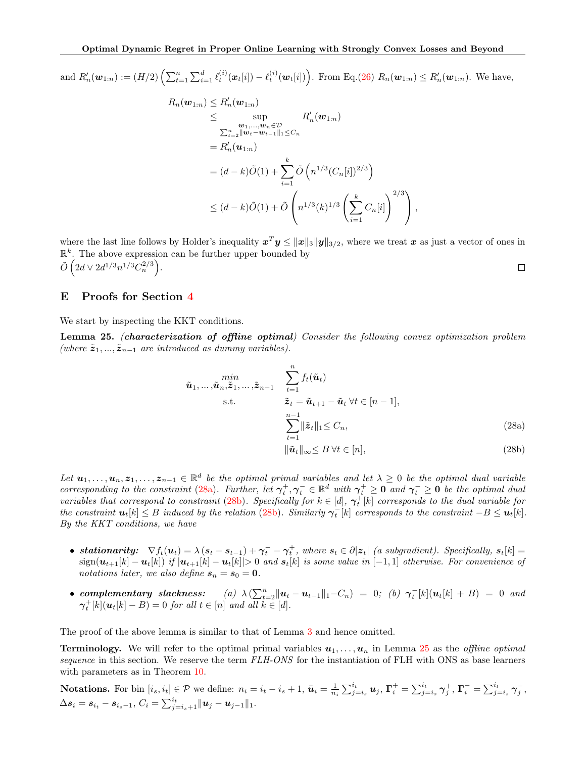and $R'_n(\boldsymbol{w}_{1:n}) := (H/2)\left(\sum_{t=1}^n \sum_{i=1}^d \ell_t^{(i)}(\boldsymbol{x}_t[i]) - \ell_t^{(i)}(\boldsymbol{w}_t[i])\right)$. From Eq.(26) $R_n(\boldsymbol{w}_{1:n}) \le R'_n(\boldsymbol{w}_{1:n})$. We have,

$$
\begin{aligned}
R_n(\boldsymbol{w}_{1:n}) &\le R'_n(\boldsymbol{w}_{1:n}) \\
&\le \sup_{\substack{\boldsymbol{w}_1,\dots,\boldsymbol{w}_n \in \mathcal{D} \\ \sum_{t=2}^n \|\boldsymbol{w}_t - \boldsymbol{w}_{t-1}\|_1 \le C_n}} R'_n(\boldsymbol{w}_{1:n}) \\
&= R'_n(\boldsymbol{u}_{1:n}) \\
&= (d-k)\tilde{O}(1) + \sum_{i=1}^k \tilde{O}\left(n^{1/3}(C_n[i])^{2/3}\right) \\
&\le (d-k)\tilde{O}(1) + \tilde{O}\left(n^{1/3}(k)^{1/3}\left(\sum_{i=1}^k C_n[i]\right)^{2/3}\right),
\end{aligned}
$$

where the last line follows by Holder's inequality $\boldsymbol{x}^T\boldsymbol{y} \le \|\boldsymbol{x}\|_3 \|\boldsymbol{y}\|_{3/2}$, where we treat $\boldsymbol{x}$ as just a vector of ones in $\mathbb{R}^k$. The above expression can be further upper bounded by
$\tilde{O}\left(2d \vee 2d^{1/3}n^{1/3}C_n^{2/3}\right)$. ∎

## E Proofs for Section 4

We start by inspecting the KKT conditions.

**Lemma 25.** ***(characterization of offline optimal)*** *Consider the following convex optimization problem (where $\tilde{\boldsymbol{z}}_1, ..., \tilde{\boldsymbol{z}}_{n-1}$ are introduced as dummy variables).*

$$
\begin{aligned}
\min_{\tilde{\boldsymbol{u}}_1,\dots,\tilde{\boldsymbol{u}}_n,\tilde{\boldsymbol{z}}_1,\dots,\tilde{\boldsymbol{z}}_{n-1}} \quad & \sum_{t=1}^n f_t(\tilde{\boldsymbol{u}}_t) \\
\text{s.t.} \quad & \tilde{\boldsymbol{z}}_t = \tilde{\boldsymbol{u}}_{t+1} - \tilde{\boldsymbol{u}}_t \;\forall t \in [n-1], \\
& \sum_{t=1}^{n-1} \|\tilde{\boldsymbol{z}}_t\|_1 \le C_n, \qquad (28a) \\
& \|\tilde{\boldsymbol{u}}_t\|_\infty \le B \;\forall t \in [n], \qquad (28b)
\end{aligned}
$$

*Let $\boldsymbol{u}_1, \dots, \boldsymbol{u}_n, \boldsymbol{z}_1, \dots, \boldsymbol{z}_{n-1} \in \mathbb{R}^d$ be the optimal primal variables and let $\lambda \ge 0$ be the optimal dual variable corresponding to the constraint (28a). Further, let $\boldsymbol{\gamma}_t^+, \boldsymbol{\gamma}_t^- \in \mathbb{R}^d$ with $\boldsymbol{\gamma}_t^+ \ge \boldsymbol{0}$ and $\boldsymbol{\gamma}_t^- \ge \boldsymbol{0}$ be the optimal dual variables that correspond to constraint (28b). Specifically for $k \in [d]$, $\boldsymbol{\gamma}_t^+[k]$ corresponds to the dual variable for the constraint $\boldsymbol{u}_t[k] \le B$ induced by the relation (28b). Similarly $\boldsymbol{\gamma}_t^-[k]$ corresponds to the constraint $-B \le \boldsymbol{u}_t[k]$. By the KKT conditions, we have*

- ***stationarity:*** *$\nabla f_t(\boldsymbol{u}_t) = \lambda(\boldsymbol{s}_t - \boldsymbol{s}_{t-1}) + \boldsymbol{\gamma}_t^- - \boldsymbol{\gamma}_t^+$, where $\boldsymbol{s}_t \in \partial|\boldsymbol{z}_t|$ (a subgradient). Specifically, $\boldsymbol{s}_t[k] = \mathrm{sign}(\boldsymbol{u}_{t+1}[k] - \boldsymbol{u}_t[k])$ if $|\boldsymbol{u}_{t+1}[k] - \boldsymbol{u}_t[k]| > 0$ and $\boldsymbol{s}_t[k]$ is some value in $[-1, 1]$ otherwise. For convenience of notations later, we also define $\boldsymbol{s}_n = \boldsymbol{s}_0 = \boldsymbol{0}$.*
- ***complementary slackness:*** *(a) $\lambda(\sum_{t=2}^n \|\boldsymbol{u}_t - \boldsymbol{u}_{t-1}\|_1 - C_n) = 0$; (b) $\boldsymbol{\gamma}_t^-[k](\boldsymbol{u}_t[k] + B) = 0$ and $\boldsymbol{\gamma}_t^+[k](\boldsymbol{u}_t[k] - B) = 0$ for all $t \in [n]$ and all $k \in [d]$.*

The proof of the above lemma is similar to that of Lemma 3 and hence omitted.

**Terminology.** We will refer to the optimal primal variables $\boldsymbol{u}_1, \dots, \boldsymbol{u}_n$ in Lemma 25 as the *offline optimal sequence* in this section. We reserve the term *FLH-ONS* for the instantiation of FLH with ONS as base learners with parameters as in Theorem 10.

**Notations.** For bin $[i_s, i_t] \in \mathcal{P}$ we define: $n_i = i_t - i_s + 1$, $\bar{\boldsymbol{u}}_i = \frac{1}{n_i}\sum_{j=i_s}^{i_t} \boldsymbol{u}_j$, $\boldsymbol{\Gamma}_i^+ = \sum_{j=i_s}^{i_t} \boldsymbol{\gamma}_j^+$, $\boldsymbol{\Gamma}_i^- = \sum_{j=i_s}^{i_t} \boldsymbol{\gamma}_j^-$, $\Delta \boldsymbol{s}_i = \boldsymbol{s}_{i_t} - \boldsymbol{s}_{i_s - 1}$, $C_i = \sum_{j=i_s+1}^{i_t} \|\boldsymbol{u}_j - \boldsymbol{u}_{j-1}\|_1$.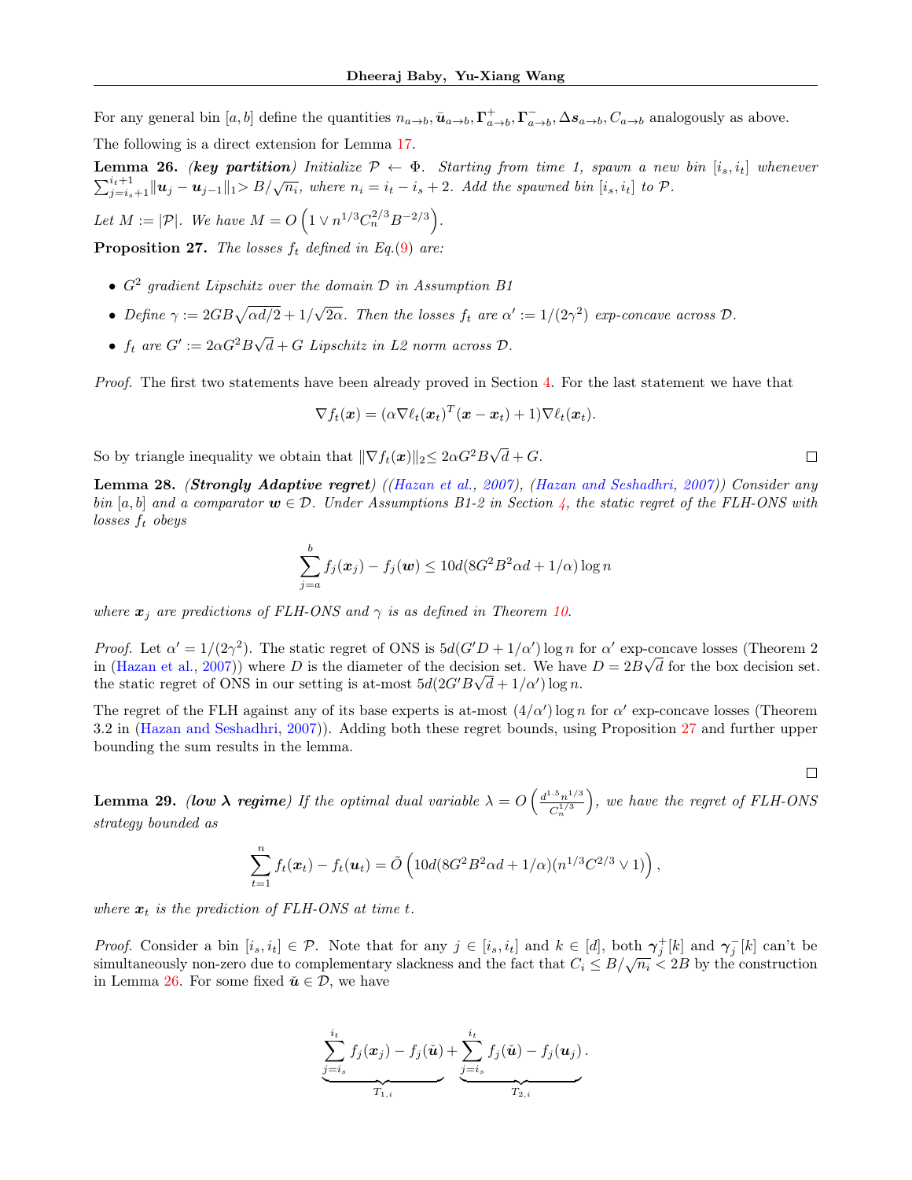For any general bin $[a, b]$ define the quantities $n_{a\to b}, \tilde{\boldsymbol{u}}_{a\to b}, \boldsymbol{\Gamma}^+_{a\to b}, \boldsymbol{\Gamma}^-_{a\to b}, \Delta \boldsymbol{s}_{a\to b}, C_{a\to b}$ analogously as above.

The following is a direct extension for Lemma 17.

**Lemma 26.** ***(key partition)*** *Initialize $\mathcal{P} \leftarrow \Phi$. Starting from time 1, spawn a new bin $[i_s, i_t]$ whenever $\sum_{j=i_s+1}^{i_t+1} \|\boldsymbol{u}_j - \boldsymbol{u}_{j-1}\|_1 > B/\sqrt{n_i}$, where $n_i = i_t - i_s + 2$. Add the spawned bin $[i_s, i_t]$ to $\mathcal{P}$.*

*Let $M := |\mathcal{P}|$. We have $M = O\left(1 \vee n^{1/3} C_n^{2/3} B^{-2/3}\right)$.*

**Proposition 27.** *The losses $f_t$ defined in Eq.(9) are:*

- *$G^2$ gradient Lipschitz over the domain $\mathcal{D}$ in Assumption B1*
- *Define $\gamma := 2GB\sqrt{\alpha d/2} + 1/\sqrt{2\alpha}$. Then the losses $f_t$ are $\alpha' := 1/(2\gamma^2)$ exp-concave across $\mathcal{D}$.*
- *$f_t$ are $G' := 2\alpha G^2 B\sqrt{d} + G$ Lipschitz in L2 norm across $\mathcal{D}$.*

*Proof.* The first two statements have been already proved in Section 4. For the last statement we have that

$$\nabla f_t(\boldsymbol{x}) = (\alpha \nabla \ell_t(\boldsymbol{x}_t)^T(\boldsymbol{x} - \boldsymbol{x}_t) + 1)\nabla \ell_t(\boldsymbol{x}_t).$$

So by triangle inequality we obtain that $\|\nabla f_t(\boldsymbol{x})\|_2 \le 2\alpha G^2 B\sqrt{d} + G$. □

**Lemma 28.** ***(Strongly Adaptive regret)*** *((Hazan et al., 2007), (Hazan and Seshadhri, 2007)) Consider any bin $[a, b]$ and a comparator $\boldsymbol{w} \in \mathcal{D}$. Under Assumptions B1-2 in Section 4, the static regret of the FLH-ONS with losses $f_t$ obeys*

$$\sum_{j=a}^{b} f_j(\boldsymbol{x}_j) - f_j(\boldsymbol{w}) \le 10d(8G^2B^2\alpha d + 1/\alpha)\log n$$

*where $\boldsymbol{x}_j$ are predictions of FLH-ONS and $\gamma$ is as defined in Theorem 10.*

*Proof.* Let $\alpha' = 1/(2\gamma^2)$. The static regret of ONS is $5d(G'D + 1/\alpha')\log n$ for $\alpha'$ exp-concave losses (Theorem 2 in (Hazan et al., 2007)) where $D$ is the diameter of the decision set. We have $D = 2B\sqrt{d}$ for the box decision set. the static regret of ONS in our setting is at-most $5d(2G'B\sqrt{d} + 1/\alpha')\log n$.

The regret of the FLH against any of its base experts is at-most $(4/\alpha')\log n$ for $\alpha'$ exp-concave losses (Theorem 3.2 in (Hazan and Seshadhri, 2007)). Adding both these regret bounds, using Proposition 27 and further upper bounding the sum results in the lemma.

□

**Lemma 29.** ***(low $\boldsymbol{\lambda}$ regime)*** *If the optimal dual variable $\lambda = O\left(\frac{d^{1.5}n^{1/3}}{C_n^{1/3}}\right)$, we have the regret of FLH-ONS strategy bounded as*

$$\sum_{t=1}^{n} f_t(\boldsymbol{x}_t) - f_t(\boldsymbol{u}_t) = \tilde{O}\left(10d(8G^2B^2\alpha d + 1/\alpha)(n^{1/3}C^{2/3} \vee 1)\right),$$

*where $\boldsymbol{x}_t$ is the prediction of FLH-ONS at time $t$.*

*Proof.* Consider a bin $[i_s, i_t] \in \mathcal{P}$. Note that for any $j \in [i_s, i_t]$ and $k \in [d]$, both $\boldsymbol{\gamma}^+_j[k]$ and $\boldsymbol{\gamma}^-_j[k]$ can't be simultaneously non-zero due to complementary slackness and the fact that $C_i \le B/\sqrt{n_i} < 2B$ by the construction in Lemma 26. For some fixed $\check{\boldsymbol{u}} \in \mathcal{D}$, we have

$$\underbrace{\sum_{j=i_s}^{i_t} f_j(\boldsymbol{x}_j) - f_j(\check{\boldsymbol{u}})}_{T_{1,i}} + \underbrace{\sum_{j=i_s}^{i_t} f_j(\check{\boldsymbol{u}}) - f_j(\boldsymbol{u}_j)}_{T_{2,i}}.$$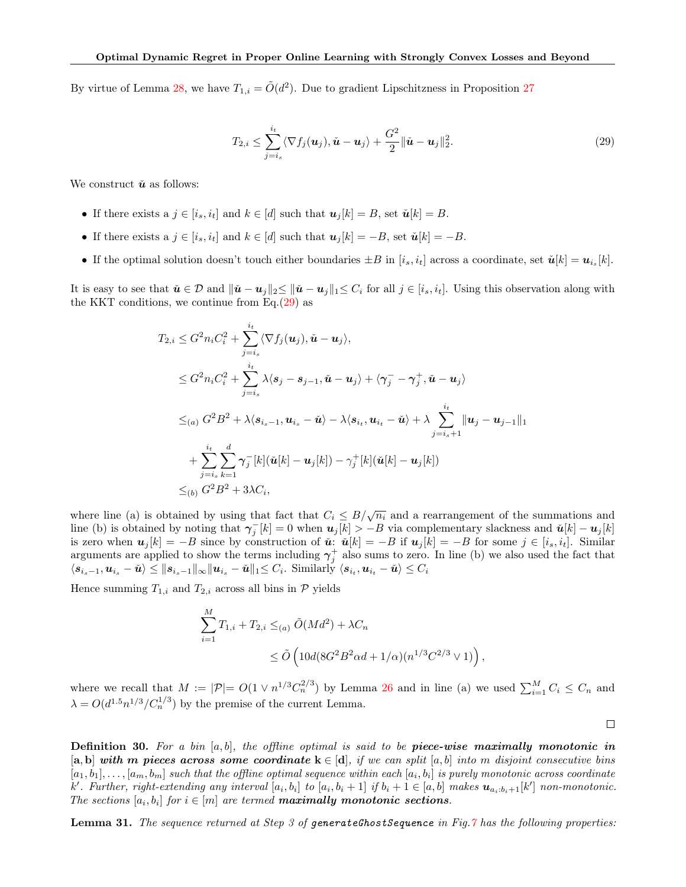By virtue of Lemma 28, we have $T_{1,i} = \tilde{O}(d^2)$. Due to gradient Lipschitzness in Proposition 27

$$T_{2,i} \leq \sum_{j=i_s}^{i_t} \langle \nabla f_j(\boldsymbol{u}_j), \check{\boldsymbol{u}} - \boldsymbol{u}_j \rangle + \frac{G^2}{2} \|\check{\boldsymbol{u}} - \boldsymbol{u}_j\|_2^2. \tag{29}$$

We construct $\check{\boldsymbol{u}}$ as follows:

- If there exists a $j \in [i_s, i_t]$ and $k \in [d]$ such that $\boldsymbol{u}_j[k] = B$, set $\check{\boldsymbol{u}}[k] = B$.
- If there exists a $j \in [i_s, i_t]$ and $k \in [d]$ such that $\boldsymbol{u}_j[k] = -B$, set $\check{\boldsymbol{u}}[k] = -B$.
- If the optimal solution doesn't touch either boundaries $\pm B$ in $[i_s, i_t]$ across a coordinate, set $\check{\boldsymbol{u}}[k] = \boldsymbol{u}_{i_s}[k]$.

It is easy to see that $\check{\boldsymbol{u}} \in \mathcal{D}$ and $\|\check{\boldsymbol{u}} - \boldsymbol{u}_j\|_2 \leq \|\check{\boldsymbol{u}} - \boldsymbol{u}_j\|_1 \leq C_i$ for all $j \in [i_s, i_t]$. Using this observation along with the KKT conditions, we continue from Eq.(29) as

$$\begin{aligned}
T_{2,i} &\leq G^2 n_i C_i^2 + \sum_{j=i_s}^{i_t} \langle \nabla f_j(\boldsymbol{u}_j), \check{\boldsymbol{u}} - \boldsymbol{u}_j \rangle, \\
&\leq G^2 n_i C_i^2 + \sum_{j=i_s}^{i_t} \lambda \langle \boldsymbol{s}_j - \boldsymbol{s}_{j-1}, \check{\boldsymbol{u}} - \boldsymbol{u}_j \rangle + \langle \boldsymbol{\gamma}_j^- - \boldsymbol{\gamma}_j^+, \check{\boldsymbol{u}} - \boldsymbol{u}_j \rangle \\
&\leq_{(a)} G^2 B^2 + \lambda \langle \boldsymbol{s}_{i_s - 1}, \boldsymbol{u}_{i_s} - \check{\boldsymbol{u}} \rangle - \lambda \langle \boldsymbol{s}_{i_t}, \boldsymbol{u}_{i_t} - \check{\boldsymbol{u}} \rangle + \lambda \sum_{j=i_s+1}^{i_t} \|\boldsymbol{u}_j - \boldsymbol{u}_{j-1}\|_1 \\
&\quad + \sum_{j=i_s}^{i_t} \sum_{k=1}^{d} \boldsymbol{\gamma}_j^-[k](\check{\boldsymbol{u}}[k] - \boldsymbol{u}_j[k]) - \gamma_j^+[k](\check{\boldsymbol{u}}[k] - \boldsymbol{u}_j[k]) \\
&\leq_{(b)} G^2 B^2 + 3\lambda C_i,
\end{aligned}$$

where line (a) is obtained by using that fact that $C_i \leq B/\sqrt{n_i}$ and a rearrangement of the summations and line (b) is obtained by noting that $\boldsymbol{\gamma}_j^-[k] = 0$ when $\boldsymbol{u}_j[k] > -B$ via complementary slackness and $\check{\boldsymbol{u}}[k] - \boldsymbol{u}_j[k]$ is zero when $\boldsymbol{u}_j[k] = -B$ since by construction of $\check{\boldsymbol{u}}$: $\check{\boldsymbol{u}}[k] = -B$ if $\boldsymbol{u}_j[k] = -B$ for some $j \in [i_s, i_t]$. Similar arguments are applied to show the terms including $\boldsymbol{\gamma}_j^+$ also sums to zero. In line (b) we also used the fact that $\langle \boldsymbol{s}_{i_s-1}, \boldsymbol{u}_{i_s} - \check{\boldsymbol{u}} \rangle \leq \|\boldsymbol{s}_{i_s-1}\|_\infty \|\boldsymbol{u}_{i_s} - \check{\boldsymbol{u}}\|_1 \leq C_i$. Similarly $\langle \boldsymbol{s}_{i_t}, \boldsymbol{u}_{i_t} - \check{\boldsymbol{u}} \rangle \leq C_i$

Hence summing $T_{1,i}$ and $T_{2,i}$ across all bins in $\mathcal{P}$ yields

$$\begin{aligned}
\sum_{i=1}^{M} T_{1,i} + T_{2,i} &\leq_{(a)} \tilde{O}(Md^2) + \lambda C_n \\
&\leq \tilde{O}\left(10d(8G^2B^2\alpha d + 1/\alpha)(n^{1/3}C^{2/3} \vee 1)\right),
\end{aligned}$$

where we recall that $M := |\mathcal{P}| = O(1 \vee n^{1/3} C_n^{2/3})$ by Lemma 26 and in line (a) we used $\sum_{i=1}^{M} C_i \leq C_n$ and $\lambda = O(d^{1.5} n^{1/3}/C_n^{1/3})$ by the premise of the current Lemma.

∎

**Definition 30.** *For a bin $[a,b]$, the offline optimal is said to be* ***piece-wise maximally monotonic in $[\mathbf{a},\mathbf{b}]$ with $m$ pieces across some coordinate $\mathbf{k} \in [\mathbf{d}]$****, if we can split $[a,b]$ into $m$ disjoint consecutive bins $[a_1,b_1],\ldots,[a_m,b_m]$ such that the offline optimal sequence within each $[a_i,b_i]$ is purely monotonic across coordinate $k'$. Further, right-extending any interval $[a_i,b_i]$ to $[a_i,b_i+1]$ if $b_i+1 \in [a,b]$ makes $\boldsymbol{u}_{a_i:b_i+1}[k']$ non-monotonic. The sections $[a_i,b_i]$ for $i \in [m]$ are termed* ***maximally monotonic sections****.*

**Lemma 31.** *The sequence returned at Step 3 of `generateGhostSequence` in Fig.7 has the following properties:*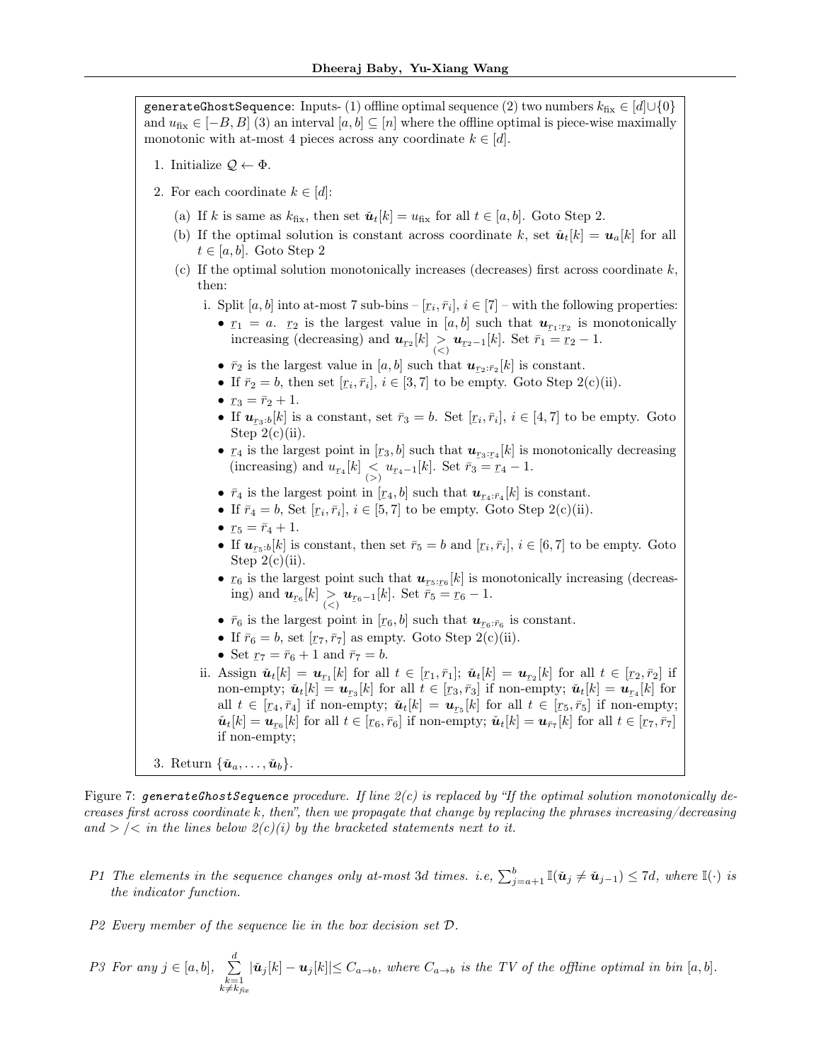`generateGhostSequence`: Inputs- (1) offline optimal sequence (2) two numbers $k_{\text{fix}} \in [d] \cup \{0\}$ and $u_{\text{fix}} \in [-B, B]$ (3) an interval $[a, b] \subseteq [n]$ where the offline optimal is piece-wise maximally monotonic with at-most 4 pieces across any coordinate $k \in [d]$.

1. Initialize $\mathcal{Q} \leftarrow \Phi$.
2. For each coordinate $k \in [d]$:
   (a) If $k$ is same as $k_{\text{fix}}$, then set $\check{\boldsymbol{u}}_t[k] = u_{\text{fix}}$ for all $t \in [a, b]$. Goto Step 2.
   (b) If the optimal solution is constant across coordinate $k$, set $\check{\boldsymbol{u}}_t[k] = \boldsymbol{u}_a[k]$ for all $t \in [a, b]$. Goto Step 2
   (c) If the optimal solution monotonically increases (decreases) first across coordinate $k$, then:
      i. Split $[a, b]$ into at-most 7 sub-bins – $[\underline{r}_i, \bar{r}_i]$, $i \in [7]$ – with the following properties:
         - $\underline{r}_1 = a$. $\underline{r}_2$ is the largest value in $[a, b]$ such that $\boldsymbol{u}_{\underline{r}_1:\underline{r}_2}$ is monotonically increasing (decreasing) and $\boldsymbol{u}_{\underline{r}_2}[k] \underset{(<)}{>} \boldsymbol{u}_{\underline{r}_2 - 1}[k]$. Set $\bar{r}_1 = \underline{r}_2 - 1$.
         - $\bar{r}_2$ is the largest value in $[a, b]$ such that $\boldsymbol{u}_{\underline{r}_2:\bar{r}_2}[k]$ is constant.
         - If $\bar{r}_2 = b$, then set $[\underline{r}_i, \bar{r}_i]$, $i \in [3, 7]$ to be empty. Goto Step 2(c)(ii).
         - $\underline{r}_3 = \bar{r}_2 + 1$.
         - If $\boldsymbol{u}_{\underline{r}_3:b}[k]$ is a constant, set $\bar{r}_3 = b$. Set $[\underline{r}_i, \bar{r}_i]$, $i \in [4, 7]$ to be empty. Goto Step 2(c)(ii).
         - $\underline{r}_4$ is the largest point in $[\underline{r}_3, b]$ such that $\boldsymbol{u}_{\underline{r}_3:\underline{r}_4}[k]$ is monotonically decreasing (increasing) and $u_{\underline{r}_4}[k] \underset{(>)}{<} u_{\underline{r}_4 - 1}[k]$. Set $\bar{r}_3 = \underline{r}_4 - 1$.
         - $\bar{r}_4$ is the largest point in $[\underline{r}_4, b]$ such that $\boldsymbol{u}_{\underline{r}_4:\bar{r}_4}[k]$ is constant.
         - If $\bar{r}_4 = b$, Set $[\underline{r}_i, \bar{r}_i]$, $i \in [5, 7]$ to be empty. Goto Step 2(c)(ii).
         - $\underline{r}_5 = \bar{r}_4 + 1$.
         - If $\boldsymbol{u}_{\underline{r}_5:b}[k]$ is constant, then set $\bar{r}_5 = b$ and $[\underline{r}_i, \bar{r}_i]$, $i \in [6, 7]$ to be empty. Goto Step 2(c)(ii).
         - $\underline{r}_6$ is the largest point such that $\boldsymbol{u}_{\underline{r}_5:\underline{r}_6}[k]$ is monotonically increasing (decreasing) and $\boldsymbol{u}_{\underline{r}_6}[k] \underset{(<)}{>} \boldsymbol{u}_{\underline{r}_6 - 1}[k]$. Set $\bar{r}_5 = \underline{r}_6 - 1$.
         - $\bar{r}_6$ is the largest point in $[\underline{r}_6, b]$ such that $\boldsymbol{u}_{\underline{r}_6:\bar{r}_6}$ is constant.
         - If $\bar{r}_6 = b$, set $[\underline{r}_7, \bar{r}_7]$ as empty. Goto Step 2(c)(ii).
         - Set $\underline{r}_7 = \bar{r}_6 + 1$ and $\bar{r}_7 = b$.

      ii. Assign $\check{\boldsymbol{u}}_t[k] = \boldsymbol{u}_{\underline{r}_1}[k]$ for all $t \in [\underline{r}_1, \bar{r}_1]$; $\check{\boldsymbol{u}}_t[k] = \boldsymbol{u}_{\underline{r}_2}[k]$ for all $t \in [\underline{r}_2, \bar{r}_2]$ if non-empty; $\check{\boldsymbol{u}}_t[k] = \boldsymbol{u}_{\underline{r}_3}[k]$ for all $t \in [\underline{r}_3, \bar{r}_3]$ if non-empty; $\check{\boldsymbol{u}}_t[k] = \boldsymbol{u}_{\underline{r}_4}[k]$ for all $t \in [\underline{r}_4, \bar{r}_4]$ if non-empty; $\check{\boldsymbol{u}}_t[k] = \boldsymbol{u}_{\underline{r}_5}[k]$ for all $t \in [\underline{r}_5, \bar{r}_5]$ if non-empty; $\check{\boldsymbol{u}}_t[k] = \boldsymbol{u}_{\underline{r}_6}[k]$ for all $t \in [\underline{r}_6, \bar{r}_6]$ if non-empty; $\check{\boldsymbol{u}}_t[k] = \boldsymbol{u}_{\bar{r}_7}[k]$ for all $t \in [\underline{r}_7, \bar{r}_7]$ if non-empty;
3. Return $\{\check{\boldsymbol{u}}_a, \ldots, \check{\boldsymbol{u}}_b\}$.

Figure 7: *generateGhostSequence procedure. If line 2(c) is replaced by "If the optimal solution monotonically decreases first across coordinate k, then", then we propagate that change by replacing the phrases increasing/decreasing and > / < in the lines below 2(c)(i) by the bracketed statements next to it.*

*P1 The elements in the sequence changes only at-most 3d times. i.e,* $\sum_{j=a+1}^{b} \mathbb{I}(\check{\boldsymbol{u}}_j \neq \check{\boldsymbol{u}}_{j-1}) \leq 7d$, *where* $\mathbb{I}(\cdot)$ *is the indicator function.*

*P2 Every member of the sequence lie in the box decision set* $\mathcal{D}$.

*P3 For any* $j \in [a, b]$, $\sum_{\substack{k=1 \\ k \neq k_{fix}}}^{d} |\check{\boldsymbol{u}}_j[k] - \boldsymbol{u}_j[k]| \leq C_{a \to b}$, *where* $C_{a \to b}$ *is the TV of the offline optimal in bin* $[a, b]$.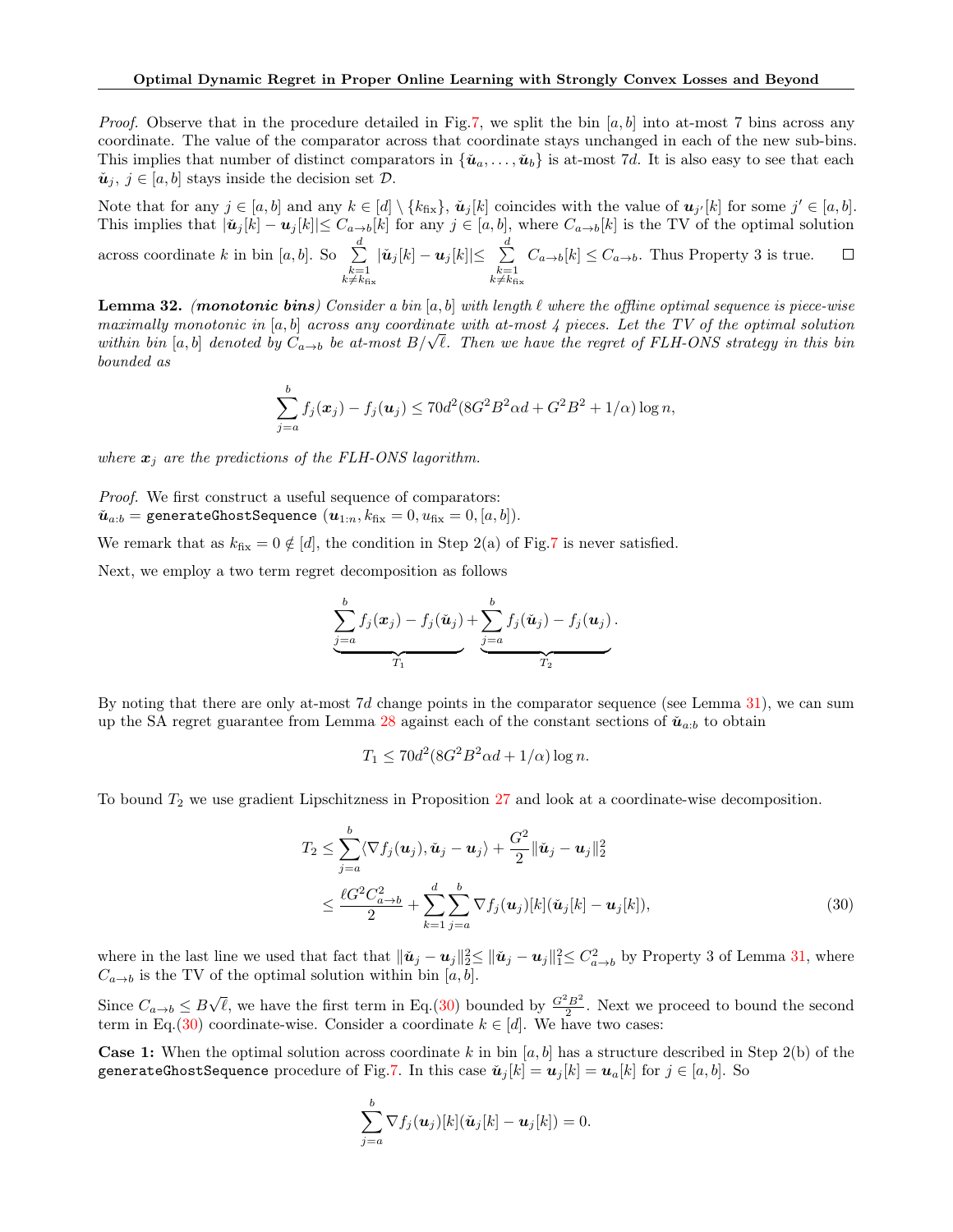*Proof.* Observe that in the procedure detailed in Fig.7, we split the bin $[a,b]$ into at-most 7 bins across any coordinate. The value of the comparator across that coordinate stays unchanged in each of the new sub-bins. This implies that number of distinct comparators in $\{\check{\boldsymbol{u}}_a, \ldots, \check{\boldsymbol{u}}_b\}$ is at-most $7d$. It is also easy to see that each $\check{\boldsymbol{u}}_j$, $j \in [a,b]$ stays inside the decision set $\mathcal{D}$.

Note that for any $j \in [a,b]$ and any $k \in [d] \setminus \{k_{\text{fix}}\}$, $\check{\boldsymbol{u}}_j[k]$ coincides with the value of $\boldsymbol{u}_{j'}[k]$ for some $j' \in [a,b]$. This implies that $|\check{\boldsymbol{u}}_j[k] - \boldsymbol{u}_j[k]| \le C_{a\to b}[k]$ for any $j \in [a,b]$, where $C_{a\to b}[k]$ is the TV of the optimal solution across coordinate $k$ in bin $[a,b]$. So $\sum_{\substack{k=1 \\ k\neq k_{\text{fix}}}}^{d} |\check{\boldsymbol{u}}_j[k] - \boldsymbol{u}_j[k]| \le \sum_{\substack{k=1 \\ k\neq k_{\text{fix}}}}^{d} C_{a\to b}[k] \le C_{a\to b}$. Thus Property 3 is true. □

**Lemma 32.** ***(monotonic bins)*** *Consider a bin $[a,b]$ with length $\ell$ where the offline optimal sequence is piece-wise maximally monotonic in $[a,b]$ across any coordinate with at-most 4 pieces. Let the TV of the optimal solution within bin $[a,b]$ denoted by $C_{a\to b}$ be at-most $B/\sqrt{\ell}$. Then we have the regret of FLH-ONS strategy in this bin bounded as*

$$\sum_{j=a}^{b} f_j(\boldsymbol{x}_j) - f_j(\boldsymbol{u}_j) \le 70d^2(8G^2B^2\alpha d + G^2B^2 + 1/\alpha)\log n,$$

*where $\boldsymbol{x}_j$ are the predictions of the FLH-ONS lagorithm.*

*Proof.* We first construct a useful sequence of comparators:
$\check{\boldsymbol{u}}_{a:b} = \texttt{generateGhostSequence}\ (\boldsymbol{u}_{1:n}, k_{\text{fix}} = 0, u_{\text{fix}} = 0, [a,b])$.

We remark that as $k_{\text{fix}} = 0 \notin [d]$, the condition in Step 2(a) of Fig.7 is never satisfied.

Next, we employ a two term regret decomposition as follows

$$\underbrace{\sum_{j=a}^{b} f_j(\boldsymbol{x}_j) - f_j(\check{\boldsymbol{u}}_j)}_{T_1} + \underbrace{\sum_{j=a}^{b} f_j(\check{\boldsymbol{u}}_j) - f_j(\boldsymbol{u}_j)}_{T_2}.$$

By noting that there are only at-most $7d$ change points in the comparator sequence (see Lemma 31), we can sum up the SA regret guarantee from Lemma 28 against each of the constant sections of $\check{\boldsymbol{u}}_{a:b}$ to obtain

$$T_1 \le 70d^2(8G^2B^2\alpha d + 1/\alpha)\log n.$$

To bound $T_2$ we use gradient Lipschitzness in Proposition 27 and look at a coordinate-wise decomposition.

$$\begin{aligned}
T_2 &\le \sum_{j=a}^{b} \langle \nabla f_j(\boldsymbol{u}_j), \check{\boldsymbol{u}}_j - \boldsymbol{u}_j \rangle + \frac{G^2}{2}\|\check{\boldsymbol{u}}_j - \boldsymbol{u}_j\|_2^2 \\
&\le \frac{\ell G^2 C_{a\to b}^2}{2} + \sum_{k=1}^{d}\sum_{j=a}^{b} \nabla f_j(\boldsymbol{u}_j)[k](\check{\boldsymbol{u}}_j[k] - \boldsymbol{u}_j[k]), \qquad (30)
\end{aligned}$$

where in the last line we used that fact that $\|\check{\boldsymbol{u}}_j - \boldsymbol{u}_j\|_2^2 \le \|\check{\boldsymbol{u}}_j - \boldsymbol{u}_j\|_1^2 \le C_{a\to b}^2$ by Property 3 of Lemma 31, where $C_{a\to b}$ is the TV of the optimal solution within bin $[a,b]$.

Since $C_{a\to b} \le B\sqrt{\ell}$, we have the first term in Eq.(30) bounded by $\frac{G^2B^2}{2}$. Next we proceed to bound the second term in Eq.(30) coordinate-wise. Consider a coordinate $k \in [d]$. We have two cases:

**Case 1:** When the optimal solution across coordinate $k$ in bin $[a,b]$ has a structure described in Step 2(b) of the `generateGhostSequence` procedure of Fig.7. In this case $\check{\boldsymbol{u}}_j[k] = \boldsymbol{u}_j[k] = \boldsymbol{u}_a[k]$ for $j \in [a,b]$. So

$$\sum_{j=a}^{b} \nabla f_j(\boldsymbol{u}_j)[k](\check{\boldsymbol{u}}_j[k] - \boldsymbol{u}_j[k]) = 0.$$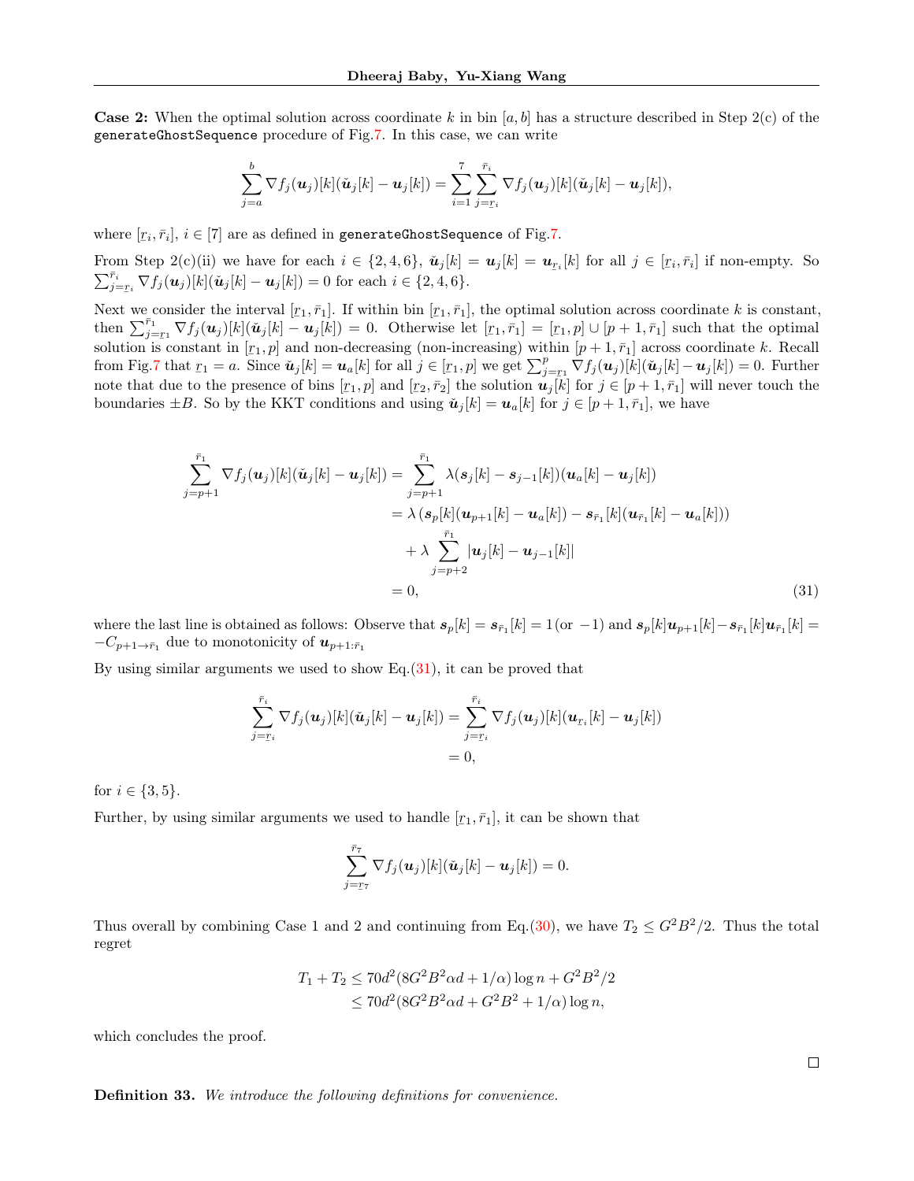**Case 2:** When the optimal solution across coordinate $k$ in bin $[a, b]$ has a structure described in Step 2(c) of the `generateGhostSequence` procedure of Fig.7. In this case, we can write

$$\sum_{j=a}^{b} \nabla f_j(\boldsymbol{u}_j)[k](\check{\boldsymbol{u}}_j[k] - \boldsymbol{u}_j[k]) = \sum_{i=1}^{7} \sum_{j=\underline{r}_i}^{\bar{r}_i} \nabla f_j(\boldsymbol{u}_j)[k](\check{\boldsymbol{u}}_j[k] - \boldsymbol{u}_j[k]),$$

where $[\underline{r}_i, \bar{r}_i]$, $i \in [7]$ are as defined in `generateGhostSequence` of Fig.7.

From Step 2(c)(ii) we have for each $i \in \{2, 4, 6\}$, $\check{\boldsymbol{u}}_j[k] = \boldsymbol{u}_j[k] = \boldsymbol{u}_{\underline{r}_i}[k]$ for all $j \in [\underline{r}_i, \bar{r}_i]$ if non-empty. So $\sum_{j=\underline{r}_i}^{\bar{r}_i} \nabla f_j(\boldsymbol{u}_j)[k](\check{\boldsymbol{u}}_j[k] - \boldsymbol{u}_j[k]) = 0$ for each $i \in \{2, 4, 6\}$.

Next we consider the interval $[\underline{r}_1, \bar{r}_1]$. If within bin $[\underline{r}_1, \bar{r}_1]$, the optimal solution across coordinate $k$ is constant, then $\sum_{j=\underline{r}_1}^{\bar{r}_1} \nabla f_j(\boldsymbol{u}_j)[k](\check{\boldsymbol{u}}_j[k] - \boldsymbol{u}_j[k]) = 0$. Otherwise let $[\underline{r}_1, \bar{r}_1] = [\underline{r}_1, p] \cup [p+1, \bar{r}_1]$ such that the optimal solution is constant in $[\underline{r}_1, p]$ and non-decreasing (non-increasing) within $[p+1, \bar{r}_1]$ across coordinate $k$. Recall from Fig.7 that $\underline{r}_1 = a$. Since $\check{\boldsymbol{u}}_j[k] = \boldsymbol{u}_a[k]$ for all $j \in [\underline{r}_1, p]$ we get $\sum_{j=\underline{r}_1}^{p} \nabla f_j(\boldsymbol{u}_j)[k](\check{\boldsymbol{u}}_j[k] - \boldsymbol{u}_j[k]) = 0$. Further note that due to the presence of bins $[\underline{r}_1, p]$ and $[\underline{r}_2, \bar{r}_2]$ the solution $\boldsymbol{u}_j[k]$ for $j \in [p+1, \bar{r}_1]$ will never touch the boundaries $\pm B$. So by the KKT conditions and using $\check{\boldsymbol{u}}_j[k] = \boldsymbol{u}_a[k]$ for $j \in [p+1, \bar{r}_1]$, we have

$$\begin{aligned}
\sum_{j=p+1}^{\bar{r}_1} \nabla f_j(\boldsymbol{u}_j)[k](\check{\boldsymbol{u}}_j[k] - \boldsymbol{u}_j[k]) &= \sum_{j=p+1}^{\bar{r}_1} \lambda(\boldsymbol{s}_j[k] - \boldsymbol{s}_{j-1}[k])(\boldsymbol{u}_a[k] - \boldsymbol{u}_j[k]) \\
&= \lambda \left(\boldsymbol{s}_p[k](\boldsymbol{u}_{p+1}[k] - \boldsymbol{u}_a[k]) - \boldsymbol{s}_{\bar{r}_1}[k](\boldsymbol{u}_{\bar{r}_1}[k] - \boldsymbol{u}_a[k])\right) \\
&\quad + \lambda \sum_{j=p+2}^{\bar{r}_1} |\boldsymbol{u}_j[k] - \boldsymbol{u}_{j-1}[k]| \\
&= 0, \qquad (31)
\end{aligned}$$

where the last line is obtained as follows: Observe that $\boldsymbol{s}_p[k] = \boldsymbol{s}_{\bar{r}_1}[k] = 1$(or $-1$) and $\boldsymbol{s}_p[k]\boldsymbol{u}_{p+1}[k] - \boldsymbol{s}_{\bar{r}_1}[k]\boldsymbol{u}_{\bar{r}_1}[k] = -C_{p+1 \to \bar{r}_1}$ due to monotonicity of $\boldsymbol{u}_{p+1:\bar{r}_1}$

By using similar arguments we used to show Eq.(31), it can be proved that

$$\begin{aligned}
\sum_{j=\underline{r}_i}^{\bar{r}_i} \nabla f_j(\boldsymbol{u}_j)[k](\check{\boldsymbol{u}}_j[k] - \boldsymbol{u}_j[k]) &= \sum_{j=\underline{r}_i}^{\bar{r}_i} \nabla f_j(\boldsymbol{u}_j)[k](\boldsymbol{u}_{\underline{r}_i}[k] - \boldsymbol{u}_j[k]) \\
&= 0,
\end{aligned}$$

for $i \in \{3, 5\}$.

Further, by using similar arguments we used to handle $[\underline{r}_1, \bar{r}_1]$, it can be shown that

$$\sum_{j=\underline{r}_7}^{\bar{r}_7} \nabla f_j(\boldsymbol{u}_j)[k](\check{\boldsymbol{u}}_j[k] - \boldsymbol{u}_j[k]) = 0.$$

Thus overall by combining Case 1 and 2 and continuing from Eq.(30), we have $T_2 \leq G^2B^2/2$. Thus the total regret

$$\begin{aligned}
T_1 + T_2 &\leq 70d^2(8G^2B^2\alpha d + 1/\alpha) \log n + G^2B^2/2 \\
&\leq 70d^2(8G^2B^2\alpha d + G^2B^2 + 1/\alpha) \log n,
\end{aligned}$$

which concludes the proof. $\square$

**Definition 33.** *We introduce the following definitions for convenience.*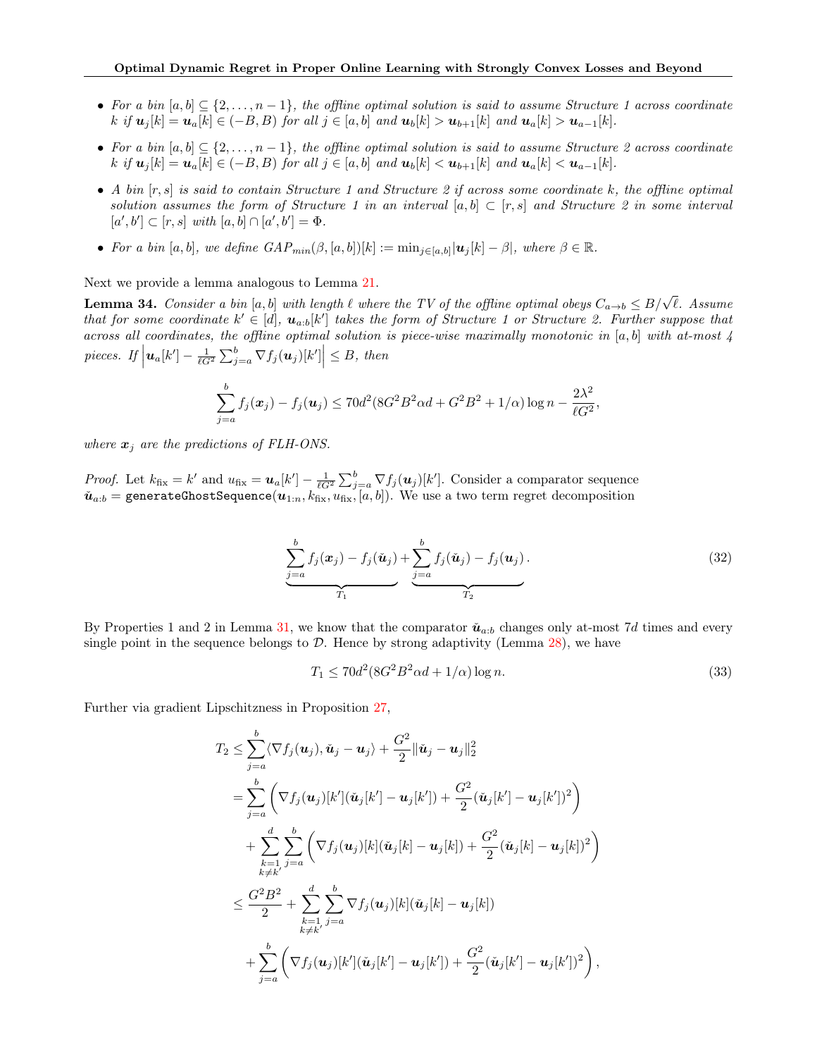- *For a bin $[a,b] \subseteq \{2,\ldots,n-1\}$, the offline optimal solution is said to assume Structure 1 across coordinate $k$ if $\boldsymbol{u}_j[k] = \boldsymbol{u}_a[k] \in (-B,B)$ for all $j \in [a,b]$ and $\boldsymbol{u}_b[k] > \boldsymbol{u}_{b+1}[k]$ and $\boldsymbol{u}_a[k] > \boldsymbol{u}_{a-1}[k]$.*
- *For a bin $[a,b] \subseteq \{2,\ldots,n-1\}$, the offline optimal solution is said to assume Structure 2 across coordinate $k$ if $\boldsymbol{u}_j[k] = \boldsymbol{u}_a[k] \in (-B,B)$ for all $j \in [a,b]$ and $\boldsymbol{u}_b[k] < \boldsymbol{u}_{b+1}[k]$ and $\boldsymbol{u}_a[k] < \boldsymbol{u}_{a-1}[k]$.*
- *A bin $[r,s]$ is said to contain Structure 1 and Structure 2 if across some coordinate $k$, the offline optimal solution assumes the form of Structure 1 in an interval $[a,b] \subset [r,s]$ and Structure 2 in some interval $[a',b'] \subset [r,s]$ with $[a,b] \cap [a',b'] = \Phi$.*
- *For a bin $[a,b]$, we define $GAP_{min}(\beta,[a,b])[k] := \min_{j \in [a,b]} |\boldsymbol{u}_j[k] - \beta|$, where $\beta \in \mathbb{R}$.*

Next we provide a lemma analogous to Lemma 21.

**Lemma 34.** *Consider a bin $[a,b]$ with length $\ell$ where the TV of the offline optimal obeys $C_{a\to b} \le B/\sqrt{\ell}$. Assume that for some coordinate $k' \in [d]$, $\boldsymbol{u}_{a:b}[k']$ takes the form of Structure 1 or Structure 2. Further suppose that across all coordinates, the offline optimal solution is piece-wise maximally monotonic in $[a,b]$ with at-most 4 pieces. If $\left|\boldsymbol{u}_a[k'] - \frac{1}{\ell G^2}\sum_{j=a}^{b} \nabla f_j(\boldsymbol{u}_j)[k']\right| \le B$, then*

$$\sum_{j=a}^{b} f_j(\boldsymbol{x}_j) - f_j(\boldsymbol{u}_j) \le 70d^2(8G^2B^2\alpha d + G^2B^2 + 1/\alpha)\log n - \frac{2\lambda^2}{\ell G^2},$$

*where $\boldsymbol{x}_j$ are the predictions of FLH-ONS.*

*Proof.* Let $k_{\text{fix}} = k'$ and $u_{\text{fix}} = \boldsymbol{u}_a[k'] - \frac{1}{\ell G^2}\sum_{j=a}^{b} \nabla f_j(\boldsymbol{u}_j)[k']$. Consider a comparator sequence $\check{\boldsymbol{u}}_{a:b} = \texttt{generateGhostSequence}(\boldsymbol{u}_{1:n}, k_{\text{fix}}, u_{\text{fix}}, [a,b])$. We use a two term regret decomposition

$$\underbrace{\sum_{j=a}^{b} f_j(\boldsymbol{x}_j) - f_j(\check{\boldsymbol{u}}_j)}_{T_1} + \underbrace{\sum_{j=a}^{b} f_j(\check{\boldsymbol{u}}_j) - f_j(\boldsymbol{u}_j)}_{T_2}. \tag{32}$$

By Properties 1 and 2 in Lemma 31, we know that the comparator $\check{\boldsymbol{u}}_{a:b}$ changes only at-most $7d$ times and every single point in the sequence belongs to $\mathcal{D}$. Hence by strong adaptivity (Lemma 28), we have

$$T_1 \le 70d^2(8G^2B^2\alpha d + 1/\alpha)\log n. \tag{33}$$

Further via gradient Lipschitzness in Proposition 27,

$$\begin{aligned}
T_2 &\le \sum_{j=a}^{b} \langle \nabla f_j(\boldsymbol{u}_j), \check{\boldsymbol{u}}_j - \boldsymbol{u}_j\rangle + \frac{G^2}{2}\|\check{\boldsymbol{u}}_j - \boldsymbol{u}_j\|_2^2 \\
&= \sum_{j=a}^{b} \left(\nabla f_j(\boldsymbol{u}_j)[k'](\check{\boldsymbol{u}}_j[k'] - \boldsymbol{u}_j[k']) + \frac{G^2}{2}(\check{\boldsymbol{u}}_j[k'] - \boldsymbol{u}_j[k'])^2\right) \\
&\quad + \sum_{\substack{k=1 \\ k \ne k'}}^{d} \sum_{j=a}^{b} \left(\nabla f_j(\boldsymbol{u}_j)[k](\check{\boldsymbol{u}}_j[k] - \boldsymbol{u}_j[k]) + \frac{G^2}{2}(\check{\boldsymbol{u}}_j[k] - \boldsymbol{u}_j[k])^2\right) \\
&\le \frac{G^2B^2}{2} + \sum_{\substack{k=1 \\ k \ne k'}}^{d} \sum_{j=a}^{b} \nabla f_j(\boldsymbol{u}_j)[k](\check{\boldsymbol{u}}_j[k] - \boldsymbol{u}_j[k]) \\
&\quad + \sum_{j=a}^{b} \left(\nabla f_j(\boldsymbol{u}_j)[k'](\check{\boldsymbol{u}}_j[k'] - \boldsymbol{u}_j[k']) + \frac{G^2}{2}(\check{\boldsymbol{u}}_j[k'] - \boldsymbol{u}_j[k'])^2\right),
\end{aligned}$$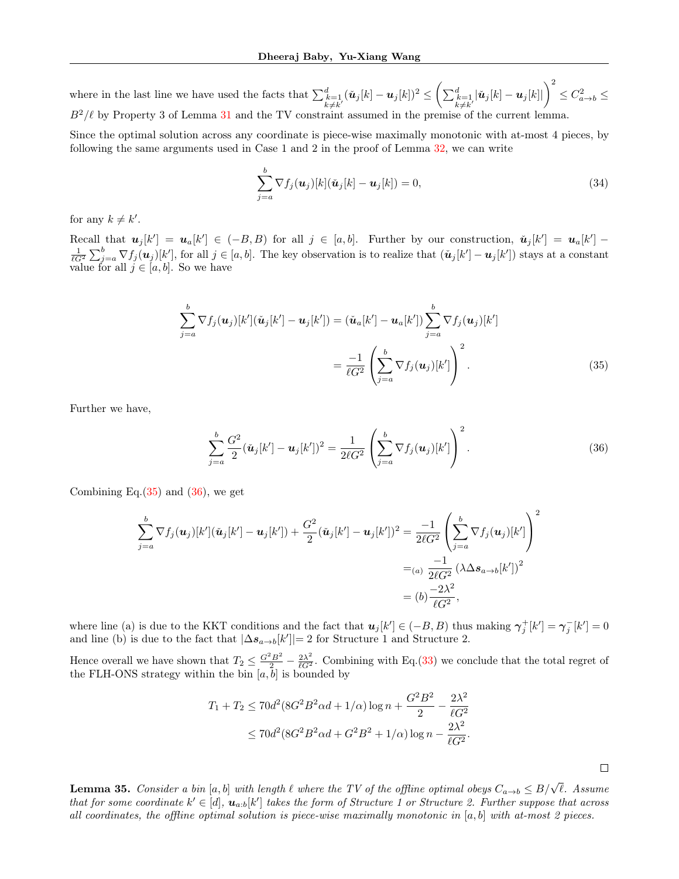where in the last line we have used the facts that $\sum_{\substack{k=1\\k\neq k'}}^{d}(\check{\boldsymbol{u}}_j[k]-\boldsymbol{u}_j[k])^2 \leq \left(\sum_{\substack{k=1\\k\neq k'}}^{d}|\check{\boldsymbol{u}}_j[k]-\boldsymbol{u}_j[k]|\right)^2 \leq C_{a\to b}^2 \leq B^2/\ell$ by Property 3 of Lemma 31 and the TV constraint assumed in the premise of the current lemma.

Since the optimal solution across any coordinate is piece-wise maximally monotonic with at-most 4 pieces, by following the same arguments used in Case 1 and 2 in the proof of Lemma 32, we can write

$$\sum_{j=a}^{b} \nabla f_j(\boldsymbol{u}_j)[k](\check{\boldsymbol{u}}_j[k]-\boldsymbol{u}_j[k]) = 0, \tag{34}$$

for any $k \neq k'$.

Recall that $\boldsymbol{u}_j[k'] = \boldsymbol{u}_a[k'] \in (-B, B)$ for all $j \in [a,b]$. Further by our construction, $\check{\boldsymbol{u}}_j[k'] = \boldsymbol{u}_a[k'] - \frac{1}{\ell G^2}\sum_{j=a}^{b}\nabla f_j(\boldsymbol{u}_j)[k']$, for all $j \in [a,b]$. The key observation is to realize that $(\check{\boldsymbol{u}}_j[k'] - \boldsymbol{u}_j[k'])$ stays at a constant value for all $j \in [a,b]$. So we have

$$\begin{aligned}
\sum_{j=a}^{b} \nabla f_j(\boldsymbol{u}_j)[k'](\check{\boldsymbol{u}}_j[k']-\boldsymbol{u}_j[k']) &= (\check{\boldsymbol{u}}_a[k']-\boldsymbol{u}_a[k'])\sum_{j=a}^{b}\nabla f_j(\boldsymbol{u}_j)[k'] \\
&= \frac{-1}{\ell G^2}\left(\sum_{j=a}^{b}\nabla f_j(\boldsymbol{u}_j)[k']\right)^2.
\end{aligned} \tag{35}$$

Further we have,

$$\sum_{j=a}^{b} \frac{G^2}{2}(\check{\boldsymbol{u}}_j[k']-\boldsymbol{u}_j[k'])^2 = \frac{1}{2\ell G^2}\left(\sum_{j=a}^{b}\nabla f_j(\boldsymbol{u}_j)[k']\right)^2. \tag{36}$$

Combining Eq.(35) and (36), we get

$$\begin{aligned}
\sum_{j=a}^{b} \nabla f_j(\boldsymbol{u}_j)[k'](\check{\boldsymbol{u}}_j[k']-\boldsymbol{u}_j[k']) + \frac{G^2}{2}(\check{\boldsymbol{u}}_j[k']-\boldsymbol{u}_j[k'])^2 &= \frac{-1}{2\ell G^2}\left(\sum_{j=a}^{b}\nabla f_j(\boldsymbol{u}_j)[k']\right)^2 \\
&=_{(a)} \frac{-1}{2\ell G^2}\left(\lambda \Delta \boldsymbol{s}_{a\to b}[k']\right)^2 \\
&= (b) \frac{-2\lambda^2}{\ell G^2},
\end{aligned}$$

where line (a) is due to the KKT conditions and the fact that $\boldsymbol{u}_j[k'] \in (-B,B)$ thus making $\boldsymbol{\gamma}_j^+[k'] = \boldsymbol{\gamma}_j^-[k'] = 0$ and line (b) is due to the fact that $|\Delta \boldsymbol{s}_{a\to b}[k']| = 2$ for Structure 1 and Structure 2.

Hence overall we have shown that $T_2 \leq \frac{G^2B^2}{2} - \frac{2\lambda^2}{\ell G^2}$. Combining with Eq.(33) we conclude that the total regret of the FLH-ONS strategy within the bin $[a,b]$ is bounded by

$$\begin{aligned}
T_1 + T_2 &\leq 70d^2(8G^2B^2\alpha d + 1/\alpha)\log n + \frac{G^2B^2}{2} - \frac{2\lambda^2}{\ell G^2} \\
&\leq 70d^2(8G^2B^2\alpha d + G^2B^2 + 1/\alpha)\log n - \frac{2\lambda^2}{\ell G^2}.
\end{aligned}$$

□

**Lemma 35.** *Consider a bin $[a,b]$ with length $\ell$ where the TV of the offline optimal obeys $C_{a\to b} \leq B/\sqrt{\ell}$. Assume that for some coordinate $k' \in [d]$, $\boldsymbol{u}_{a:b}[k']$ takes the form of Structure 1 or Structure 2. Further suppose that across all coordinates, the offline optimal solution is piece-wise maximally monotonic in $[a,b]$ with at-most 2 pieces.*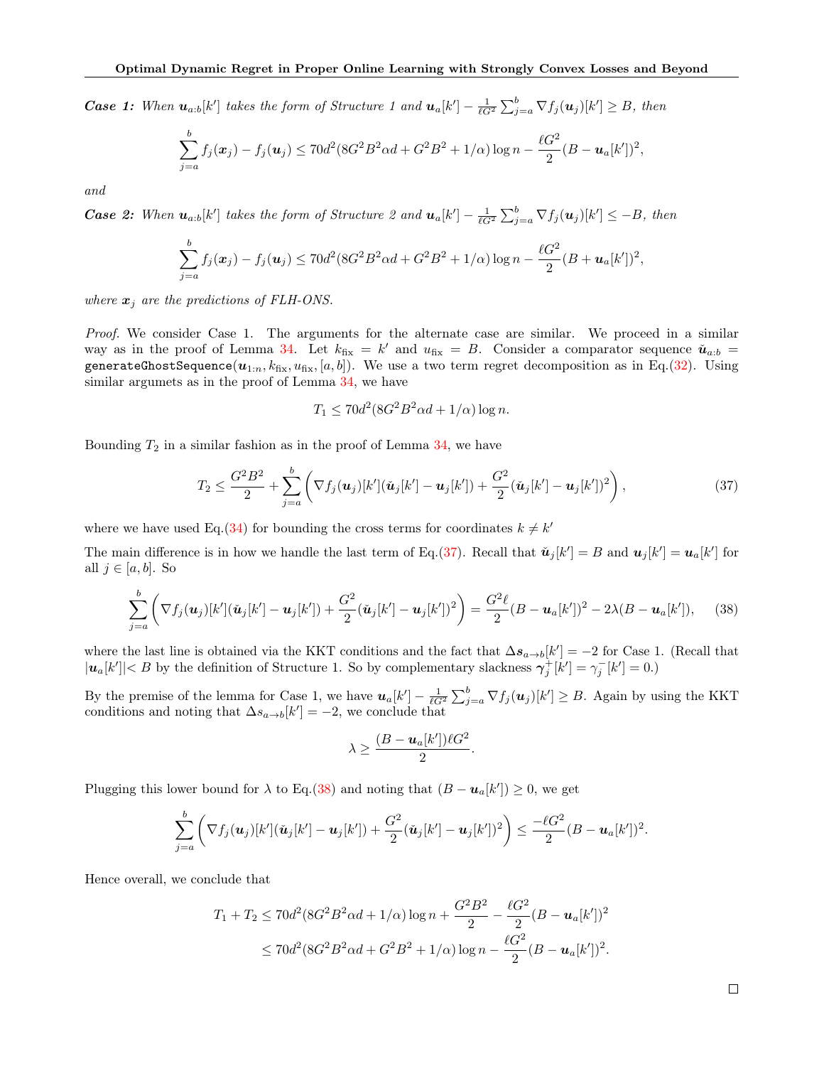***Case 1:*** *When $\boldsymbol{u}_{a:b}[k']$ takes the form of Structure 1 and $\boldsymbol{u}_a[k'] - \frac{1}{\ell G^2}\sum_{j=a}^{b} \nabla f_j(\boldsymbol{u}_j)[k'] \geq B$, then*

$$\sum_{j=a}^{b} f_j(\boldsymbol{x}_j) - f_j(\boldsymbol{u}_j) \leq 70d^2(8G^2B^2\alpha d + G^2B^2 + 1/\alpha)\log n - \frac{\ell G^2}{2}(B - \boldsymbol{u}_a[k'])^2,$$

*and*

***Case 2:*** *When $\boldsymbol{u}_{a:b}[k']$ takes the form of Structure 2 and $\boldsymbol{u}_a[k'] - \frac{1}{\ell G^2}\sum_{j=a}^{b} \nabla f_j(\boldsymbol{u}_j)[k'] \leq -B$, then*

$$\sum_{j=a}^{b} f_j(\boldsymbol{x}_j) - f_j(\boldsymbol{u}_j) \leq 70d^2(8G^2B^2\alpha d + G^2B^2 + 1/\alpha)\log n - \frac{\ell G^2}{2}(B + \boldsymbol{u}_a[k'])^2,$$

*where $\boldsymbol{x}_j$ are the predictions of FLH-ONS.*

*Proof.* We consider Case 1. The arguments for the alternate case are similar. We proceed in a similar way as in the proof of Lemma 34. Let $k_{\text{fix}} = k'$ and $u_{\text{fix}} = B$. Consider a comparator sequence $\check{\boldsymbol{u}}_{a:b} = \texttt{generateGhostSequence}(\boldsymbol{u}_{1:n}, k_{\text{fix}}, u_{\text{fix}}, [a,b])$. We use a two term regret decomposition as in Eq.(32). Using similar argumets as in the proof of Lemma 34, we have

$$T_1 \leq 70d^2(8G^2B^2\alpha d + 1/\alpha)\log n.$$

Bounding $T_2$ in a similar fashion as in the proof of Lemma 34, we have

$$T_2 \leq \frac{G^2B^2}{2} + \sum_{j=a}^{b}\left(\nabla f_j(\boldsymbol{u}_j)[k'](\check{\boldsymbol{u}}_j[k'] - \boldsymbol{u}_j[k']) + \frac{G^2}{2}(\check{\boldsymbol{u}}_j[k'] - \boldsymbol{u}_j[k'])^2\right), \tag{37}$$

where we have used Eq.(34) for bounding the cross terms for coordinates $k \neq k'$

The main difference is in how we handle the last term of Eq.(37). Recall that $\check{\boldsymbol{u}}_j[k'] = B$ and $\boldsymbol{u}_j[k'] = \boldsymbol{u}_a[k']$ for all $j \in [a,b]$. So

$$\sum_{j=a}^{b}\left(\nabla f_j(\boldsymbol{u}_j)[k'](\check{\boldsymbol{u}}_j[k'] - \boldsymbol{u}_j[k']) + \frac{G^2}{2}(\check{\boldsymbol{u}}_j[k'] - \boldsymbol{u}_j[k'])^2\right) = \frac{G^2\ell}{2}(B - \boldsymbol{u}_a[k'])^2 - 2\lambda(B - \boldsymbol{u}_a[k']), \tag{38}$$

where the last line is obtained via the KKT conditions and the fact that $\Delta\boldsymbol{s}_{a\to b}[k'] = -2$ for Case 1. (Recall that $|\boldsymbol{u}_a[k']| < B$ by the definition of Structure 1. So by complementary slackness $\boldsymbol{\gamma}_j^+[k'] = \gamma_j^-[k'] = 0$.)

By the premise of the lemma for Case 1, we have $\boldsymbol{u}_a[k'] - \frac{1}{\ell G^2}\sum_{j=a}^{b} \nabla f_j(\boldsymbol{u}_j)[k'] \geq B$. Again by using the KKT conditions and noting that $\Delta s_{a\to b}[k'] = -2$, we conclude that

$$\lambda \geq \frac{(B - \boldsymbol{u}_a[k'])\ell G^2}{2}.$$

Plugging this lower bound for $\lambda$ to Eq.(38) and noting that $(B - \boldsymbol{u}_a[k']) \geq 0$, we get

$$\sum_{j=a}^{b}\left(\nabla f_j(\boldsymbol{u}_j)[k'](\check{\boldsymbol{u}}_j[k'] - \boldsymbol{u}_j[k']) + \frac{G^2}{2}(\check{\boldsymbol{u}}_j[k'] - \boldsymbol{u}_j[k'])^2\right) \leq \frac{-\ell G^2}{2}(B - \boldsymbol{u}_a[k'])^2.$$

Hence overall, we conclude that

$$\begin{aligned}
T_1 + T_2 &\leq 70d^2(8G^2B^2\alpha d + 1/\alpha)\log n + \frac{G^2B^2}{2} - \frac{\ell G^2}{2}(B - \boldsymbol{u}_a[k'])^2 \\
&\leq 70d^2(8G^2B^2\alpha d + G^2B^2 + 1/\alpha)\log n - \frac{\ell G^2}{2}(B - \boldsymbol{u}_a[k'])^2.
\end{aligned}$$

□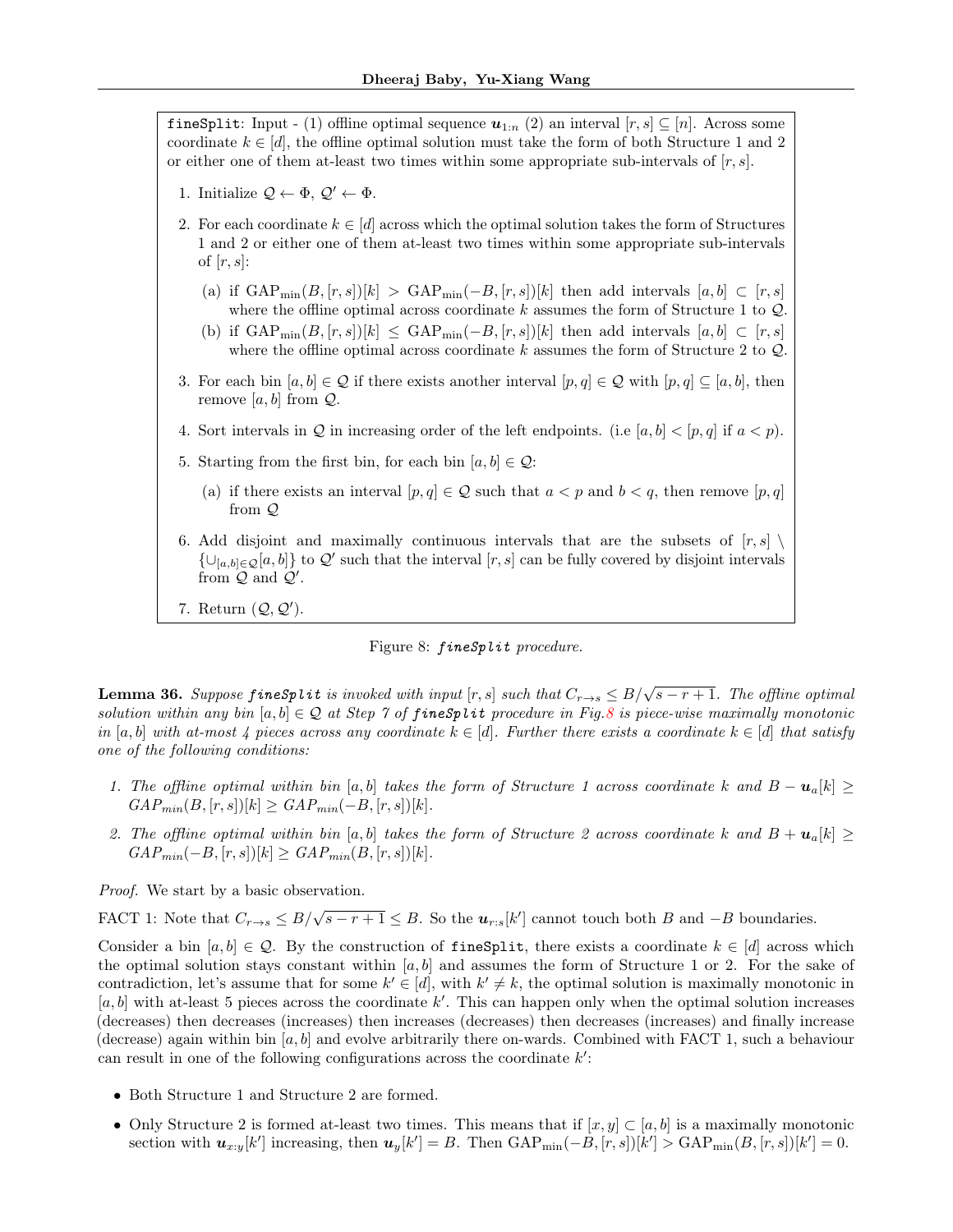fineSplit: Input - (1) offline optimal sequence $\boldsymbol{u}_{1:n}$ (2) an interval $[r,s] \subseteq [n]$. Across some coordinate $k \in [d]$, the offline optimal solution must take the form of both Structure 1 and 2 or either one of them at-least two times within some appropriate sub-intervals of $[r,s]$.

1. Initialize $\mathcal{Q} \leftarrow \Phi$, $\mathcal{Q}' \leftarrow \Phi$.
2. For each coordinate $k \in [d]$ across which the optimal solution takes the form of Structures 1 and 2 or either one of them at-least two times within some appropriate sub-intervals of $[r,s]$:
   (a) if $\text{GAP}_{\min}(B,[r,s])[k] > \text{GAP}_{\min}(-B,[r,s])[k]$ then add intervals $[a,b] \subset [r,s]$ where the offline optimal across coordinate $k$ assumes the form of Structure 1 to $\mathcal{Q}$.
   (b) if $\text{GAP}_{\min}(B,[r,s])[k] \leq \text{GAP}_{\min}(-B,[r,s])[k]$ then add intervals $[a,b] \subset [r,s]$ where the offline optimal across coordinate $k$ assumes the form of Structure 2 to $\mathcal{Q}$.
3. For each bin $[a,b] \in \mathcal{Q}$ if there exists another interval $[p,q] \in \mathcal{Q}$ with $[p,q] \subseteq [a,b]$, then remove $[a,b]$ from $\mathcal{Q}$.
4. Sort intervals in $\mathcal{Q}$ in increasing order of the left endpoints. (i.e $[a,b] < [p,q]$ if $a < p$).
5. Starting from the first bin, for each bin $[a,b] \in \mathcal{Q}$:
   (a) if there exists an interval $[p,q] \in \mathcal{Q}$ such that $a < p$ and $b < q$, then remove $[p,q]$ from $\mathcal{Q}$
6. Add disjoint and maximally continuous intervals that are the subsets of $[r,s] \setminus \{\cup_{[a,b]\in\mathcal{Q}}[a,b]\}$ to $\mathcal{Q}'$ such that the interval $[r,s]$ can be fully covered by disjoint intervals from $\mathcal{Q}$ and $\mathcal{Q}'$.
7. Return $(\mathcal{Q}, \mathcal{Q}')$.

Figure 8: *fineSplit procedure.*

**Lemma 36.** *Suppose fineSplit is invoked with input $[r,s]$ such that $C_{r\to s} \leq B/\sqrt{s-r+1}$. The offline optimal solution within any bin $[a,b] \in \mathcal{Q}$ at Step 7 of fineSplit procedure in Fig.8 is piece-wise maximally monotonic in $[a,b]$ with at-most 4 pieces across any coordinate $k \in [d]$. Further there exists a coordinate $k \in [d]$ that satisfy one of the following conditions:*

1. *The offline optimal within bin $[a,b]$ takes the form of Structure 1 across coordinate $k$ and $B - \boldsymbol{u}_a[k] \geq GAP_{min}(B,[r,s])[k] \geq GAP_{min}(-B,[r,s])[k]$.*
2. *The offline optimal within bin $[a,b]$ takes the form of Structure 2 across coordinate $k$ and $B + \boldsymbol{u}_a[k] \geq GAP_{min}(-B,[r,s])[k] \geq GAP_{min}(B,[r,s])[k]$.*

*Proof.* We start by a basic observation.

FACT 1: Note that $C_{r\to s} \leq B/\sqrt{s-r+1} \leq B$. So the $\boldsymbol{u}_{r:s}[k']$ cannot touch both $B$ and $-B$ boundaries.

Consider a bin $[a,b] \in \mathcal{Q}$. By the construction of fineSplit, there exists a coordinate $k \in [d]$ across which the optimal solution stays constant within $[a,b]$ and assumes the form of Structure 1 or 2. For the sake of contradiction, let's assume that for some $k' \in [d]$, with $k' \neq k$, the optimal solution is maximally monotonic in $[a,b]$ with at-least 5 pieces across the coordinate $k'$. This can happen only when the optimal solution increases (decreases) then decreases (increases) then increases (decreases) then decreases (increases) and finally increase (decrease) again within bin $[a,b]$ and evolve arbitrarily there on-wards. Combined with FACT 1, such a behaviour can result in one of the following configurations across the coordinate $k'$:

- Both Structure 1 and Structure 2 are formed.
- Only Structure 2 is formed at-least two times. This means that if $[x,y] \subset [a,b]$ is a maximally monotonic section with $\boldsymbol{u}_{x:y}[k']$ increasing, then $\boldsymbol{u}_y[k'] = B$. Then $\text{GAP}_{\min}(-B,[r,s])[k'] > \text{GAP}_{\min}(B,[r,s])[k'] = 0$.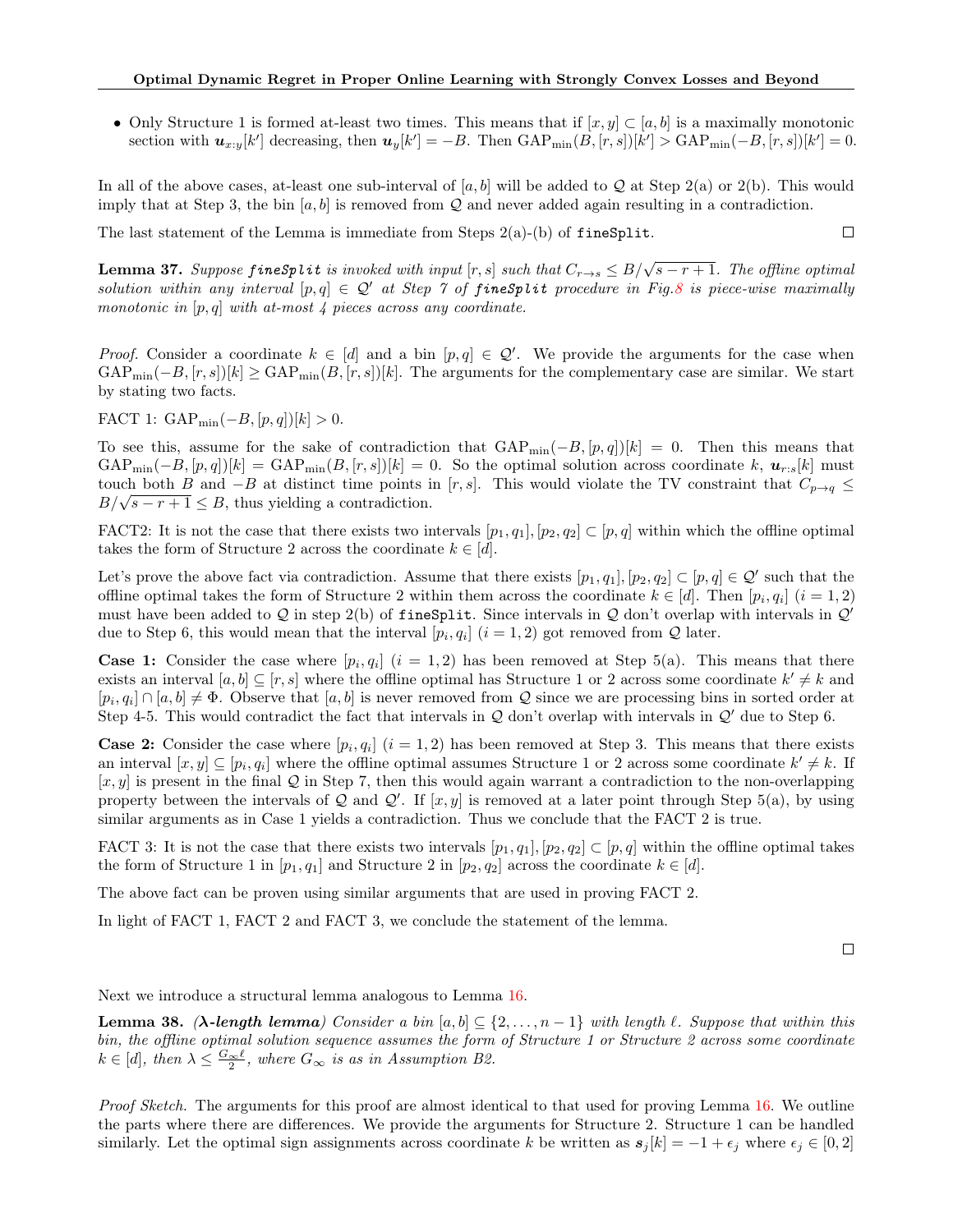- Only Structure 1 is formed at-least two times. This means that if $[x, y] \subset [a, b]$ is a maximally monotonic section with $\boldsymbol{u}_{x:y}[k']$ decreasing, then $\boldsymbol{u}_y[k'] = -B$. Then $\mathrm{GAP}_{\min}(B, [r, s])[k'] > \mathrm{GAP}_{\min}(-B, [r, s])[k'] = 0$.

In all of the above cases, at-least one sub-interval of $[a, b]$ will be added to $\mathcal{Q}$ at Step 2(a) or 2(b). This would imply that at Step 3, the bin $[a, b]$ is removed from $\mathcal{Q}$ and never added again resulting in a contradiction.

The last statement of the Lemma is immediate from Steps 2(a)-(b) of `fineSplit`. □

**Lemma 37.** *Suppose* ***fineSplit*** *is invoked with input $[r, s]$ such that $C_{r \to s} \le B/\sqrt{s - r + 1}$. The offline optimal solution within any interval $[p, q] \in \mathcal{Q}'$ at Step 7 of* ***fineSplit*** *procedure in Fig.8 is piece-wise maximally monotonic in $[p, q]$ with at-most 4 pieces across any coordinate.*

*Proof.* Consider a coordinate $k \in [d]$ and a bin $[p, q] \in \mathcal{Q}'$. We provide the arguments for the case when $\mathrm{GAP}_{\min}(-B, [r, s])[k] \ge \mathrm{GAP}_{\min}(B, [r, s])[k]$. The arguments for the complementary case are similar. We start by stating two facts.

FACT 1: $\mathrm{GAP}_{\min}(-B, [p, q])[k] > 0$.

To see this, assume for the sake of contradiction that $\mathrm{GAP}_{\min}(-B, [p, q])[k] = 0$. Then this means that $\mathrm{GAP}_{\min}(-B, [p, q])[k] = \mathrm{GAP}_{\min}(B, [r, s])[k] = 0$. So the optimal solution across coordinate $k$, $\boldsymbol{u}_{r:s}[k]$ must touch both $B$ and $-B$ at distinct time points in $[r, s]$. This would violate the TV constraint that $C_{p \to q} \le B/\sqrt{s - r + 1} \le B$, thus yielding a contradiction.

FACT2: It is not the case that there exists two intervals $[p_1, q_1], [p_2, q_2] \subset [p, q]$ within which the offline optimal takes the form of Structure 2 across the coordinate $k \in [d]$.

Let's prove the above fact via contradiction. Assume that there exists $[p_1, q_1], [p_2, q_2] \subset [p, q] \in \mathcal{Q}'$ such that the offline optimal takes the form of Structure 2 within them across the coordinate $k \in [d]$. Then $[p_i, q_i]$ $(i = 1, 2)$ must have been added to $\mathcal{Q}$ in step 2(b) of `fineSplit`. Since intervals in $\mathcal{Q}$ don't overlap with intervals in $\mathcal{Q}'$ due to Step 6, this would mean that the interval $[p_i, q_i]$ $(i = 1, 2)$ got removed from $\mathcal{Q}$ later.

**Case 1:** Consider the case where $[p_i, q_i]$ $(i = 1, 2)$ has been removed at Step 5(a). This means that there exists an interval $[a, b] \subseteq [r, s]$ where the offline optimal has Structure 1 or 2 across some coordinate $k' \ne k$ and $[p_i, q_i] \cap [a, b] \ne \Phi$. Observe that $[a, b]$ is never removed from $\mathcal{Q}$ since we are processing bins in sorted order at Step 4-5. This would contradict the fact that intervals in $\mathcal{Q}$ don't overlap with intervals in $\mathcal{Q}'$ due to Step 6.

**Case 2:** Consider the case where $[p_i, q_i]$ $(i = 1, 2)$ has been removed at Step 3. This means that there exists an interval $[x, y] \subseteq [p_i, q_i]$ where the offline optimal assumes Structure 1 or 2 across some coordinate $k' \ne k$. If $[x, y]$ is present in the final $\mathcal{Q}$ in Step 7, then this would again warrant a contradiction to the non-overlapping property between the intervals of $\mathcal{Q}$ and $\mathcal{Q}'$. If $[x, y]$ is removed at a later point through Step 5(a), by using similar arguments as in Case 1 yields a contradiction. Thus we conclude that the FACT 2 is true.

FACT 3: It is not the case that there exists two intervals $[p_1, q_1], [p_2, q_2] \subset [p, q]$ within the offline optimal takes the form of Structure 1 in $[p_1, q_1]$ and Structure 2 in $[p_2, q_2]$ across the coordinate $k \in [d]$.

The above fact can be proven using similar arguments that are used in proving FACT 2.

In light of FACT 1, FACT 2 and FACT 3, we conclude the statement of the lemma. □

Next we introduce a structural lemma analogous to Lemma 16.

**Lemma 38.** ***($\boldsymbol{\lambda}$-length lemma)*** *Consider a bin $[a, b] \subseteq \{2, \ldots, n - 1\}$ with length $\ell$. Suppose that within this bin, the offline optimal solution sequence assumes the form of Structure 1 or Structure 2 across some coordinate $k \in [d]$, then $\lambda \le \frac{G_\infty \ell}{2}$, where $G_\infty$ is as in Assumption B2.*

*Proof Sketch.* The arguments for this proof are almost identical to that used for proving Lemma 16. We outline the parts where there are differences. We provide the arguments for Structure 2. Structure 1 can be handled similarly. Let the optimal sign assignments across coordinate $k$ be written as $\boldsymbol{s}_j[k] = -1 + \epsilon_j$ where $\epsilon_j \in [0, 2]$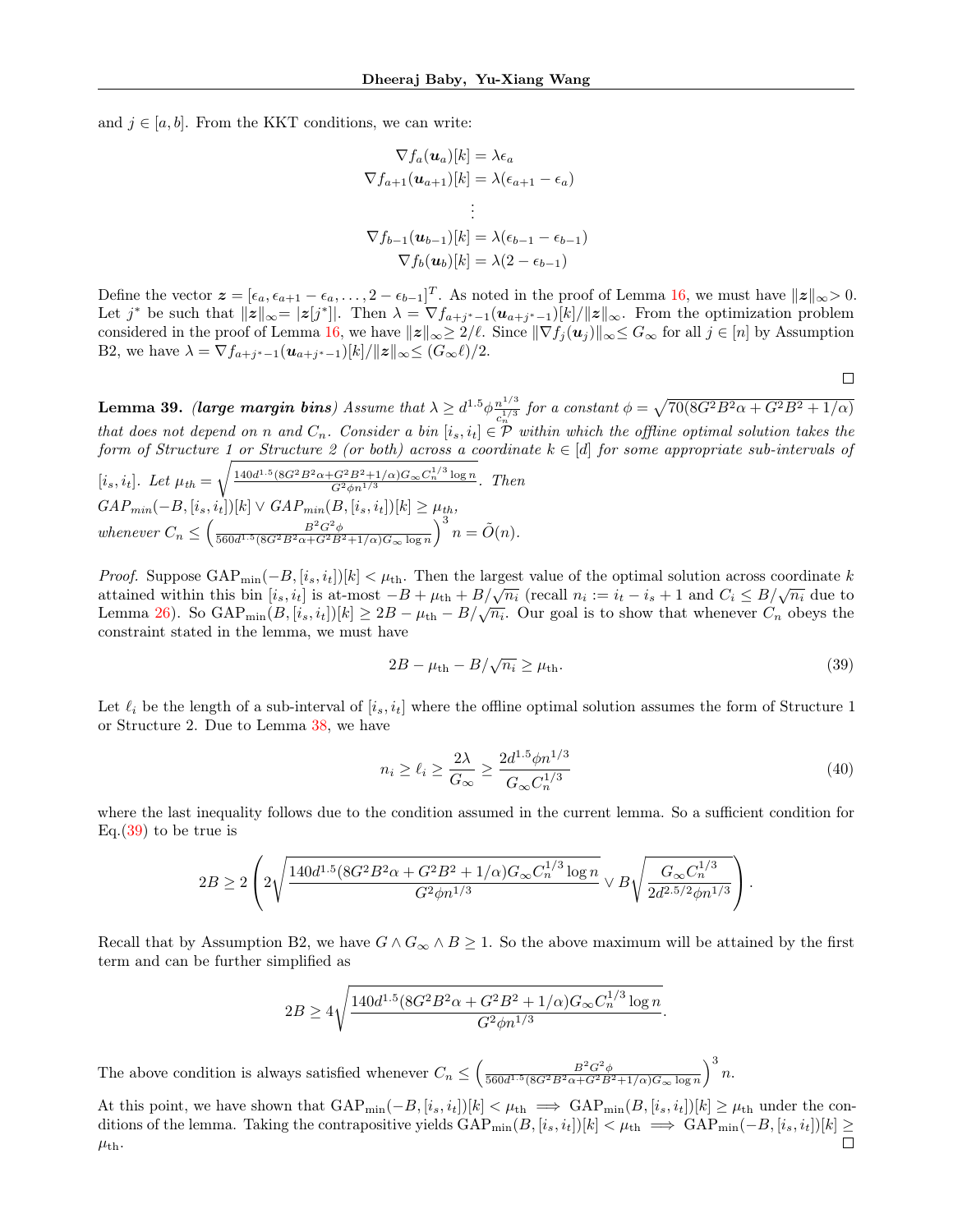and $j \in [a, b]$. From the KKT conditions, we can write:

$$
\begin{aligned}
\nabla f_a(\boldsymbol{u}_a)[k] &= \lambda \epsilon_a \\
\nabla f_{a+1}(\boldsymbol{u}_{a+1})[k] &= \lambda(\epsilon_{a+1} - \epsilon_a) \\
&\vdots \\
\nabla f_{b-1}(\boldsymbol{u}_{b-1})[k] &= \lambda(\epsilon_{b-1} - \epsilon_{b-1}) \\
\nabla f_b(\boldsymbol{u}_b)[k] &= \lambda(2 - \epsilon_{b-1})
\end{aligned}
$$

Define the vector $\boldsymbol{z} = [\epsilon_a, \epsilon_{a+1} - \epsilon_a, \ldots, 2 - \epsilon_{b-1}]^T$. As noted in the proof of Lemma 16, we must have $\|\boldsymbol{z}\|_\infty > 0$. Let $j^*$ be such that $\|\boldsymbol{z}\|_\infty = |\boldsymbol{z}[j^*]|$. Then $\lambda = \nabla f_{a+j^*-1}(\boldsymbol{u}_{a+j^*-1})[k]/\|\boldsymbol{z}\|_\infty$. From the optimization problem considered in the proof of Lemma 16, we have $\|\boldsymbol{z}\|_\infty \geq 2/\ell$. Since $\|\nabla f_j(\boldsymbol{u}_j)\|_\infty \leq G_\infty$ for all $j \in [n]$ by Assumption B2, we have $\lambda = \nabla f_{a+j^*-1}(\boldsymbol{u}_{a+j^*-1})[k]/\|\boldsymbol{z}\|_\infty \leq (G_\infty \ell)/2$.

∎

**Lemma 39.** ***(large margin bins)*** *Assume that $\lambda \geq d^{1.5}\phi \frac{n^{1/3}}{C_n^{1/3}}$ for a constant $\phi = \sqrt{70(8G^2B^2\alpha + G^2B^2 + 1/\alpha)}$ that does not depend on $n$ and $C_n$. Consider a bin $[i_s, i_t] \in \mathcal{P}$ within which the offline optimal solution takes the form of Structure 1 or Structure 2 (or both) across a coordinate $k \in [d]$ for some appropriate sub-intervals of $[i_s, i_t]$. Let $\mu_{th} = \sqrt{\frac{140 d^{1.5}(8G^2B^2\alpha + G^2B^2 + 1/\alpha) G_\infty C_n^{1/3} \log n}{G^2 \phi n^{1/3}}}$. Then $GAP_{min}(-B, [i_s, i_t])[k] \vee GAP_{min}(B, [i_s, i_t])[k] \geq \mu_{th}$, whenever $C_n \leq \left(\frac{B^2G^2\phi}{560 d^{1.5}(8G^2B^2\alpha + G^2B^2 + 1/\alpha) G_\infty \log n}\right)^3 n = \tilde{O}(n)$.*

*Proof.* Suppose $\mathrm{GAP}_{\min}(-B, [i_s, i_t])[k] < \mu_{\mathrm{th}}$. Then the largest value of the optimal solution across coordinate $k$ attained within this bin $[i_s, i_t]$ is at-most $-B + \mu_{\mathrm{th}} + B/\sqrt{n_i}$ (recall $n_i := i_t - i_s + 1$ and $C_i \leq B/\sqrt{n_i}$ due to Lemma 26). So $\mathrm{GAP}_{\min}(B, [i_s, i_t])[k] \geq 2B - \mu_{\mathrm{th}} - B/\sqrt{n_i}$. Our goal is to show that whenever $C_n$ obeys the constraint stated in the lemma, we must have

$$
2B - \mu_{\mathrm{th}} - B/\sqrt{n_i} \geq \mu_{\mathrm{th}}. \tag{39}
$$

Let $\ell_i$ be the length of a sub-interval of $[i_s, i_t]$ where the offline optimal solution assumes the form of Structure 1 or Structure 2. Due to Lemma 38, we have

$$
n_i \geq \ell_i \geq \frac{2\lambda}{G_\infty} \geq \frac{2d^{1.5}\phi n^{1/3}}{G_\infty C_n^{1/3}} \tag{40}
$$

where the last inequality follows due to the condition assumed in the current lemma. So a sufficient condition for Eq.(39) to be true is

$$
2B \geq 2\left(2\sqrt{\frac{140 d^{1.5}(8G^2B^2\alpha + G^2B^2 + 1/\alpha) G_\infty C_n^{1/3} \log n}{G^2 \phi n^{1/3}}} \vee B\sqrt{\frac{G_\infty C_n^{1/3}}{2d^{2.5/2}\phi n^{1/3}}}\right).
$$

Recall that by Assumption B2, we have $G \wedge G_\infty \wedge B \geq 1$. So the above maximum will be attained by the first term and can be further simplified as

$$
2B \geq 4\sqrt{\frac{140 d^{1.5}(8G^2B^2\alpha + G^2B^2 + 1/\alpha) G_\infty C_n^{1/3} \log n}{G^2 \phi n^{1/3}}}.
$$

The above condition is always satisfied whenever $C_n \leq \left(\frac{B^2G^2\phi}{560 d^{1.5}(8G^2B^2\alpha + G^2B^2 + 1/\alpha) G_\infty \log n}\right)^3 n$.

At this point, we have shown that $\mathrm{GAP}_{\min}(-B, [i_s, i_t])[k] < \mu_{\mathrm{th}} \implies \mathrm{GAP}_{\min}(B, [i_s, i_t])[k] \geq \mu_{\mathrm{th}}$ under the conditions of the lemma. Taking the contrapositive yields $\mathrm{GAP}_{\min}(B, [i_s, i_t])[k] < \mu_{\mathrm{th}} \implies \mathrm{GAP}_{\min}(-B, [i_s, i_t])[k] \geq \mu_{\mathrm{th}}$. ∎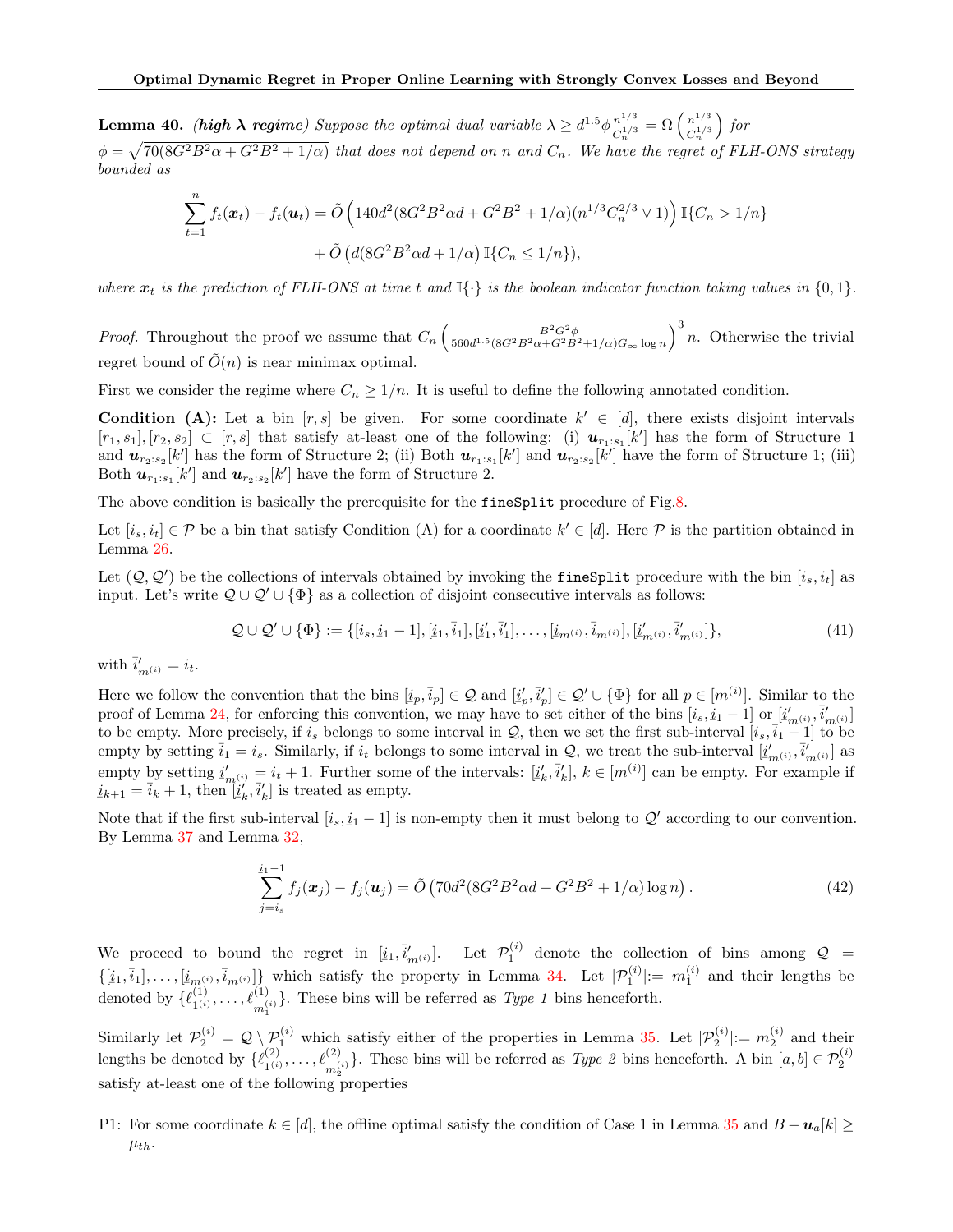**Lemma 40.** ***(high $\lambda$ regime)*** *Suppose the optimal dual variable $\lambda \geq d^{1.5}\phi \frac{n^{1/3}}{C_n^{1/3}} = \Omega\left(\frac{n^{1/3}}{C_n^{1/3}}\right)$ for $\phi = \sqrt{70(8G^2B^2\alpha + G^2B^2 + 1/\alpha)}$ that does not depend on $n$ and $C_n$. We have the regret of FLH-ONS strategy bounded as*

$$\sum_{t=1}^{n} f_t(\boldsymbol{x}_t) - f_t(\boldsymbol{u}_t) = \tilde{O}\left(140d^2(8G^2B^2\alpha d + G^2B^2 + 1/\alpha)(n^{1/3}C_n^{2/3} \vee 1)\right)\mathbb{I}\{C_n > 1/n\}$$
$$+ \tilde{O}\left(d(8G^2B^2\alpha d + 1/\alpha)\,\mathbb{I}\{C_n \leq 1/n\}\right),$$

*where $\boldsymbol{x}_t$ is the prediction of FLH-ONS at time $t$ and $\mathbb{I}\{\cdot\}$ is the boolean indicator function taking values in $\{0, 1\}$.*

*Proof.* Throughout the proof we assume that $C_n \left(\frac{B^2G^2\phi}{560d^{1.5}(8G^2B^2\alpha + G^2B^2 + 1/\alpha)G_\infty \log n}\right)^3 n$. Otherwise the trivial regret bound of $\tilde{O}(n)$ is near minimax optimal.

First we consider the regime where $C_n \geq 1/n$. It is useful to define the following annotated condition.

**Condition (A):** Let a bin $[r, s]$ be given. For some coordinate $k' \in [d]$, there exists disjoint intervals $[r_1, s_1], [r_2, s_2] \subset [r, s]$ that satisfy at-least one of the following: (i) $\boldsymbol{u}_{r_1:s_1}[k']$ has the form of Structure 1 and $\boldsymbol{u}_{r_2:s_2}[k']$ has the form of Structure 2; (ii) Both $\boldsymbol{u}_{r_1:s_1}[k']$ and $\boldsymbol{u}_{r_2:s_2}[k']$ have the form of Structure 1; (iii) Both $\boldsymbol{u}_{r_1:s_1}[k']$ and $\boldsymbol{u}_{r_2:s_2}[k']$ have the form of Structure 2.

The above condition is basically the prerequisite for the `fineSplit` procedure of Fig.8.

Let $[i_s, i_t] \in \mathcal{P}$ be a bin that satisfy Condition (A) for a coordinate $k' \in [d]$. Here $\mathcal{P}$ is the partition obtained in Lemma 26.

Let $(\mathcal{Q}, \mathcal{Q}')$ be the collections of intervals obtained by invoking the `fineSplit` procedure with the bin $[i_s, i_t]$ as input. Let's write $\mathcal{Q} \cup \mathcal{Q}' \cup \{\Phi\}$ as a collection of disjoint consecutive intervals as follows:

$$\mathcal{Q} \cup \mathcal{Q}' \cup \{\Phi\} := \{[i_s, \underline{i}_1 - 1], [\underline{i}_1, \bar{i}_1], [\underline{i}'_1, \bar{i}'_1], \ldots, [\underline{i}_{m^{(i)}}, \bar{i}_{m^{(i)}}], [\underline{i}'_{m^{(i)}}, \bar{i}'_{m^{(i)}}]\}, \tag{41}$$

with $\bar{i}'_{m^{(i)}} = i_t$.

Here we follow the convention that the bins $[\underline{i}_p, \bar{i}_p] \in \mathcal{Q}$ and $[\underline{i}'_p, \bar{i}'_p] \in \mathcal{Q}' \cup \{\Phi\}$ for all $p \in [m^{(i)}]$. Similar to the proof of Lemma 24, for enforcing this convention, we may have to set either of the bins $[i_s, \bar{i}_1 - 1]$ or $[\underline{i}'_{m^{(i)}}, \bar{i}'_{m^{(i)}}]$ to be empty. More precisely, if $i_s$ belongs to some interval in $\mathcal{Q}$, then we set the first sub-interval $[i_s, \bar{i}_1 - 1]$ to be empty by setting $\bar{i}_1 = i_s$. Similarly, if $i_t$ belongs to some interval in $\mathcal{Q}$, we treat the sub-interval $[\underline{i}'_{m^{(i)}}, \bar{i}'_{m^{(i)}}]$ as empty by setting $\underline{i}'_{m^{(i)}} = i_t + 1$. Further some of the intervals: $[\underline{i}'_k, \bar{i}'_k]$, $k \in [m^{(i)}]$ can be empty. For example if $\underline{i}_{k+1} = \bar{i}_k + 1$, then $[\underline{i}'_k, \bar{i}'_k]$ is treated as empty.

Note that if the first sub-interval $[i_s, \underline{i}_1 - 1]$ is non-empty then it must belong to $\mathcal{Q}'$ according to our convention. By Lemma 37 and Lemma 32,

$$\sum_{j=i_s}^{\underline{i}_1 - 1} f_j(\boldsymbol{x}_j) - f_j(\boldsymbol{u}_j) = \tilde{O}\left(70d^2(8G^2B^2\alpha d + G^2B^2 + 1/\alpha)\log n\right). \tag{42}$$

We proceed to bound the regret in $[\underline{i}_1, \bar{i}'_{m^{(i)}}]$. Let $\mathcal{P}_1^{(i)}$ denote the collection of bins among $\mathcal{Q} = \{[\underline{i}_1, \bar{i}_1], \ldots, [\underline{i}_{m^{(i)}}, \bar{i}_{m^{(i)}}]\}$ which satisfy the property in Lemma 34. Let $|\mathcal{P}_1^{(i)}| := m_1^{(i)}$ and their lengths be denoted by $\{\ell^{(1)}_{1^{(i)}}, \ldots, \ell^{(1)}_{m_1^{(i)}}\}$. These bins will be referred as *Type 1* bins henceforth.

Similarly let $\mathcal{P}_2^{(i)} = \mathcal{Q} \setminus \mathcal{P}_1^{(i)}$ which satisfy either of the properties in Lemma 35. Let $|\mathcal{P}_2^{(i)}| := m_2^{(i)}$ and their lengths be denoted by $\{\ell^{(2)}_{1^{(i)}}, \ldots, \ell^{(2)}_{m_2^{(i)}}\}$. These bins will be referred as *Type 2* bins henceforth. A bin $[a, b] \in \mathcal{P}_2^{(i)}$ satisfy at-least one of the following properties

P1: For some coordinate $k \in [d]$, the offline optimal satisfy the condition of Case 1 in Lemma 35 and $B - \boldsymbol{u}_a[k] \geq \mu_{th}$.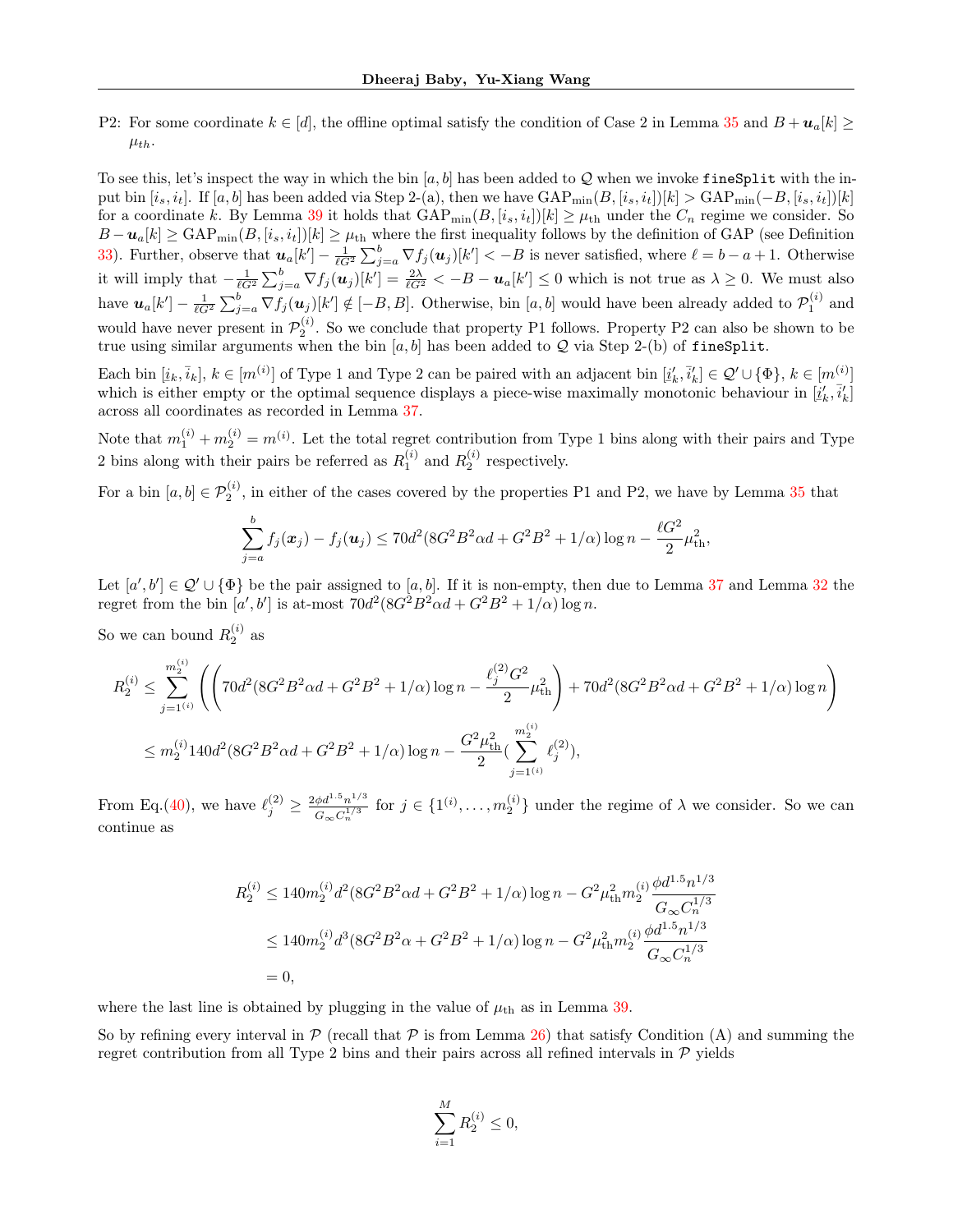P2: For some coordinate $k \in [d]$, the offline optimal satisfy the condition of Case 2 in Lemma 35 and $B + \boldsymbol{u}_a[k] \geq \mu_{th}$.

To see this, let's inspect the way in which the bin $[a, b]$ has been added to $\mathcal{Q}$ when we invoke `fineSplit` with the input bin $[i_s, i_t]$. If $[a, b]$ has been added via Step 2-(a), then we have $\text{GAP}_{\min}(B, [i_s, i_t])[k] > \text{GAP}_{\min}(-B, [i_s, i_t])[k]$ for a coordinate $k$. By Lemma 39 it holds that $\text{GAP}_{\min}(B, [i_s, i_t])[k] \geq \mu_{\text{th}}$ under the $C_n$ regime we consider. So $B - \boldsymbol{u}_a[k] \geq \text{GAP}_{\min}(B, [i_s, i_t])[k] \geq \mu_{\text{th}}$ where the first inequality follows by the definition of GAP (see Definition 33). Further, observe that $\boldsymbol{u}_a[k'] - \frac{1}{\ell G^2} \sum_{j=a}^{b} \nabla f_j(\boldsymbol{u}_j)[k'] < -B$ is never satisfied, where $\ell = b - a + 1$. Otherwise it will imply that $-\frac{1}{\ell G^2} \sum_{j=a}^{b} \nabla f_j(\boldsymbol{u}_j)[k'] = \frac{2\lambda}{\ell G^2} < -B - \boldsymbol{u}_a[k'] \leq 0$ which is not true as $\lambda \geq 0$. We must also have $\boldsymbol{u}_a[k'] - \frac{1}{\ell G^2} \sum_{j=a}^{b} \nabla f_j(\boldsymbol{u}_j)[k'] \notin [-B, B]$. Otherwise, bin $[a, b]$ would have been already added to $\mathcal{P}_1^{(i)}$ and would have never present in $\mathcal{P}_2^{(i)}$. So we conclude that property P1 follows. Property P2 can also be shown to be true using similar arguments when the bin $[a, b]$ has been added to $\mathcal{Q}$ via Step 2-(b) of `fineSplit`.

Each bin $[\underline{i}_k, \bar{i}_k]$, $k \in [m^{(i)}]$ of Type 1 and Type 2 can be paired with an adjacent bin $[\underline{i}'_k, \bar{i}'_k] \in \mathcal{Q}' \cup \{\Phi\}$, $k \in [m^{(i)}]$ which is either empty or the optimal sequence displays a piece-wise maximally monotonic behaviour in $[\underline{i}'_k, \bar{i}'_k]$ across all coordinates as recorded in Lemma 37.

Note that $m_1^{(i)} + m_2^{(i)} = m^{(i)}$. Let the total regret contribution from Type 1 bins along with their pairs and Type 2 bins along with their pairs be referred as $R_1^{(i)}$ and $R_2^{(i)}$ respectively.

For a bin $[a, b] \in \mathcal{P}_2^{(i)}$, in either of the cases covered by the properties P1 and P2, we have by Lemma 35 that

$$\sum_{j=a}^{b} f_j(\boldsymbol{x}_j) - f_j(\boldsymbol{u}_j) \leq 70d^2(8G^2B^2\alpha d + G^2B^2 + 1/\alpha)\log n - \frac{\ell G^2}{2}\mu_{\text{th}}^2,$$

Let $[a', b'] \in \mathcal{Q}' \cup \{\Phi\}$ be the pair assigned to $[a, b]$. If it is non-empty, then due to Lemma 37 and Lemma 32 the regret from the bin $[a', b']$ is at-most $70d^2(8G^2B^2\alpha d + G^2B^2 + 1/\alpha)\log n$.

So we can bound $R_2^{(i)}$ as

$$\begin{aligned}
R_2^{(i)} &\leq \sum_{j=1^{(i)}}^{m_2^{(i)}} \left( \left( 70d^2(8G^2B^2\alpha d + G^2B^2 + 1/\alpha)\log n - \frac{\ell_j^{(2)} G^2}{2}\mu_{\text{th}}^2 \right) + 70d^2(8G^2B^2\alpha d + G^2B^2 + 1/\alpha)\log n \right) \\
&\leq m_2^{(i)} 140d^2(8G^2B^2\alpha d + G^2B^2 + 1/\alpha)\log n - \frac{G^2\mu_{\text{th}}^2}{2}\left(\sum_{j=1^{(i)}}^{m_2^{(i)}} \ell_j^{(2)}\right),
\end{aligned}$$

From Eq.(40), we have $\ell_j^{(2)} \geq \frac{2\phi d^{1.5} n^{1/3}}{G_\infty C_n^{1/3}}$ for $j \in \{1^{(i)}, \ldots, m_2^{(i)}\}$ under the regime of $\lambda$ we consider. So we can continue as

$$\begin{aligned}
R_2^{(i)} &\leq 140m_2^{(i)} d^2(8G^2B^2\alpha d + G^2B^2 + 1/\alpha)\log n - G^2\mu_{\text{th}}^2 m_2^{(i)} \frac{\phi d^{1.5} n^{1/3}}{G_\infty C_n^{1/3}} \\
&\leq 140m_2^{(i)} d^3(8G^2B^2\alpha + G^2B^2 + 1/\alpha)\log n - G^2\mu_{\text{th}}^2 m_2^{(i)} \frac{\phi d^{1.5} n^{1/3}}{G_\infty C_n^{1/3}} \\
&= 0,
\end{aligned}$$

where the last line is obtained by plugging in the value of $\mu_{\text{th}}$ as in Lemma 39.

So by refining every interval in $\mathcal{P}$ (recall that $\mathcal{P}$ is from Lemma 26) that satisfy Condition (A) and summing the regret contribution from all Type 2 bins and their pairs across all refined intervals in $\mathcal{P}$ yields

$$\sum_{i=1}^{M} R_2^{(i)} \leq 0,$$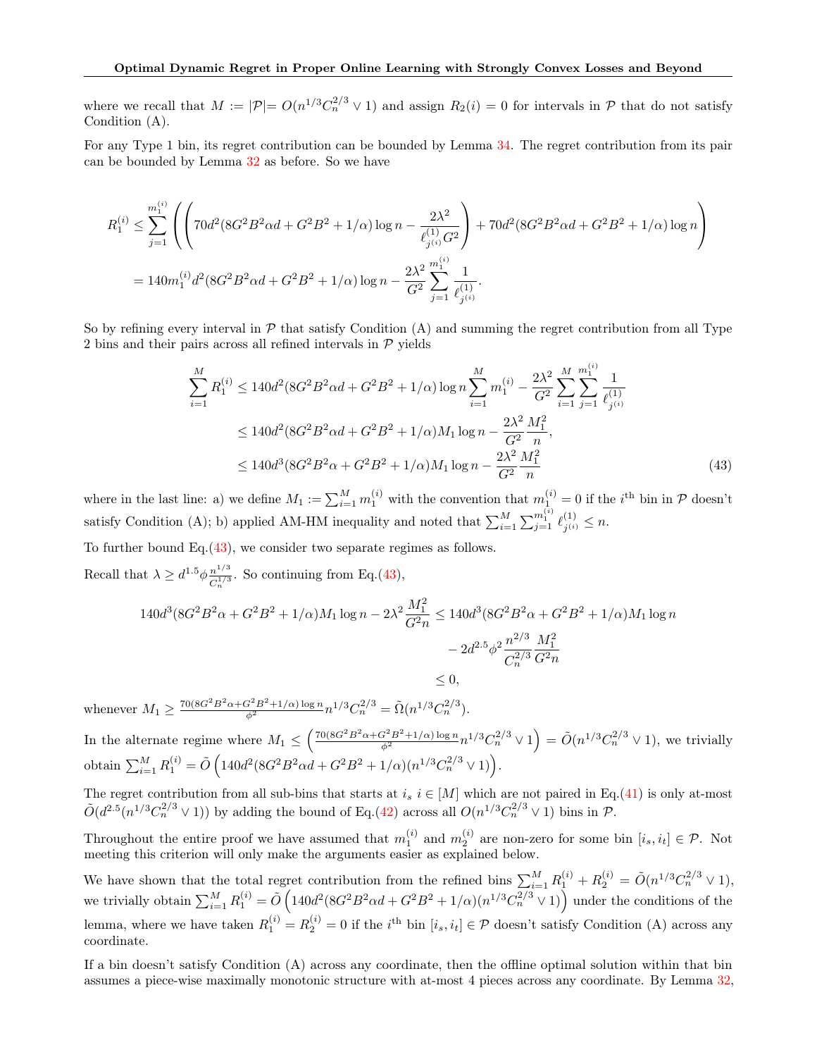where we recall that $M := |\mathcal{P}| = O(n^{1/3}C_n^{2/3} \vee 1)$ and assign $R_2(i) = 0$ for intervals in $\mathcal{P}$ that do not satisfy Condition (A).

For any Type 1 bin, its regret contribution can be bounded by Lemma 34. The regret contribution from its pair can be bounded by Lemma 32 as before. So we have

$$
\begin{aligned}
R_1^{(i)} &\leq \sum_{j=1}^{m_1^{(i)}} \left( \left( 70d^2(8G^2B^2\alpha d + G^2B^2 + 1/\alpha)\log n - \frac{2\lambda^2}{\ell_{j^{(i)}}^{(1)} G^2} \right) + 70d^2(8G^2B^2\alpha d + G^2B^2 + 1/\alpha)\log n \right) \\
&= 140 m_1^{(i)} d^2(8G^2B^2\alpha d + G^2B^2 + 1/\alpha)\log n - \frac{2\lambda^2}{G^2}\sum_{j=1}^{m_1^{(i)}} \frac{1}{\ell_{j^{(i)}}^{(1)}}.
\end{aligned}
$$

So by refining every interval in $\mathcal{P}$ that satisfy Condition (A) and summing the regret contribution from all Type 2 bins and their pairs across all refined intervals in $\mathcal{P}$ yields

$$
\begin{aligned}
\sum_{i=1}^{M} R_1^{(i)} &\leq 140d^2(8G^2B^2\alpha d + G^2B^2 + 1/\alpha)\log n \sum_{i=1}^{M} m_1^{(i)} - \frac{2\lambda^2}{G^2}\sum_{i=1}^{M}\sum_{j=1}^{m_1^{(i)}} \frac{1}{\ell_{j^{(i)}}^{(1)}} \\
&\leq 140d^2(8G^2B^2\alpha d + G^2B^2 + 1/\alpha)M_1 \log n - \frac{2\lambda^2}{G^2}\frac{M_1^2}{n}, \\
&\leq 140d^3(8G^2B^2\alpha + G^2B^2 + 1/\alpha)M_1 \log n - \frac{2\lambda^2}{G^2}\frac{M_1^2}{n} \qquad (43)
\end{aligned}
$$

where in the last line: a) we define $M_1 := \sum_{i=1}^{M} m_1^{(i)}$ with the convention that $m_1^{(i)} = 0$ if the $i^{\text{th}}$ bin in $\mathcal{P}$ doesn't satisfy Condition (A); b) applied AM-HM inequality and noted that $\sum_{i=1}^{M}\sum_{j=1}^{m_1^{(i)}} \ell_{j^{(i)}}^{(1)} \leq n$.

To further bound Eq.(43), we consider two separate regimes as follows.

Recall that $\lambda \geq d^{1.5}\phi\frac{n^{1/3}}{C_n^{1/3}}$. So continuing from Eq.(43),

$$
\begin{aligned}
140d^3(8G^2B^2\alpha + G^2B^2 + 1/\alpha)M_1\log n - 2\lambda^2\frac{M_1^2}{G^2 n} &\leq 140d^3(8G^2B^2\alpha + G^2B^2 + 1/\alpha)M_1\log n \\
&\quad - 2d^{2.5}\phi^2\frac{n^{2/3}}{C_n^{2/3}}\frac{M_1^2}{G^2 n} \\
&\leq 0,
\end{aligned}
$$

whenever $M_1 \geq \frac{70(8G^2B^2\alpha + G^2B^2 + 1/\alpha)\log n}{\phi^2} n^{1/3}C_n^{2/3} = \tilde{\Omega}(n^{1/3}C_n^{2/3})$.

In the alternate regime where $M_1 \leq \left(\frac{70(8G^2B^2\alpha + G^2B^2 + 1/\alpha)\log n}{\phi^2} n^{1/3}C_n^{2/3} \vee 1\right) = \tilde{O}(n^{1/3}C_n^{2/3} \vee 1)$, we trivially obtain $\sum_{i=1}^{M} R_1^{(i)} = \tilde{O}\left(140d^2(8G^2B^2\alpha d + G^2B^2 + 1/\alpha)(n^{1/3}C_n^{2/3} \vee 1)\right)$.

The regret contribution from all sub-bins that starts at $i_s$ $i \in [M]$ which are not paired in Eq.(41) is only at-most $\tilde{O}(d^{2.5}(n^{1/3}C_n^{2/3} \vee 1))$ by adding the bound of Eq.(42) across all $O(n^{1/3}C_n^{2/3} \vee 1)$ bins in $\mathcal{P}$.

Throughout the entire proof we have assumed that $m_1^{(i)}$ and $m_2^{(i)}$ are non-zero for some bin $[i_s, i_t] \in \mathcal{P}$. Not meeting this criterion will only make the arguments easier as explained below.

We have shown that the total regret contribution from the refined bins $\sum_{i=1}^{M} R_1^{(i)} + R_2^{(i)} = \tilde{O}(n^{1/3}C_n^{2/3} \vee 1)$, we trivially obtain $\sum_{i=1}^{M} R_1^{(i)} = \tilde{O}\left(140d^2(8G^2B^2\alpha d + G^2B^2 + 1/\alpha)(n^{1/3}C_n^{2/3} \vee 1)\right)$ under the conditions of the lemma, where we have taken $R_1^{(i)} = R_2^{(i)} = 0$ if the $i^{\text{th}}$ bin $[i_s, i_t] \in \mathcal{P}$ doesn't satisfy Condition (A) across any coordinate.

If a bin doesn't satisfy Condition (A) across any coordinate, then the offline optimal solution within that bin assumes a piece-wise maximally monotonic structure with at-most 4 pieces across any coordinate. By Lemma 32,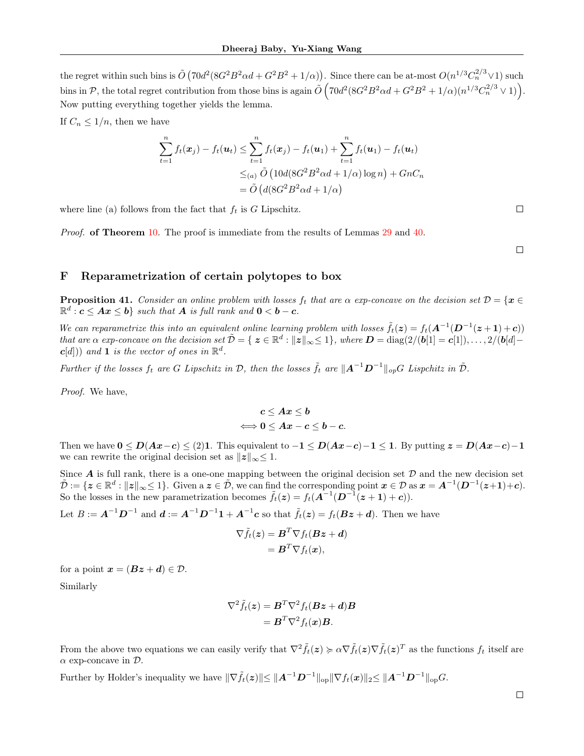the regret within such bins is $\tilde{O}\left(70d^2(8G^2B^2\alpha d + G^2B^2 + 1/\alpha)\right)$. Since there can be at-most $O(n^{1/3}C_n^{2/3} \vee 1)$ such bins in $\mathcal{P}$, the total regret contribution from those bins is again $\tilde{O}\left(70d^2(8G^2B^2\alpha d + G^2B^2 + 1/\alpha)(n^{1/3}C_n^{2/3} \vee 1)\right)$. Now putting everything together yields the lemma.

If $C_n \leq 1/n$, then we have

$$
\begin{aligned}
\sum_{t=1}^{n} f_t(\boldsymbol{x}_j) - f_t(\boldsymbol{u}_t) &\leq \sum_{t=1}^{n} f_t(\boldsymbol{x}_j) - f_t(\boldsymbol{u}_1) + \sum_{t=1}^{n} f_t(\boldsymbol{u}_1) - f_t(\boldsymbol{u}_t) \\
&\leq_{(a)} \tilde{O}\left(10d(8G^2B^2\alpha d + 1/\alpha)\log n\right) + GnC_n \\
&= \tilde{O}\left(d(8G^2B^2\alpha d + 1/\alpha\right)
\end{aligned}
$$

where line (a) follows from the fact that $f_t$ is $G$ Lipschitz. ◻

*Proof.* **of Theorem 10**. The proof is immediate from the results of Lemmas 29 and 40.

◻

# F Reparametrization of certain polytopes to box

**Proposition 41.** *Consider an online problem with losses $f_t$ that are $\alpha$ exp-concave on the decision set $\mathcal{D} = \{\boldsymbol{x} \in \mathbb{R}^d : \boldsymbol{c} \leq \boldsymbol{A}\boldsymbol{x} \leq \boldsymbol{b}\}$ such that $\boldsymbol{A}$ is full rank and $\boldsymbol{0} < \boldsymbol{b} - \boldsymbol{c}$.*

*We can reparametrize this into an equivalent online learning problem with losses $\tilde{f}_t(\boldsymbol{z}) = f_t(\boldsymbol{A}^{-1}(\boldsymbol{D}^{-1}(\boldsymbol{z}+\boldsymbol{1}) + \boldsymbol{c}))$ that are $\alpha$ exp-concave on the decision set $\tilde{\mathcal{D}} = \{\ \boldsymbol{z} \in \mathbb{R}^d : \|\boldsymbol{z}\|_\infty \leq 1\}$, where $\boldsymbol{D} = \operatorname{diag}(2/(\boldsymbol{b}[1] = \boldsymbol{c}[1]), \ldots, 2/(\boldsymbol{b}[d] - \boldsymbol{c}[d]))$ and $\boldsymbol{1}$ is the vector of ones in $\mathbb{R}^d$.*

*Further if the losses $f_t$ are $G$ Lipschitz in $\mathcal{D}$, then the losses $\tilde{f}_t$ are $\|\boldsymbol{A}^{-1}\boldsymbol{D}^{-1}\|_{op}G$ Lispchitz in $\tilde{\mathcal{D}}$.*

*Proof.* We have,

$$
\begin{aligned}
&\boldsymbol{c} \leq \boldsymbol{A}\boldsymbol{x} \leq \boldsymbol{b} \\
\iff &\boldsymbol{0} \leq \boldsymbol{A}\boldsymbol{x} - \boldsymbol{c} \leq \boldsymbol{b} - \boldsymbol{c}.
\end{aligned}
$$

Then we have $\boldsymbol{0} \leq \boldsymbol{D}(\boldsymbol{A}\boldsymbol{x} - \boldsymbol{c}) \leq (2)\boldsymbol{1}$. This equivalent to $-\boldsymbol{1} \leq \boldsymbol{D}(\boldsymbol{A}\boldsymbol{x} - \boldsymbol{c}) - \boldsymbol{1} \leq \boldsymbol{1}$. By putting $\boldsymbol{z} = \boldsymbol{D}(\boldsymbol{A}\boldsymbol{x} - \boldsymbol{c}) - \boldsymbol{1}$ we can rewrite the original decision set as $\|\boldsymbol{z}\|_\infty \leq 1$.

Since $\boldsymbol{A}$ is full rank, there is a one-one mapping between the original decision set $\mathcal{D}$ and the new decision set $\tilde{\mathcal{D}} := \{\boldsymbol{z} \in \mathbb{R}^d : \|\boldsymbol{z}\|_\infty \leq 1\}$. Given a $\boldsymbol{z} \in \tilde{\mathcal{D}}$, we can find the corresponding point $\boldsymbol{x} \in \mathcal{D}$ as $\boldsymbol{x} = \boldsymbol{A}^{-1}(\boldsymbol{D}^{-1}(\boldsymbol{z}+\boldsymbol{1}) + \boldsymbol{c})$. So the losses in the new parametrization becomes $\tilde{f}_t(\boldsymbol{z}) = f_t(\boldsymbol{A}^{-1}(\boldsymbol{D}^{-1}(\boldsymbol{z}+\boldsymbol{1}) + \boldsymbol{c}))$.

Let $B := \boldsymbol{A}^{-1}\boldsymbol{D}^{-1}$ and $\boldsymbol{d} := \boldsymbol{A}^{-1}\boldsymbol{D}^{-1}\boldsymbol{1} + \boldsymbol{A}^{-1}\boldsymbol{c}$ so that $\tilde{f}_t(\boldsymbol{z}) = f_t(\boldsymbol{B}\boldsymbol{z} + \boldsymbol{d})$. Then we have

$$
\begin{aligned}
\nabla \tilde{f}_t(\boldsymbol{z}) &= \boldsymbol{B}^T \nabla f_t(\boldsymbol{B}\boldsymbol{z} + \boldsymbol{d}) \\
&= \boldsymbol{B}^T \nabla f_t(\boldsymbol{x}),
\end{aligned}
$$

for a point $\boldsymbol{x} = (\boldsymbol{B}\boldsymbol{z} + \boldsymbol{d}) \in \mathcal{D}$.

Similarly

$$
\begin{aligned}
\nabla^2 \tilde{f}_t(\boldsymbol{z}) &= \boldsymbol{B}^T \nabla^2 f_t(\boldsymbol{B}\boldsymbol{z} + \boldsymbol{d})\boldsymbol{B} \\
&= \boldsymbol{B}^T \nabla^2 f_t(\boldsymbol{x})\boldsymbol{B}.
\end{aligned}
$$

From the above two equations we can easily verify that $\nabla^2 \tilde{f}_t(\boldsymbol{z}) \succcurlyeq \alpha \nabla \tilde{f}_t(\boldsymbol{z}) \nabla \tilde{f}_t(\boldsymbol{z})^T$ as the functions $f_t$ itself are $\alpha$ exp-concave in $\mathcal{D}$.

Further by Holder's inequality we have $\|\nabla \tilde{f}_t(\boldsymbol{z})\| \leq \|\boldsymbol{A}^{-1}\boldsymbol{D}^{-1}\|_{\text{op}} \|\nabla f_t(\boldsymbol{x})\|_2 \leq \|\boldsymbol{A}^{-1}\boldsymbol{D}^{-1}\|_{\text{op}} G$.

◻